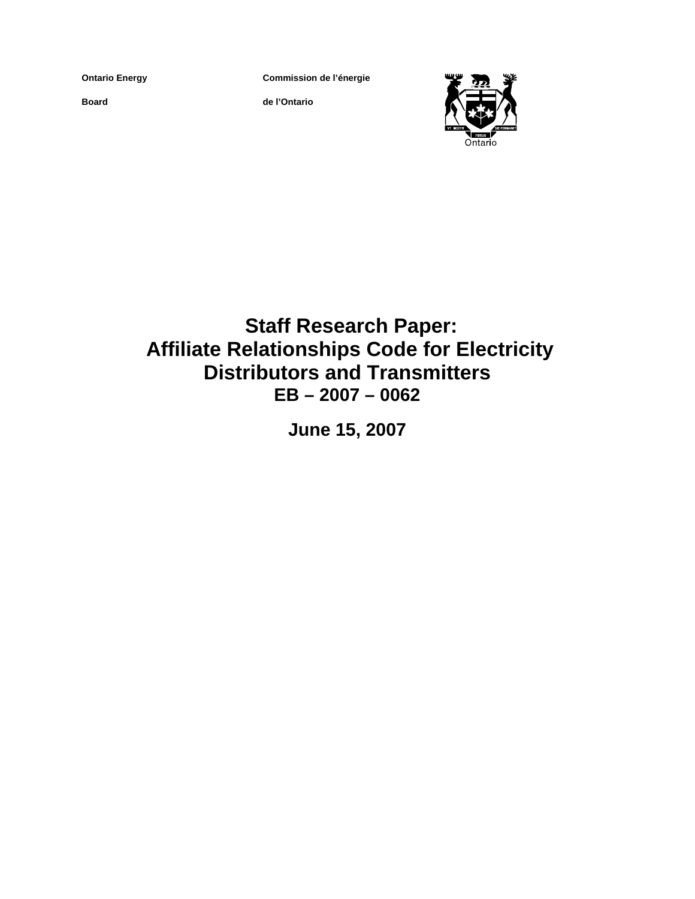**Ontario Energy Board**

**Commission de l'énergie de l'Ontario**

# Staff Research Paper: Affiliate Relationships Code for Electricity Distributors and Transmitters

## EB – 2007 – 0062

## June 15, 2007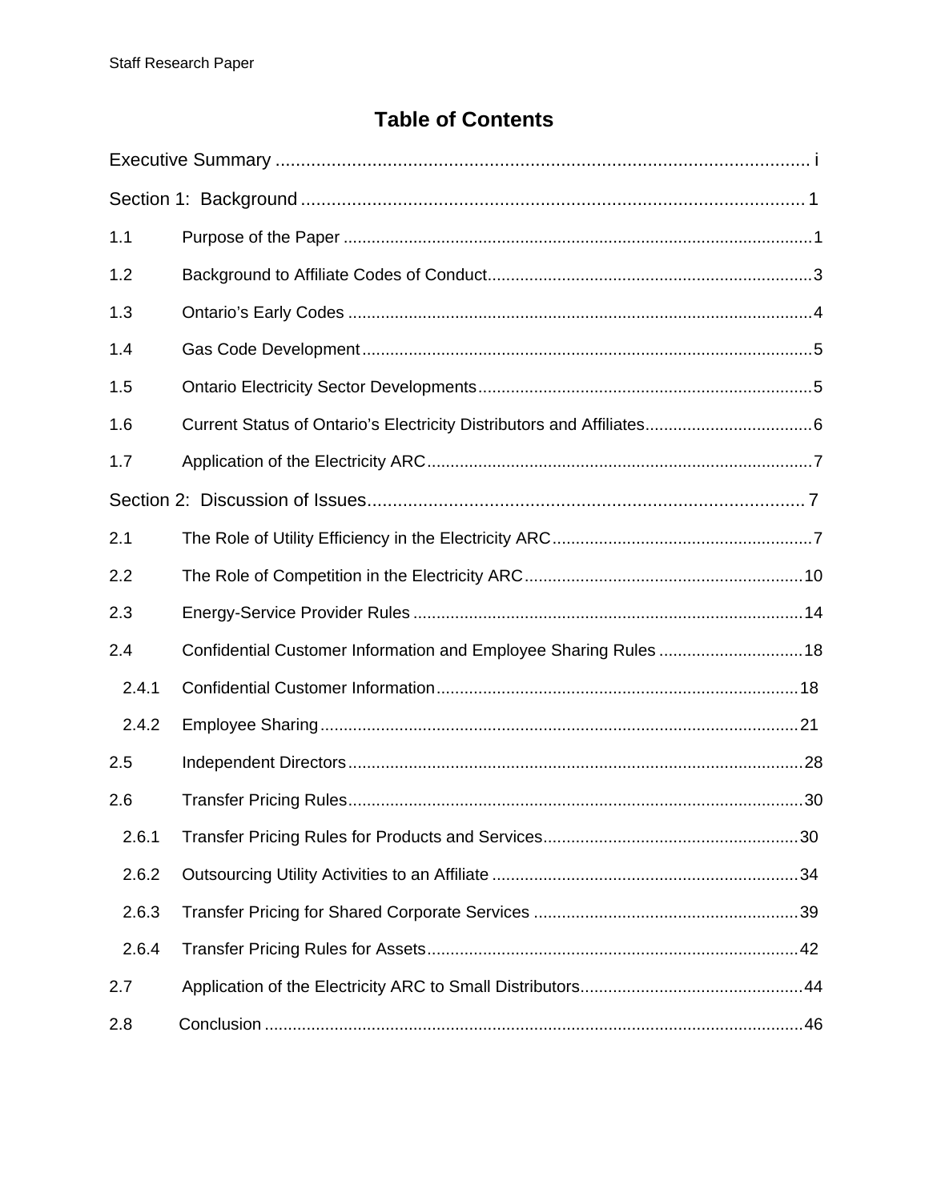# Table of Contents

Executive Summary .......................................................................................................... i

Section 1: Background .................................................................................................... 1

1.1 Purpose of the Paper .................................................................................................... 1

1.2 Background to Affiliate Codes of Conduct ..................................................................... 3

1.3 Ontario's Early Codes ................................................................................................... 4

1.4 Gas Code Development ................................................................................................ 5

1.5 Ontario Electricity Sector Developments ....................................................................... 5

1.6 Current Status of Ontario's Electricity Distributors and Affiliates .................................... 6

1.7 Application of the Electricity ARC .................................................................................. 7

Section 2: Discussion of Issues ....................................................................................... 7

2.1 The Role of Utility Efficiency in the Electricity ARC ........................................................ 7

2.2 The Role of Competition in the Electricity ARC ............................................................ 10

2.3 Energy-Service Provider Rules .................................................................................... 14

2.4 Confidential Customer Information and Employee Sharing Rules ............................... 18

2.4.1 Confidential Customer Information ............................................................................. 18

2.4.2 Employee Sharing ...................................................................................................... 21

2.5 Independent Directors ................................................................................................. 28

2.6 Transfer Pricing Rules .................................................................................................. 30

2.6.1 Transfer Pricing Rules for Products and Services ....................................................... 30

2.6.2 Outsourcing Utility Activities to an Affiliate .................................................................. 34

2.6.3 Transfer Pricing for Shared Corporate Services .......................................................... 39

2.6.4 Transfer Pricing Rules for Assets ................................................................................ 42

2.7 Application of the Electricity ARC to Small Distributors ................................................ 44

2.8 Conclusion .................................................................................................................... 46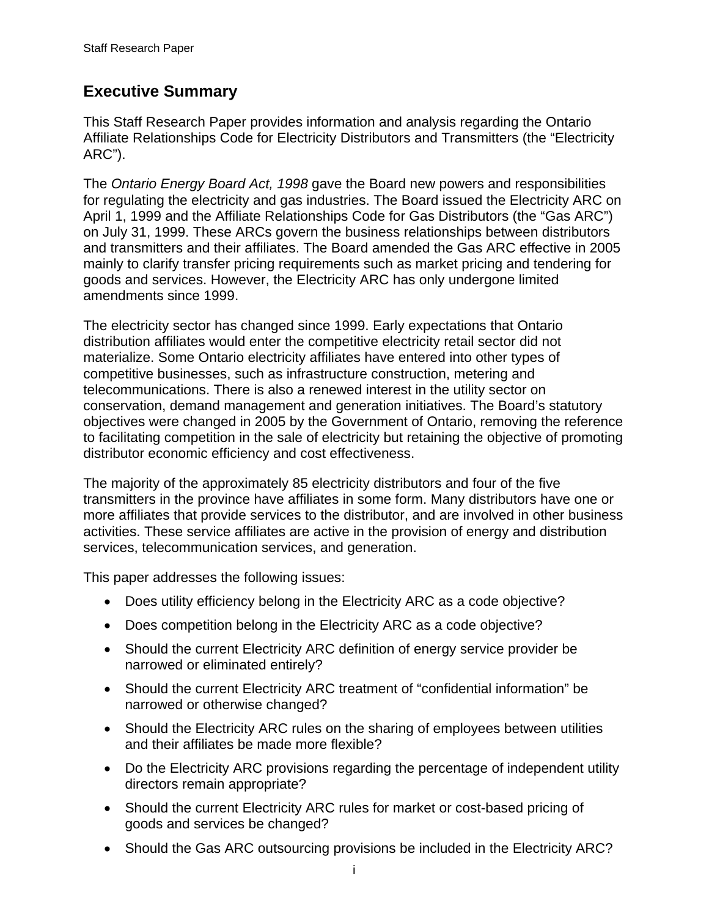## Executive Summary

This Staff Research Paper provides information and analysis regarding the Ontario Affiliate Relationships Code for Electricity Distributors and Transmitters (the "Electricity ARC").

The *Ontario Energy Board Act, 1998* gave the Board new powers and responsibilities for regulating the electricity and gas industries. The Board issued the Electricity ARC on April 1, 1999 and the Affiliate Relationships Code for Gas Distributors (the "Gas ARC") on July 31, 1999. These ARCs govern the business relationships between distributors and transmitters and their affiliates. The Board amended the Gas ARC effective in 2005 mainly to clarify transfer pricing requirements such as market pricing and tendering for goods and services. However, the Electricity ARC has only undergone limited amendments since 1999.

The electricity sector has changed since 1999. Early expectations that Ontario distribution affiliates would enter the competitive electricity retail sector did not materialize. Some Ontario electricity affiliates have entered into other types of competitive businesses, such as infrastructure construction, metering and telecommunications. There is also a renewed interest in the utility sector on conservation, demand management and generation initiatives. The Board's statutory objectives were changed in 2005 by the Government of Ontario, removing the reference to facilitating competition in the sale of electricity but retaining the objective of promoting distributor economic efficiency and cost effectiveness.

The majority of the approximately 85 electricity distributors and four of the five transmitters in the province have affiliates in some form. Many distributors have one or more affiliates that provide services to the distributor, and are involved in other business activities. These service affiliates are active in the provision of energy and distribution services, telecommunication services, and generation.

This paper addresses the following issues:

- Does utility efficiency belong in the Electricity ARC as a code objective?
- Does competition belong in the Electricity ARC as a code objective?
- Should the current Electricity ARC definition of energy service provider be narrowed or eliminated entirely?
- Should the current Electricity ARC treatment of "confidential information" be narrowed or otherwise changed?
- Should the Electricity ARC rules on the sharing of employees between utilities and their affiliates be made more flexible?
- Do the Electricity ARC provisions regarding the percentage of independent utility directors remain appropriate?
- Should the current Electricity ARC rules for market or cost-based pricing of goods and services be changed?
- Should the Gas ARC outsourcing provisions be included in the Electricity ARC?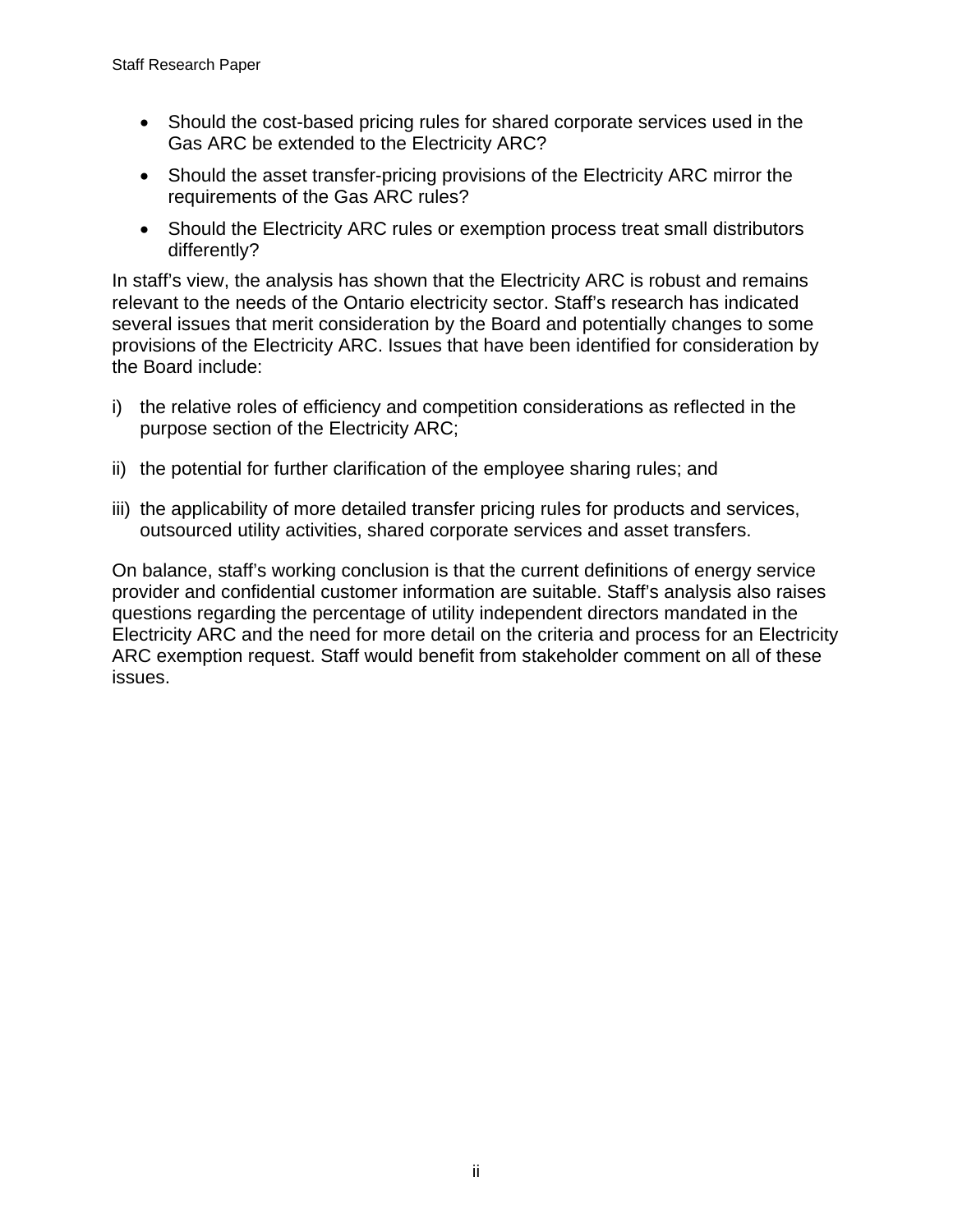- Should the cost-based pricing rules for shared corporate services used in the Gas ARC be extended to the Electricity ARC?
- Should the asset transfer-pricing provisions of the Electricity ARC mirror the requirements of the Gas ARC rules?
- Should the Electricity ARC rules or exemption process treat small distributors differently?

In staff's view, the analysis has shown that the Electricity ARC is robust and remains relevant to the needs of the Ontario electricity sector. Staff's research has indicated several issues that merit consideration by the Board and potentially changes to some provisions of the Electricity ARC. Issues that have been identified for consideration by the Board include:

i) the relative roles of efficiency and competition considerations as reflected in the purpose section of the Electricity ARC;

ii) the potential for further clarification of the employee sharing rules; and

iii) the applicability of more detailed transfer pricing rules for products and services, outsourced utility activities, shared corporate services and asset transfers.

On balance, staff's working conclusion is that the current definitions of energy service provider and confidential customer information are suitable. Staff's analysis also raises questions regarding the percentage of utility independent directors mandated in the Electricity ARC and the need for more detail on the criteria and process for an Electricity ARC exemption request. Staff would benefit from stakeholder comment on all of these issues.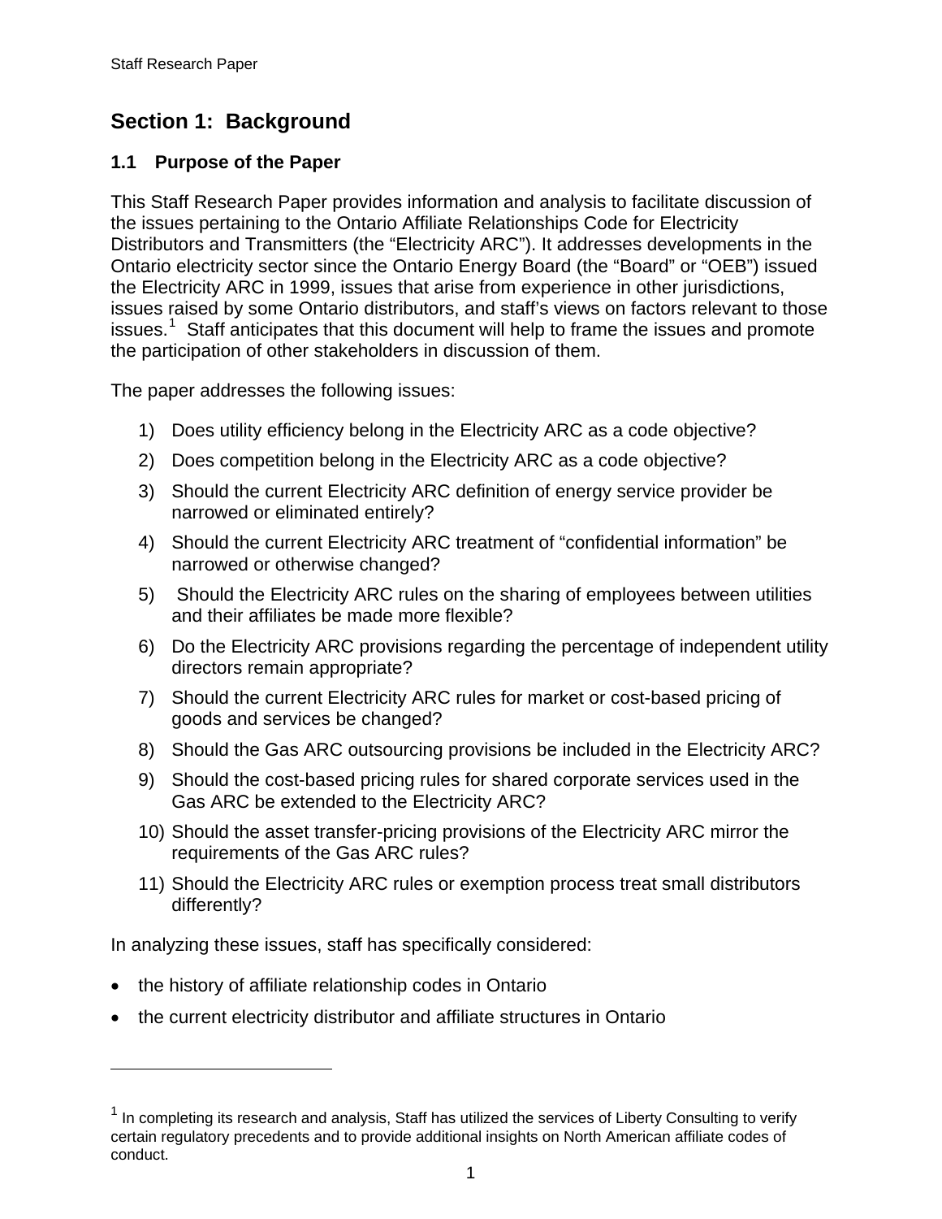## Section 1: Background

### 1.1 Purpose of the Paper

This Staff Research Paper provides information and analysis to facilitate discussion of the issues pertaining to the Ontario Affiliate Relationships Code for Electricity Distributors and Transmitters (the "Electricity ARC"). It addresses developments in the Ontario electricity sector since the Ontario Energy Board (the "Board" or "OEB") issued the Electricity ARC in 1999, issues that arise from experience in other jurisdictions, issues raised by some Ontario distributors, and staff's views on factors relevant to those issues.[1] Staff anticipates that this document will help to frame the issues and promote the participation of other stakeholders in discussion of them.

The paper addresses the following issues:

1) Does utility efficiency belong in the Electricity ARC as a code objective?
2) Does competition belong in the Electricity ARC as a code objective?
3) Should the current Electricity ARC definition of energy service provider be narrowed or eliminated entirely?
4) Should the current Electricity ARC treatment of "confidential information" be narrowed or otherwise changed?
5) Should the Electricity ARC rules on the sharing of employees between utilities and their affiliates be made more flexible?
6) Do the Electricity ARC provisions regarding the percentage of independent utility directors remain appropriate?
7) Should the current Electricity ARC rules for market or cost-based pricing of goods and services be changed?
8) Should the Gas ARC outsourcing provisions be included in the Electricity ARC?
9) Should the cost-based pricing rules for shared corporate services used in the Gas ARC be extended to the Electricity ARC?
10) Should the asset transfer-pricing provisions of the Electricity ARC mirror the requirements of the Gas ARC rules?
11) Should the Electricity ARC rules or exemption process treat small distributors differently?

In analyzing these issues, staff has specifically considered:

- the history of affiliate relationship codes in Ontario
- the current electricity distributor and affiliate structures in Ontario

---

[1] In completing its research and analysis, Staff has utilized the services of Liberty Consulting to verify certain regulatory precedents and to provide additional insights on North American affiliate codes of conduct.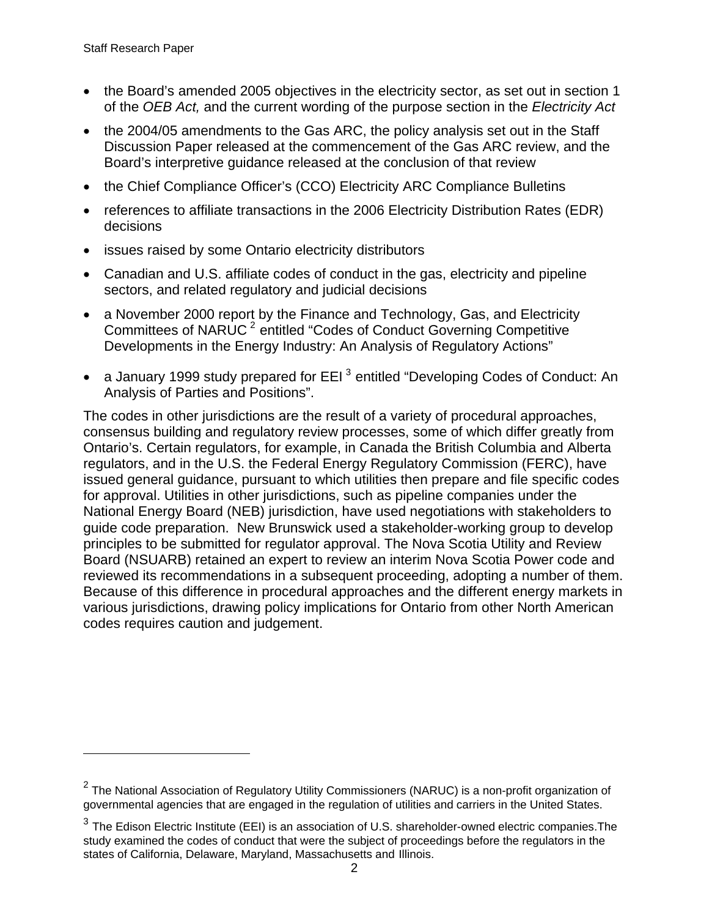- the Board's amended 2005 objectives in the electricity sector, as set out in section 1 of the *OEB Act,* and the current wording of the purpose section in the *Electricity Act*
- the 2004/05 amendments to the Gas ARC, the policy analysis set out in the Staff Discussion Paper released at the commencement of the Gas ARC review, and the Board's interpretive guidance released at the conclusion of that review
- the Chief Compliance Officer's (CCO) Electricity ARC Compliance Bulletins
- references to affiliate transactions in the 2006 Electricity Distribution Rates (EDR) decisions
- issues raised by some Ontario electricity distributors
- Canadian and U.S. affiliate codes of conduct in the gas, electricity and pipeline sectors, and related regulatory and judicial decisions
- a November 2000 report by the Finance and Technology, Gas, and Electricity Committees of NARUC [2] entitled "Codes of Conduct Governing Competitive Developments in the Energy Industry: An Analysis of Regulatory Actions"
- a January 1999 study prepared for EEI [3] entitled "Developing Codes of Conduct: An Analysis of Parties and Positions".

The codes in other jurisdictions are the result of a variety of procedural approaches, consensus building and regulatory review processes, some of which differ greatly from Ontario's. Certain regulators, for example, in Canada the British Columbia and Alberta regulators, and in the U.S. the Federal Energy Regulatory Commission (FERC), have issued general guidance, pursuant to which utilities then prepare and file specific codes for approval. Utilities in other jurisdictions, such as pipeline companies under the National Energy Board (NEB) jurisdiction, have used negotiations with stakeholders to guide code preparation. New Brunswick used a stakeholder-working group to develop principles to be submitted for regulator approval. The Nova Scotia Utility and Review Board (NSUARB) retained an expert to review an interim Nova Scotia Power code and reviewed its recommendations in a subsequent proceeding, adopting a number of them. Because of this difference in procedural approaches and the different energy markets in various jurisdictions, drawing policy implications for Ontario from other North American codes requires caution and judgement.

---

[2] The National Association of Regulatory Utility Commissioners (NARUC) is a non-profit organization of governmental agencies that are engaged in the regulation of utilities and carriers in the United States.

[3] The Edison Electric Institute (EEI) is an association of U.S. shareholder-owned electric companies.The study examined the codes of conduct that were the subject of proceedings before the regulators in the states of California, Delaware, Maryland, Massachusetts and Illinois.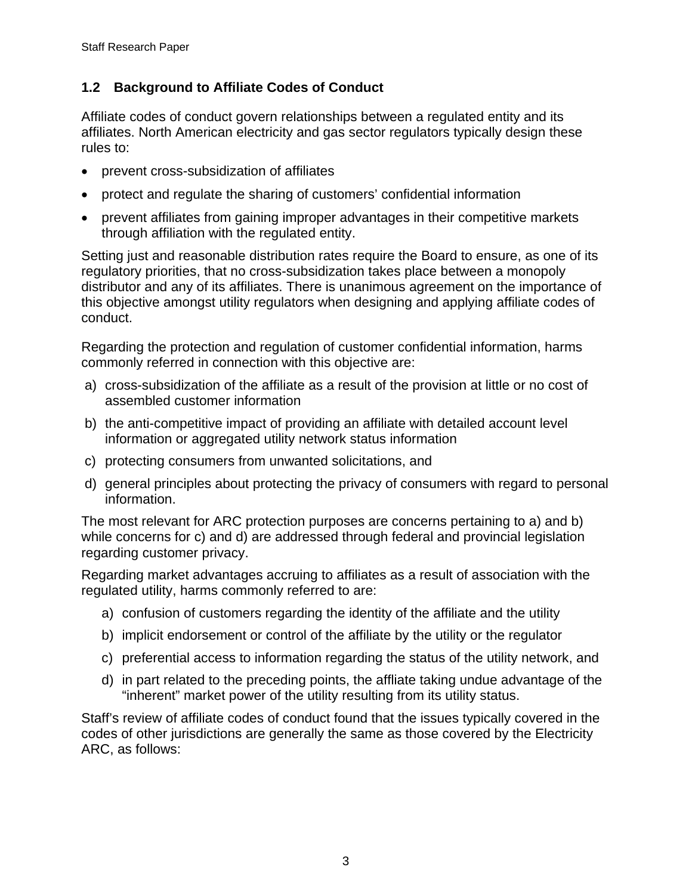## 1.2 Background to Affiliate Codes of Conduct

Affiliate codes of conduct govern relationships between a regulated entity and its affiliates. North American electricity and gas sector regulators typically design these rules to:

- prevent cross-subsidization of affiliates
- protect and regulate the sharing of customers' confidential information
- prevent affiliates from gaining improper advantages in their competitive markets through affiliation with the regulated entity.

Setting just and reasonable distribution rates require the Board to ensure, as one of its regulatory priorities, that no cross-subsidization takes place between a monopoly distributor and any of its affiliates. There is unanimous agreement on the importance of this objective amongst utility regulators when designing and applying affiliate codes of conduct.

Regarding the protection and regulation of customer confidential information, harms commonly referred in connection with this objective are:

a) cross-subsidization of the affiliate as a result of the provision at little or no cost of assembled customer information
b) the anti-competitive impact of providing an affiliate with detailed account level information or aggregated utility network status information
c) protecting consumers from unwanted solicitations, and
d) general principles about protecting the privacy of consumers with regard to personal information.

The most relevant for ARC protection purposes are concerns pertaining to a) and b) while concerns for c) and d) are addressed through federal and provincial legislation regarding customer privacy.

Regarding market advantages accruing to affiliates as a result of association with the regulated utility, harms commonly referred to are:

a) confusion of customers regarding the identity of the affiliate and the utility
b) implicit endorsement or control of the affiliate by the utility or the regulator
c) preferential access to information regarding the status of the utility network, and
d) in part related to the preceding points, the affliate taking undue advantage of the "inherent" market power of the utility resulting from its utility status.

Staff's review of affiliate codes of conduct found that the issues typically covered in the codes of other jurisdictions are generally the same as those covered by the Electricity ARC, as follows: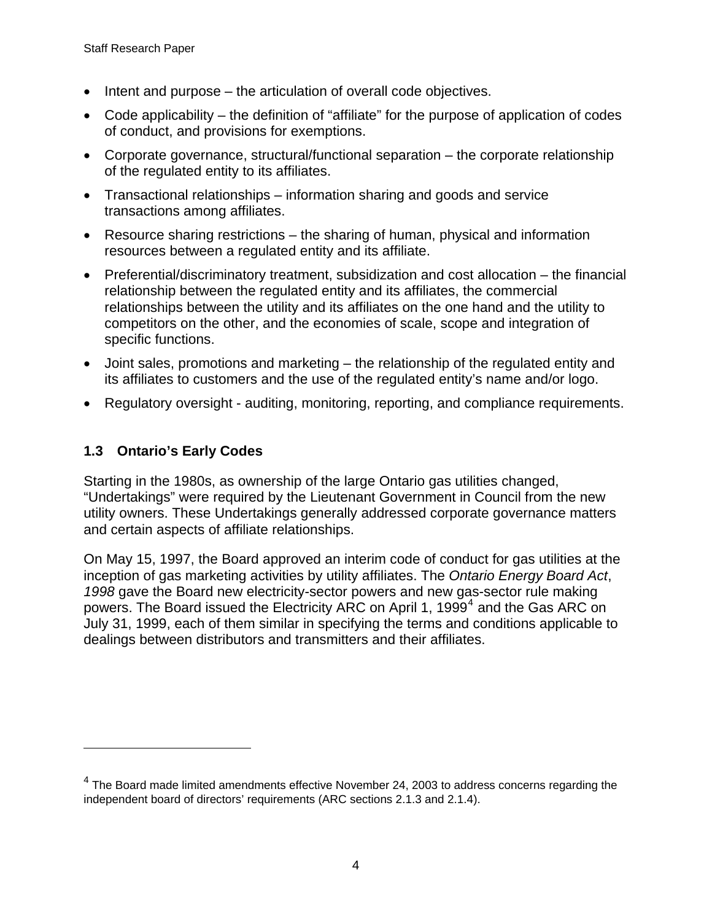- Intent and purpose – the articulation of overall code objectives.
- Code applicability – the definition of "affiliate" for the purpose of application of codes of conduct, and provisions for exemptions.
- Corporate governance, structural/functional separation – the corporate relationship of the regulated entity to its affiliates.
- Transactional relationships – information sharing and goods and service transactions among affiliates.
- Resource sharing restrictions – the sharing of human, physical and information resources between a regulated entity and its affiliate.
- Preferential/discriminatory treatment, subsidization and cost allocation – the financial relationship between the regulated entity and its affiliates, the commercial relationships between the utility and its affiliates on the one hand and the utility to competitors on the other, and the economies of scale, scope and integration of specific functions.
- Joint sales, promotions and marketing – the relationship of the regulated entity and its affiliates to customers and the use of the regulated entity's name and/or logo.
- Regulatory oversight - auditing, monitoring, reporting, and compliance requirements.

### 1.3 Ontario's Early Codes

Starting in the 1980s, as ownership of the large Ontario gas utilities changed, "Undertakings" were required by the Lieutenant Government in Council from the new utility owners. These Undertakings generally addressed corporate governance matters and certain aspects of affiliate relationships.

On May 15, 1997, the Board approved an interim code of conduct for gas utilities at the inception of gas marketing activities by utility affiliates. The *Ontario Energy Board Act, 1998* gave the Board new electricity-sector powers and new gas-sector rule making powers. The Board issued the Electricity ARC on April 1, 1999[4] and the Gas ARC on July 31, 1999, each of them similar in specifying the terms and conditions applicable to dealings between distributors and transmitters and their affiliates.

---

[4] The Board made limited amendments effective November 24, 2003 to address concerns regarding the independent board of directors' requirements (ARC sections 2.1.3 and 2.1.4).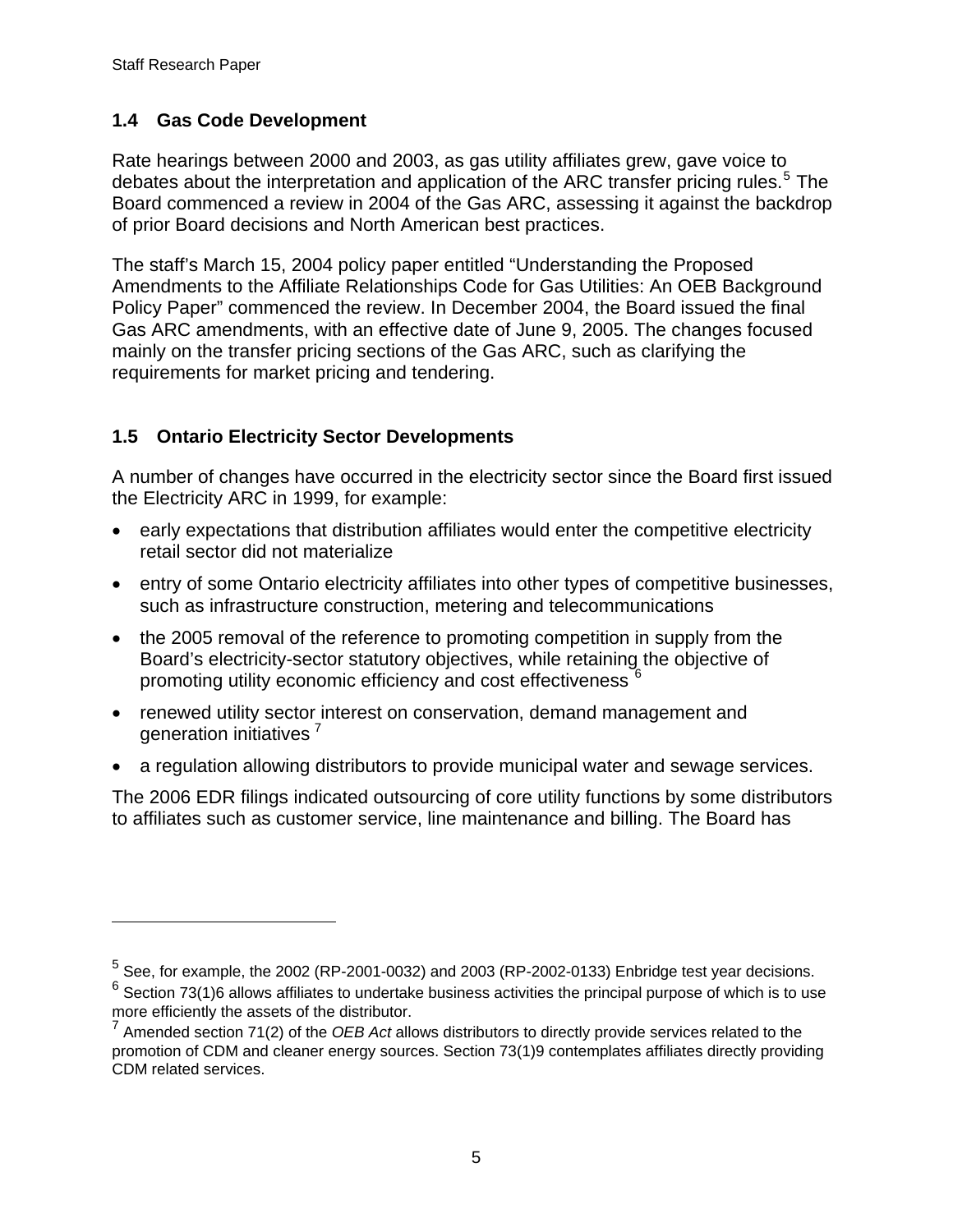### 1.4 Gas Code Development

Rate hearings between 2000 and 2003, as gas utility affiliates grew, gave voice to debates about the interpretation and application of the ARC transfer pricing rules.[5] The Board commenced a review in 2004 of the Gas ARC, assessing it against the backdrop of prior Board decisions and North American best practices.

The staff's March 15, 2004 policy paper entitled "Understanding the Proposed Amendments to the Affiliate Relationships Code for Gas Utilities: An OEB Background Policy Paper" commenced the review. In December 2004, the Board issued the final Gas ARC amendments, with an effective date of June 9, 2005. The changes focused mainly on the transfer pricing sections of the Gas ARC, such as clarifying the requirements for market pricing and tendering.

### 1.5 Ontario Electricity Sector Developments

A number of changes have occurred in the electricity sector since the Board first issued the Electricity ARC in 1999, for example:

- early expectations that distribution affiliates would enter the competitive electricity retail sector did not materialize
- entry of some Ontario electricity affiliates into other types of competitive businesses, such as infrastructure construction, metering and telecommunications
- the 2005 removal of the reference to promoting competition in supply from the Board's electricity-sector statutory objectives, while retaining the objective of promoting utility economic efficiency and cost effectiveness [6]
- renewed utility sector interest on conservation, demand management and generation initiatives [7]
- a regulation allowing distributors to provide municipal water and sewage services.

The 2006 EDR filings indicated outsourcing of core utility functions by some distributors to affiliates such as customer service, line maintenance and billing. The Board has

---

[5] See, for example, the 2002 (RP-2001-0032) and 2003 (RP-2002-0133) Enbridge test year decisions.

[6] Section 73(1)6 allows affiliates to undertake business activities the principal purpose of which is to use more efficiently the assets of the distributor.

[7] Amended section 71(2) of the *OEB Act* allows distributors to directly provide services related to the promotion of CDM and cleaner energy sources. Section 73(1)9 contemplates affiliates directly providing CDM related services.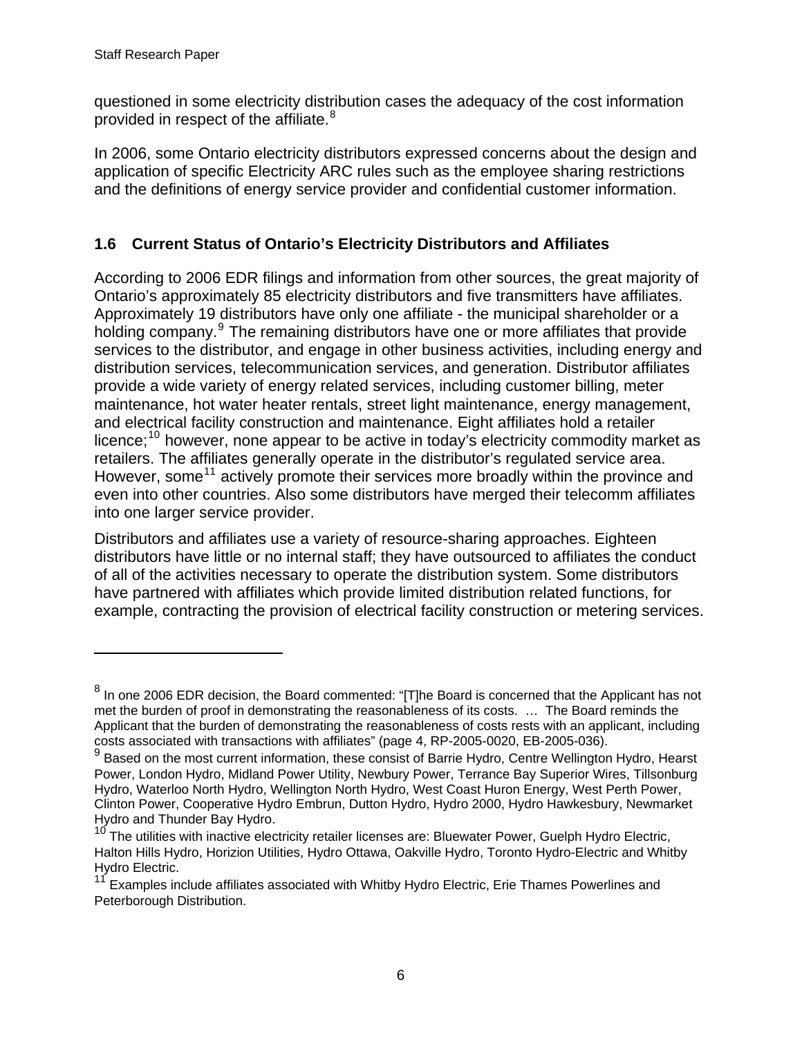questioned in some electricity distribution cases the adequacy of the cost information provided in respect of the affiliate.[8]

In 2006, some Ontario electricity distributors expressed concerns about the design and application of specific Electricity ARC rules such as the employee sharing restrictions and the definitions of energy service provider and confidential customer information.

## 1.6 Current Status of Ontario's Electricity Distributors and Affiliates

According to 2006 EDR filings and information from other sources, the great majority of Ontario's approximately 85 electricity distributors and five transmitters have affiliates. Approximately 19 distributors have only one affiliate - the municipal shareholder or a holding company.[9] The remaining distributors have one or more affiliates that provide services to the distributor, and engage in other business activities, including energy and distribution services, telecommunication services, and generation. Distributor affiliates provide a wide variety of energy related services, including customer billing, meter maintenance, hot water heater rentals, street light maintenance, energy management, and electrical facility construction and maintenance. Eight affiliates hold a retailer licence;[10] however, none appear to be active in today's electricity commodity market as retailers. The affiliates generally operate in the distributor's regulated service area. However, some[11] actively promote their services more broadly within the province and even into other countries. Also some distributors have merged their telecomm affiliates into one larger service provider.

Distributors and affiliates use a variety of resource-sharing approaches. Eighteen distributors have little or no internal staff; they have outsourced to affiliates the conduct of all of the activities necessary to operate the distribution system. Some distributors have partnered with affiliates which provide limited distribution related functions, for example, contracting the provision of electrical facility construction or metering services.

---

[8] In one 2006 EDR decision, the Board commented: "[T]he Board is concerned that the Applicant has not met the burden of proof in demonstrating the reasonableness of its costs. … The Board reminds the Applicant that the burden of demonstrating the reasonableness of costs rests with an applicant, including costs associated with transactions with affiliates" (page 4, RP-2005-0020, EB-2005-036).

[9] Based on the most current information, these consist of Barrie Hydro, Centre Wellington Hydro, Hearst Power, London Hydro, Midland Power Utility, Newbury Power, Terrance Bay Superior Wires, Tillsonburg Hydro, Waterloo North Hydro, Wellington North Hydro, West Coast Huron Energy, West Perth Power, Clinton Power, Cooperative Hydro Embrun, Dutton Hydro, Hydro 2000, Hydro Hawkesbury, Newmarket Hydro and Thunder Bay Hydro.

[10] The utilities with inactive electricity retailer licenses are: Bluewater Power, Guelph Hydro Electric, Halton Hills Hydro, Horizion Utilities, Hydro Ottawa, Oakville Hydro, Toronto Hydro-Electric and Whitby Hydro Electric.

[11] Examples include affiliates associated with Whitby Hydro Electric, Erie Thames Powerlines and Peterborough Distribution.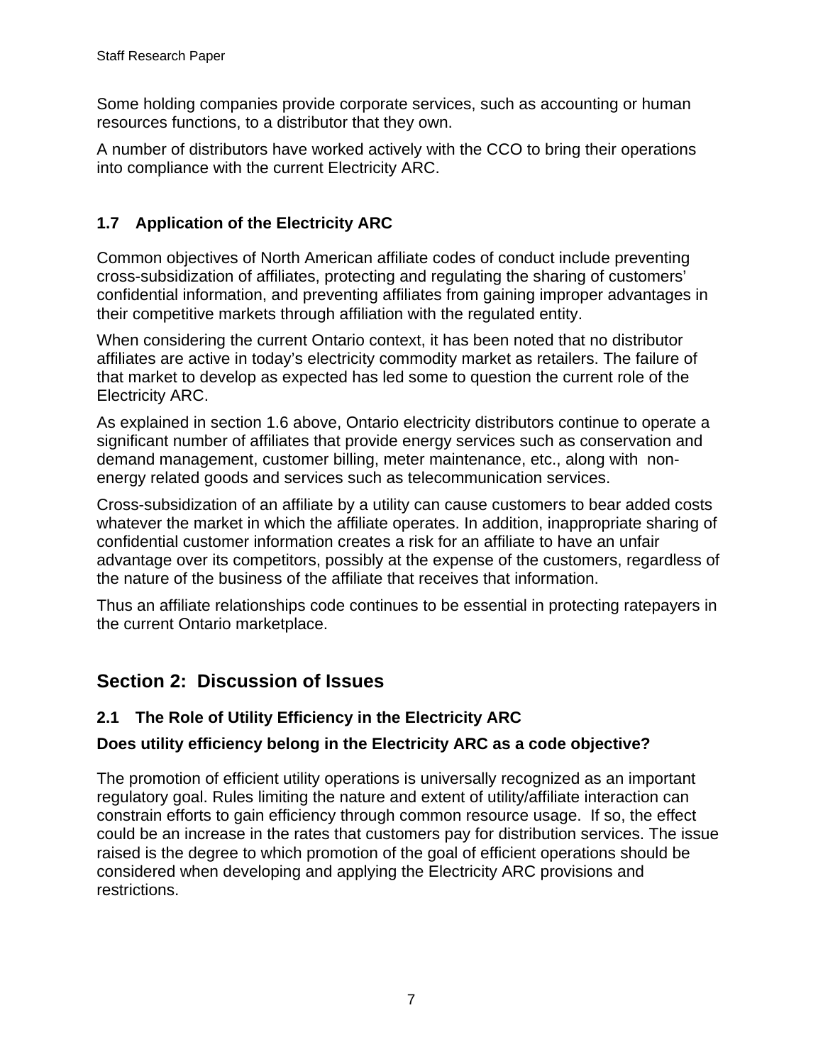Some holding companies provide corporate services, such as accounting or human resources functions, to a distributor that they own.

A number of distributors have worked actively with the CCO to bring their operations into compliance with the current Electricity ARC.

### 1.7 Application of the Electricity ARC

Common objectives of North American affiliate codes of conduct include preventing cross-subsidization of affiliates, protecting and regulating the sharing of customers' confidential information, and preventing affiliates from gaining improper advantages in their competitive markets through affiliation with the regulated entity.

When considering the current Ontario context, it has been noted that no distributor affiliates are active in today's electricity commodity market as retailers. The failure of that market to develop as expected has led some to question the current role of the Electricity ARC.

As explained in section 1.6 above, Ontario electricity distributors continue to operate a significant number of affiliates that provide energy services such as conservation and demand management, customer billing, meter maintenance, etc., along with non-energy related goods and services such as telecommunication services.

Cross-subsidization of an affiliate by a utility can cause customers to bear added costs whatever the market in which the affiliate operates. In addition, inappropriate sharing of confidential customer information creates a risk for an affiliate to have an unfair advantage over its competitors, possibly at the expense of the customers, regardless of the nature of the business of the affiliate that receives that information.

Thus an affiliate relationships code continues to be essential in protecting ratepayers in the current Ontario marketplace.

## Section 2: Discussion of Issues

### 2.1 The Role of Utility Efficiency in the Electricity ARC

**Does utility efficiency belong in the Electricity ARC as a code objective?**

The promotion of efficient utility operations is universally recognized as an important regulatory goal. Rules limiting the nature and extent of utility/affiliate interaction can constrain efforts to gain efficiency through common resource usage. If so, the effect could be an increase in the rates that customers pay for distribution services. The issue raised is the degree to which promotion of the goal of efficient operations should be considered when developing and applying the Electricity ARC provisions and restrictions.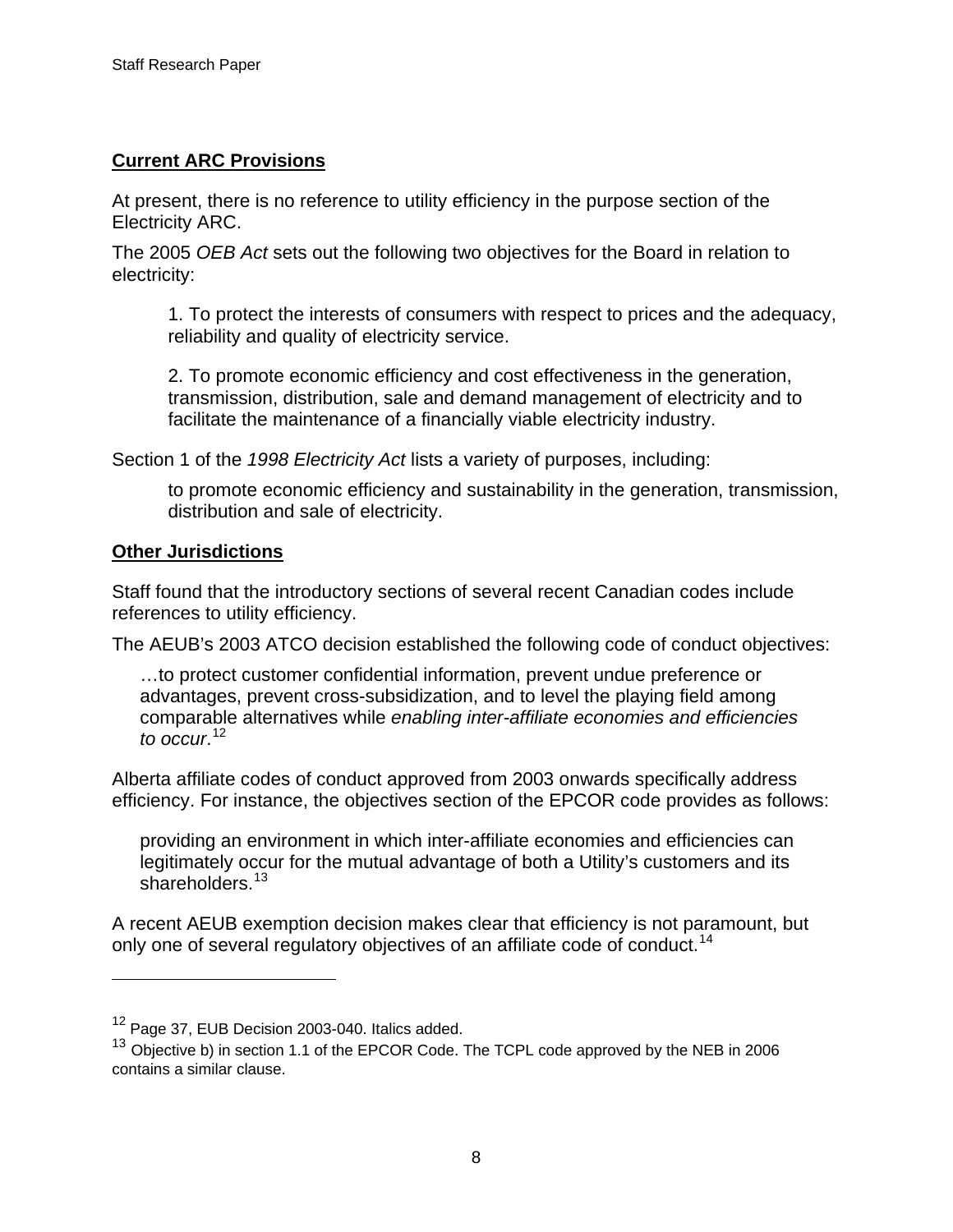**Current ARC Provisions**

At present, there is no reference to utility efficiency in the purpose section of the Electricity ARC.

The 2005 *OEB Act* sets out the following two objectives for the Board in relation to electricity:

> 1. To protect the interests of consumers with respect to prices and the adequacy, reliability and quality of electricity service.
>
> 2. To promote economic efficiency and cost effectiveness in the generation, transmission, distribution, sale and demand management of electricity and to facilitate the maintenance of a financially viable electricity industry.

Section 1 of the *1998 Electricity Act* lists a variety of purposes, including:

> to promote economic efficiency and sustainability in the generation, transmission, distribution and sale of electricity.

**Other Jurisdictions**

Staff found that the introductory sections of several recent Canadian codes include references to utility efficiency.

The AEUB's 2003 ATCO decision established the following code of conduct objectives:

> …to protect customer confidential information, prevent undue preference or advantages, prevent cross-subsidization, and to level the playing field among comparable alternatives while *enabling inter-affiliate economies and efficiencies to occur*.[12]

Alberta affiliate codes of conduct approved from 2003 onwards specifically address efficiency. For instance, the objectives section of the EPCOR code provides as follows:

> providing an environment in which inter-affiliate economies and efficiencies can legitimately occur for the mutual advantage of both a Utility's customers and its shareholders.[13]

A recent AEUB exemption decision makes clear that efficiency is not paramount, but only one of several regulatory objectives of an affiliate code of conduct.[14]

---

[12] Page 37, EUB Decision 2003-040. Italics added.

[13] Objective b) in section 1.1 of the EPCOR Code. The TCPL code approved by the NEB in 2006 contains a similar clause.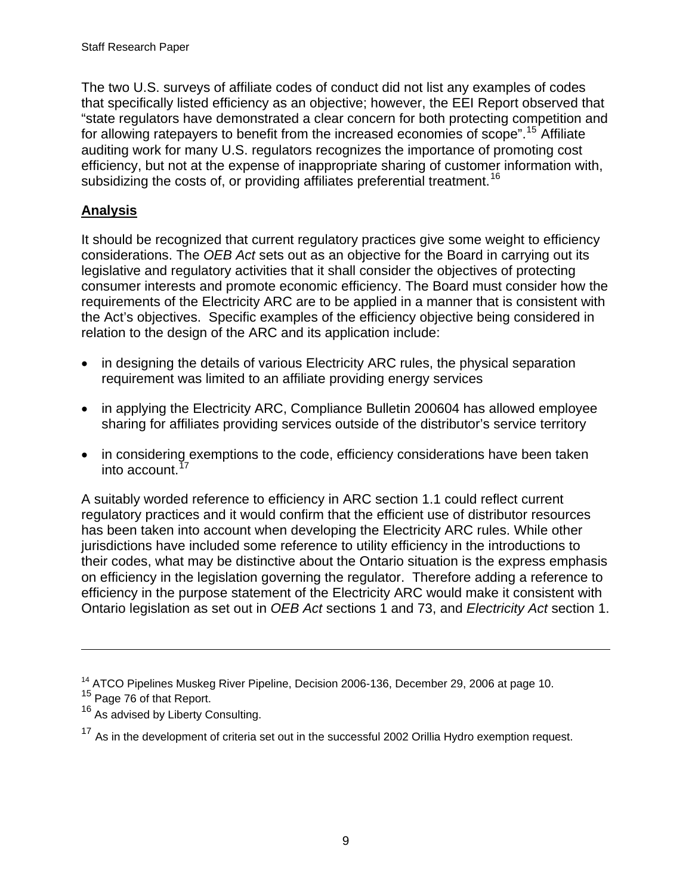The two U.S. surveys of affiliate codes of conduct did not list any examples of codes that specifically listed efficiency as an objective; however, the EEI Report observed that "state regulators have demonstrated a clear concern for both protecting competition and for allowing ratepayers to benefit from the increased economies of scope".[15] Affiliate auditing work for many U.S. regulators recognizes the importance of promoting cost efficiency, but not at the expense of inappropriate sharing of customer information with, subsidizing the costs of, or providing affiliates preferential treatment.[16]

**<u>Analysis</u>**

It should be recognized that current regulatory practices give some weight to efficiency considerations. The *OEB Act* sets out as an objective for the Board in carrying out its legislative and regulatory activities that it shall consider the objectives of protecting consumer interests and promote economic efficiency. The Board must consider how the requirements of the Electricity ARC are to be applied in a manner that is consistent with the Act's objectives. Specific examples of the efficiency objective being considered in relation to the design of the ARC and its application include:

- in designing the details of various Electricity ARC rules, the physical separation requirement was limited to an affiliate providing energy services
- in applying the Electricity ARC, Compliance Bulletin 200604 has allowed employee sharing for affiliates providing services outside of the distributor's service territory
- in considering exemptions to the code, efficiency considerations have been taken into account.[17]

A suitably worded reference to efficiency in ARC section 1.1 could reflect current regulatory practices and it would confirm that the efficient use of distributor resources has been taken into account when developing the Electricity ARC rules. While other jurisdictions have included some reference to utility efficiency in the introductions to their codes, what may be distinctive about the Ontario situation is the express emphasis on efficiency in the legislation governing the regulator. Therefore adding a reference to efficiency in the purpose statement of the Electricity ARC would make it consistent with Ontario legislation as set out in *OEB Act* sections 1 and 73, and *Electricity Act* section 1.

---

[14] ATCO Pipelines Muskeg River Pipeline, Decision 2006-136, December 29, 2006 at page 10.

[15] Page 76 of that Report.

[16] As advised by Liberty Consulting.

[17] As in the development of criteria set out in the successful 2002 Orillia Hydro exemption request.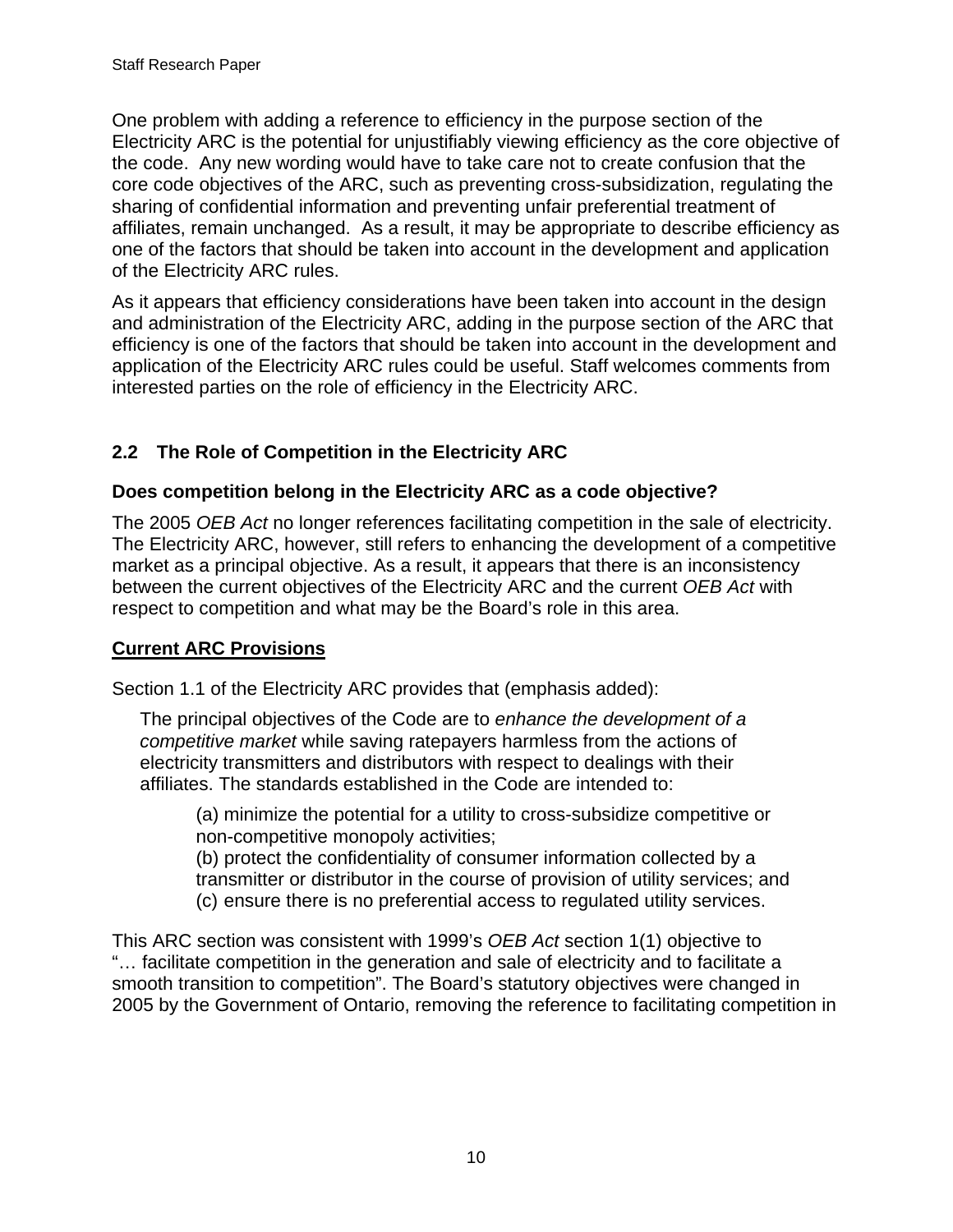One problem with adding a reference to efficiency in the purpose section of the Electricity ARC is the potential for unjustifiably viewing efficiency as the core objective of the code. Any new wording would have to take care not to create confusion that the core code objectives of the ARC, such as preventing cross-subsidization, regulating the sharing of confidential information and preventing unfair preferential treatment of affiliates, remain unchanged. As a result, it may be appropriate to describe efficiency as one of the factors that should be taken into account in the development and application of the Electricity ARC rules.

As it appears that efficiency considerations have been taken into account in the design and administration of the Electricity ARC, adding in the purpose section of the ARC that efficiency is one of the factors that should be taken into account in the development and application of the Electricity ARC rules could be useful. Staff welcomes comments from interested parties on the role of efficiency in the Electricity ARC.

## 2.2 The Role of Competition in the Electricity ARC

### Does competition belong in the Electricity ARC as a code objective?

The 2005 *OEB Act* no longer references facilitating competition in the sale of electricity. The Electricity ARC, however, still refers to enhancing the development of a competitive market as a principal objective. As a result, it appears that there is an inconsistency between the current objectives of the Electricity ARC and the current *OEB Act* with respect to competition and what may be the Board's role in this area.

### <u>Current ARC Provisions</u>

Section 1.1 of the Electricity ARC provides that (emphasis added):

> The principal objectives of the Code are to *enhance the development of a competitive market* while saving ratepayers harmless from the actions of electricity transmitters and distributors with respect to dealings with their affiliates. The standards established in the Code are intended to:
>
> > (a) minimize the potential for a utility to cross-subsidize competitive or non-competitive monopoly activities;
> > (b) protect the confidentiality of consumer information collected by a transmitter or distributor in the course of provision of utility services; and
> > (c) ensure there is no preferential access to regulated utility services.

This ARC section was consistent with 1999's *OEB Act* section 1(1) objective to "… facilitate competition in the generation and sale of electricity and to facilitate a smooth transition to competition". The Board's statutory objectives were changed in 2005 by the Government of Ontario, removing the reference to facilitating competition in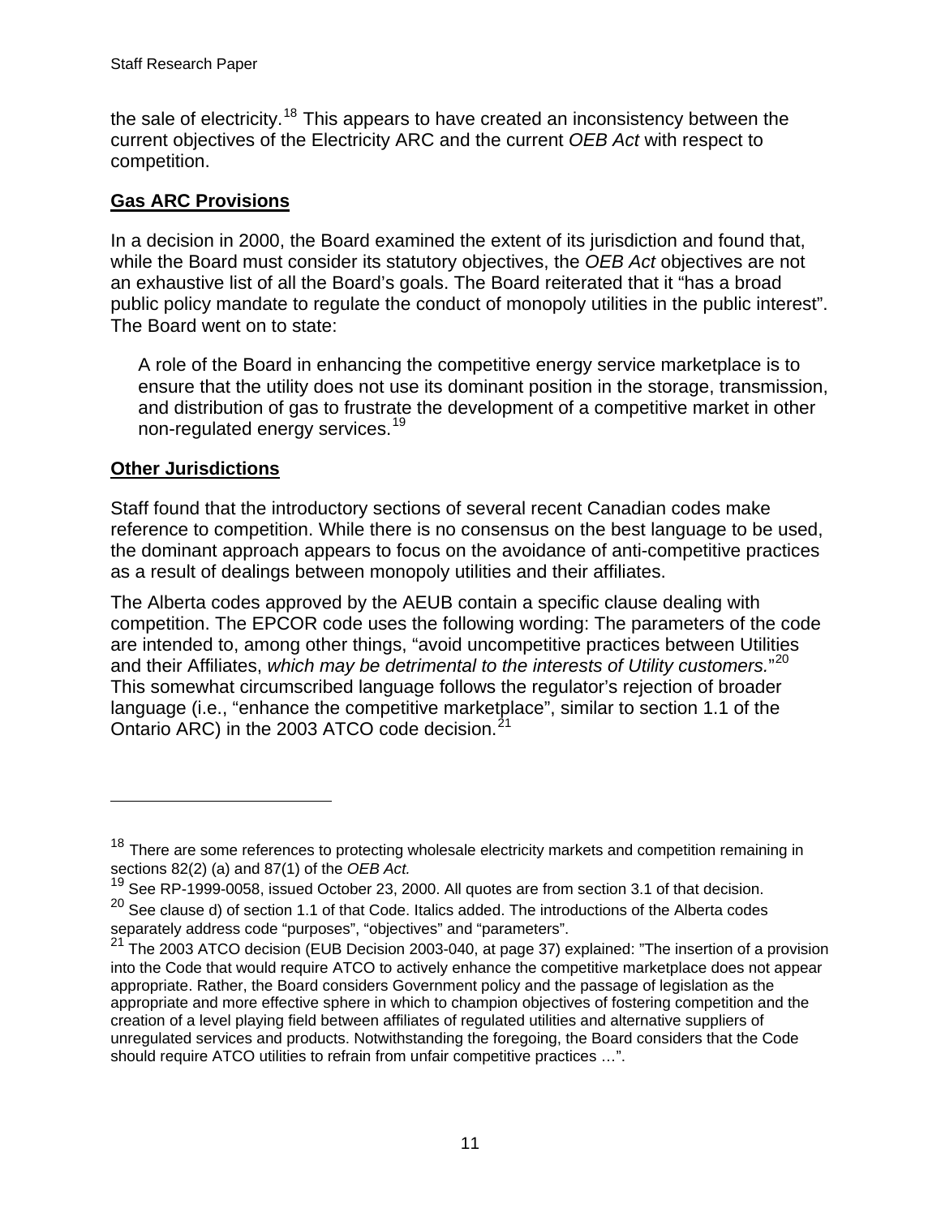the sale of electricity.[18] This appears to have created an inconsistency between the current objectives of the Electricity ARC and the current *OEB Act* with respect to competition.

**Gas ARC Provisions**

In a decision in 2000, the Board examined the extent of its jurisdiction and found that, while the Board must consider its statutory objectives, the *OEB Act* objectives are not an exhaustive list of all the Board's goals. The Board reiterated that it "has a broad public policy mandate to regulate the conduct of monopoly utilities in the public interest". The Board went on to state:

> A role of the Board in enhancing the competitive energy service marketplace is to ensure that the utility does not use its dominant position in the storage, transmission, and distribution of gas to frustrate the development of a competitive market in other non-regulated energy services.[19]

**Other Jurisdictions**

Staff found that the introductory sections of several recent Canadian codes make reference to competition. While there is no consensus on the best language to be used, the dominant approach appears to focus on the avoidance of anti-competitive practices as a result of dealings between monopoly utilities and their affiliates.

The Alberta codes approved by the AEUB contain a specific clause dealing with competition. The EPCOR code uses the following wording: The parameters of the code are intended to, among other things, "avoid uncompetitive practices between Utilities and their Affiliates, *which may be detrimental to the interests of Utility customers.*"[20] This somewhat circumscribed language follows the regulator's rejection of broader language (i.e., "enhance the competitive marketplace", similar to section 1.1 of the Ontario ARC) in the 2003 ATCO code decision.[21]

---

[18] There are some references to protecting wholesale electricity markets and competition remaining in sections 82(2) (a) and 87(1) of the *OEB Act.*

[19] See RP-1999-0058, issued October 23, 2000. All quotes are from section 3.1 of that decision.

[20] See clause d) of section 1.1 of that Code. Italics added. The introductions of the Alberta codes separately address code "purposes", "objectives" and "parameters".

[21] The 2003 ATCO decision (EUB Decision 2003-040, at page 37) explained: "The insertion of a provision into the Code that would require ATCO to actively enhance the competitive marketplace does not appear appropriate. Rather, the Board considers Government policy and the passage of legislation as the appropriate and more effective sphere in which to champion objectives of fostering competition and the creation of a level playing field between affiliates of regulated utilities and alternative suppliers of unregulated services and products. Notwithstanding the foregoing, the Board considers that the Code should require ATCO utilities to refrain from unfair competitive practices …".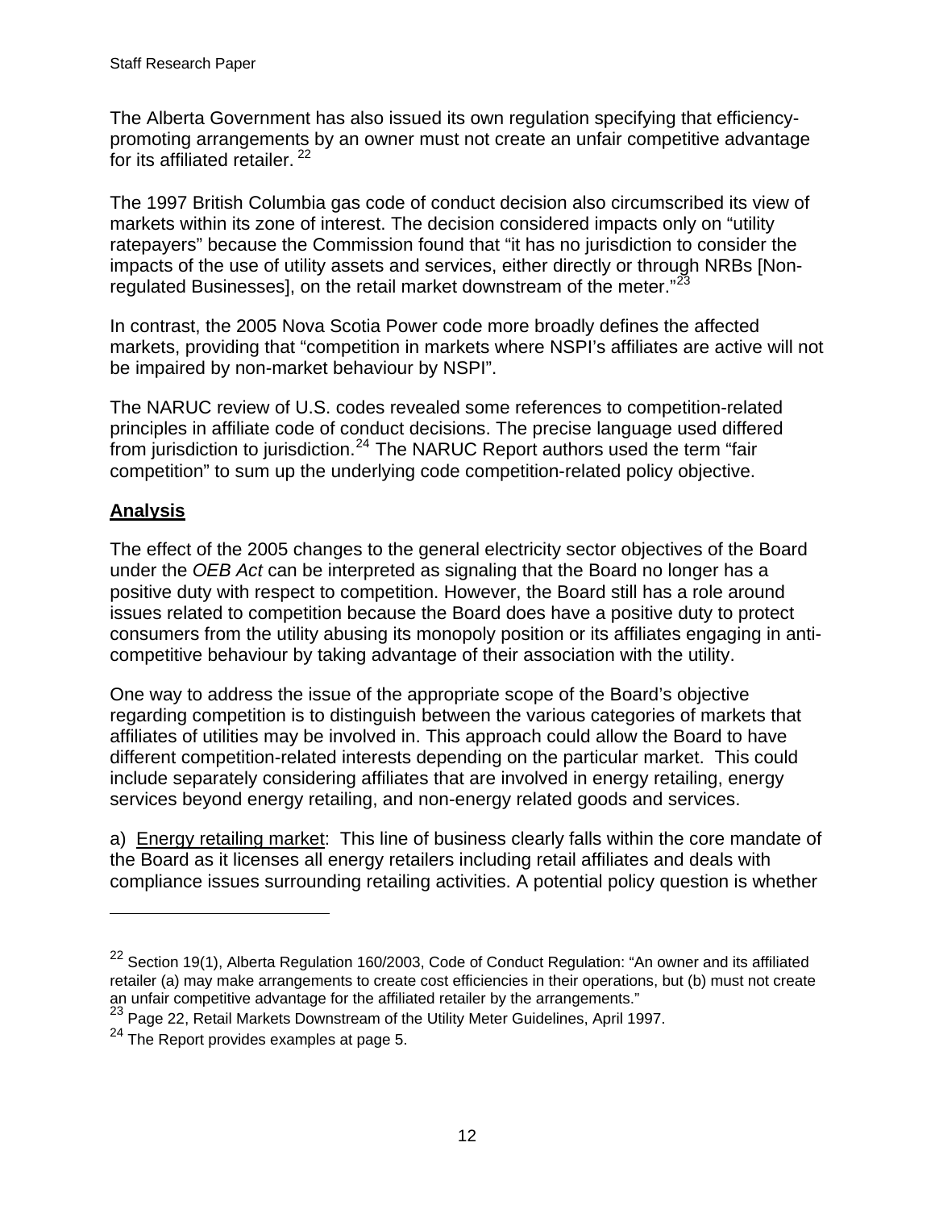The Alberta Government has also issued its own regulation specifying that efficiency-promoting arrangements by an owner must not create an unfair competitive advantage for its affiliated retailer. [22]

The 1997 British Columbia gas code of conduct decision also circumscribed its view of markets within its zone of interest. The decision considered impacts only on "utility ratepayers" because the Commission found that "it has no jurisdiction to consider the impacts of the use of utility assets and services, either directly or through NRBs [Non-regulated Businesses], on the retail market downstream of the meter."[23]

In contrast, the 2005 Nova Scotia Power code more broadly defines the affected markets, providing that "competition in markets where NSPI's affiliates are active will not be impaired by non-market behaviour by NSPI".

The NARUC review of U.S. codes revealed some references to competition-related principles in affiliate code of conduct decisions. The precise language used differed from jurisdiction to jurisdiction.[24] The NARUC Report authors used the term "fair competition" to sum up the underlying code competition-related policy objective.

## <u>Analysis</u>

The effect of the 2005 changes to the general electricity sector objectives of the Board under the *OEB Act* can be interpreted as signaling that the Board no longer has a positive duty with respect to competition. However, the Board still has a role around issues related to competition because the Board does have a positive duty to protect consumers from the utility abusing its monopoly position or its affiliates engaging in anti-competitive behaviour by taking advantage of their association with the utility.

One way to address the issue of the appropriate scope of the Board's objective regarding competition is to distinguish between the various categories of markets that affiliates of utilities may be involved in. This approach could allow the Board to have different competition-related interests depending on the particular market. This could include separately considering affiliates that are involved in energy retailing, energy services beyond energy retailing, and non-energy related goods and services.

a) <u>Energy retailing market</u>: This line of business clearly falls within the core mandate of the Board as it licenses all energy retailers including retail affiliates and deals with compliance issues surrounding retailing activities. A potential policy question is whether

---

[22] Section 19(1), Alberta Regulation 160/2003, Code of Conduct Regulation: "An owner and its affiliated retailer (a) may make arrangements to create cost efficiencies in their operations, but (b) must not create an unfair competitive advantage for the affiliated retailer by the arrangements."

[23] Page 22, Retail Markets Downstream of the Utility Meter Guidelines, April 1997.

[24] The Report provides examples at page 5.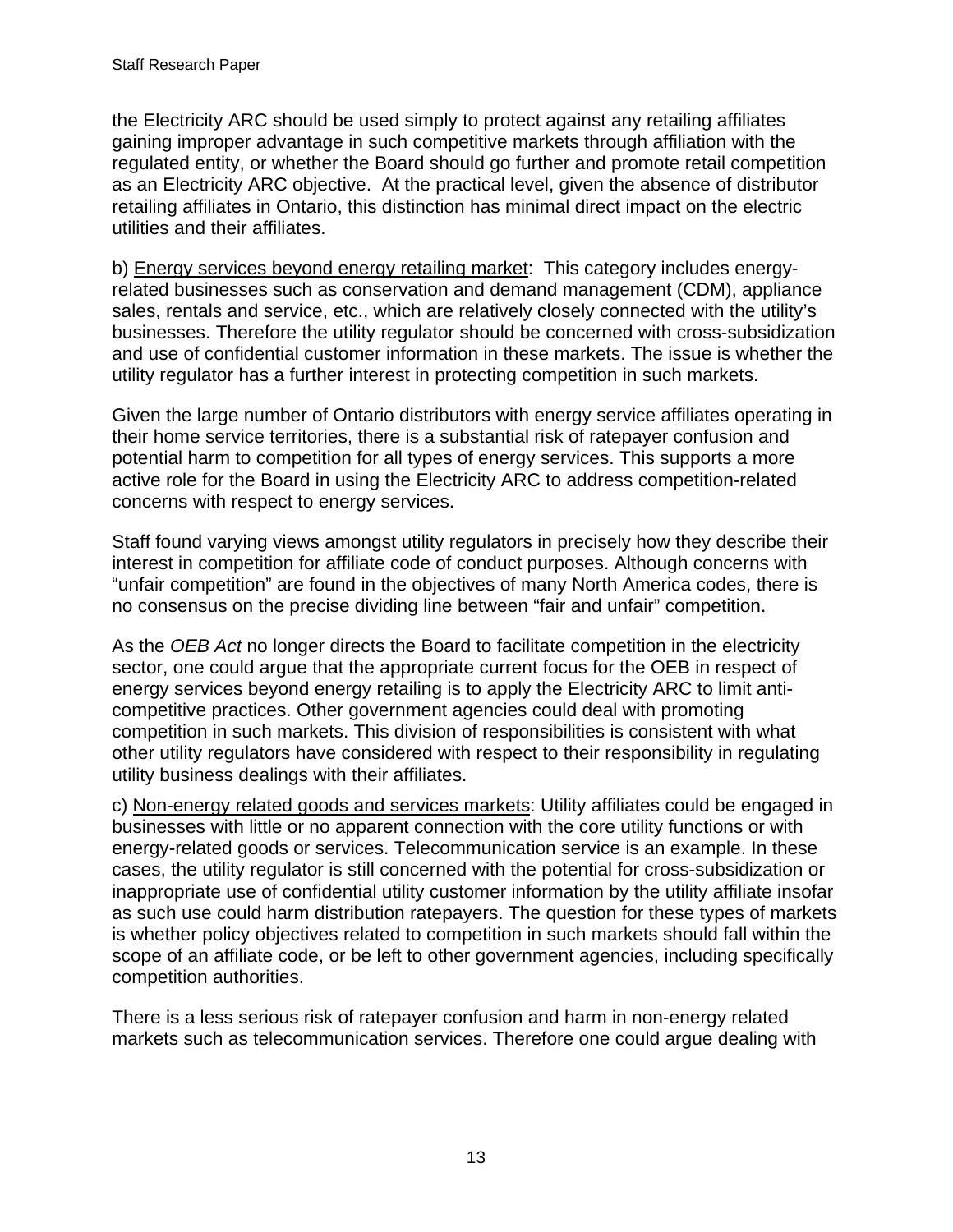the Electricity ARC should be used simply to protect against any retailing affiliates gaining improper advantage in such competitive markets through affiliation with the regulated entity, or whether the Board should go further and promote retail competition as an Electricity ARC objective. At the practical level, given the absence of distributor retailing affiliates in Ontario, this distinction has minimal direct impact on the electric utilities and their affiliates.

b) Energy services beyond energy retailing market: This category includes energy-related businesses such as conservation and demand management (CDM), appliance sales, rentals and service, etc., which are relatively closely connected with the utility's businesses. Therefore the utility regulator should be concerned with cross-subsidization and use of confidential customer information in these markets. The issue is whether the utility regulator has a further interest in protecting competition in such markets.

Given the large number of Ontario distributors with energy service affiliates operating in their home service territories, there is a substantial risk of ratepayer confusion and potential harm to competition for all types of energy services. This supports a more active role for the Board in using the Electricity ARC to address competition-related concerns with respect to energy services.

Staff found varying views amongst utility regulators in precisely how they describe their interest in competition for affiliate code of conduct purposes. Although concerns with "unfair competition" are found in the objectives of many North America codes, there is no consensus on the precise dividing line between "fair and unfair" competition.

As the *OEB Act* no longer directs the Board to facilitate competition in the electricity sector, one could argue that the appropriate current focus for the OEB in respect of energy services beyond energy retailing is to apply the Electricity ARC to limit anti-competitive practices. Other government agencies could deal with promoting competition in such markets. This division of responsibilities is consistent with what other utility regulators have considered with respect to their responsibility in regulating utility business dealings with their affiliates.

c) Non-energy related goods and services markets: Utility affiliates could be engaged in businesses with little or no apparent connection with the core utility functions or with energy-related goods or services. Telecommunication service is an example. In these cases, the utility regulator is still concerned with the potential for cross-subsidization or inappropriate use of confidential utility customer information by the utility affiliate insofar as such use could harm distribution ratepayers. The question for these types of markets is whether policy objectives related to competition in such markets should fall within the scope of an affiliate code, or be left to other government agencies, including specifically competition authorities.

There is a less serious risk of ratepayer confusion and harm in non-energy related markets such as telecommunication services. Therefore one could argue dealing with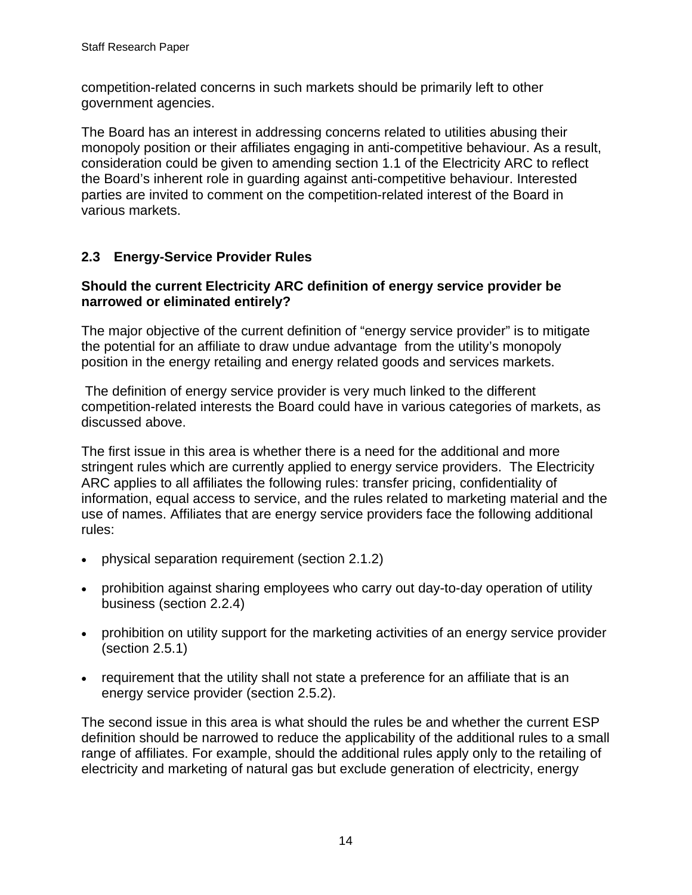competition-related concerns in such markets should be primarily left to other government agencies.

The Board has an interest in addressing concerns related to utilities abusing their monopoly position or their affiliates engaging in anti-competitive behaviour. As a result, consideration could be given to amending section 1.1 of the Electricity ARC to reflect the Board's inherent role in guarding against anti-competitive behaviour. Interested parties are invited to comment on the competition-related interest of the Board in various markets.

## 2.3 Energy-Service Provider Rules

**Should the current Electricity ARC definition of energy service provider be narrowed or eliminated entirely?**

The major objective of the current definition of "energy service provider" is to mitigate the potential for an affiliate to draw undue advantage from the utility's monopoly position in the energy retailing and energy related goods and services markets.

The definition of energy service provider is very much linked to the different competition-related interests the Board could have in various categories of markets, as discussed above.

The first issue in this area is whether there is a need for the additional and more stringent rules which are currently applied to energy service providers. The Electricity ARC applies to all affiliates the following rules: transfer pricing, confidentiality of information, equal access to service, and the rules related to marketing material and the use of names. Affiliates that are energy service providers face the following additional rules:

- physical separation requirement (section 2.1.2)
- prohibition against sharing employees who carry out day-to-day operation of utility business (section 2.2.4)
- prohibition on utility support for the marketing activities of an energy service provider (section 2.5.1)
- requirement that the utility shall not state a preference for an affiliate that is an energy service provider (section 2.5.2).

The second issue in this area is what should the rules be and whether the current ESP definition should be narrowed to reduce the applicability of the additional rules to a small range of affiliates. For example, should the additional rules apply only to the retailing of electricity and marketing of natural gas but exclude generation of electricity, energy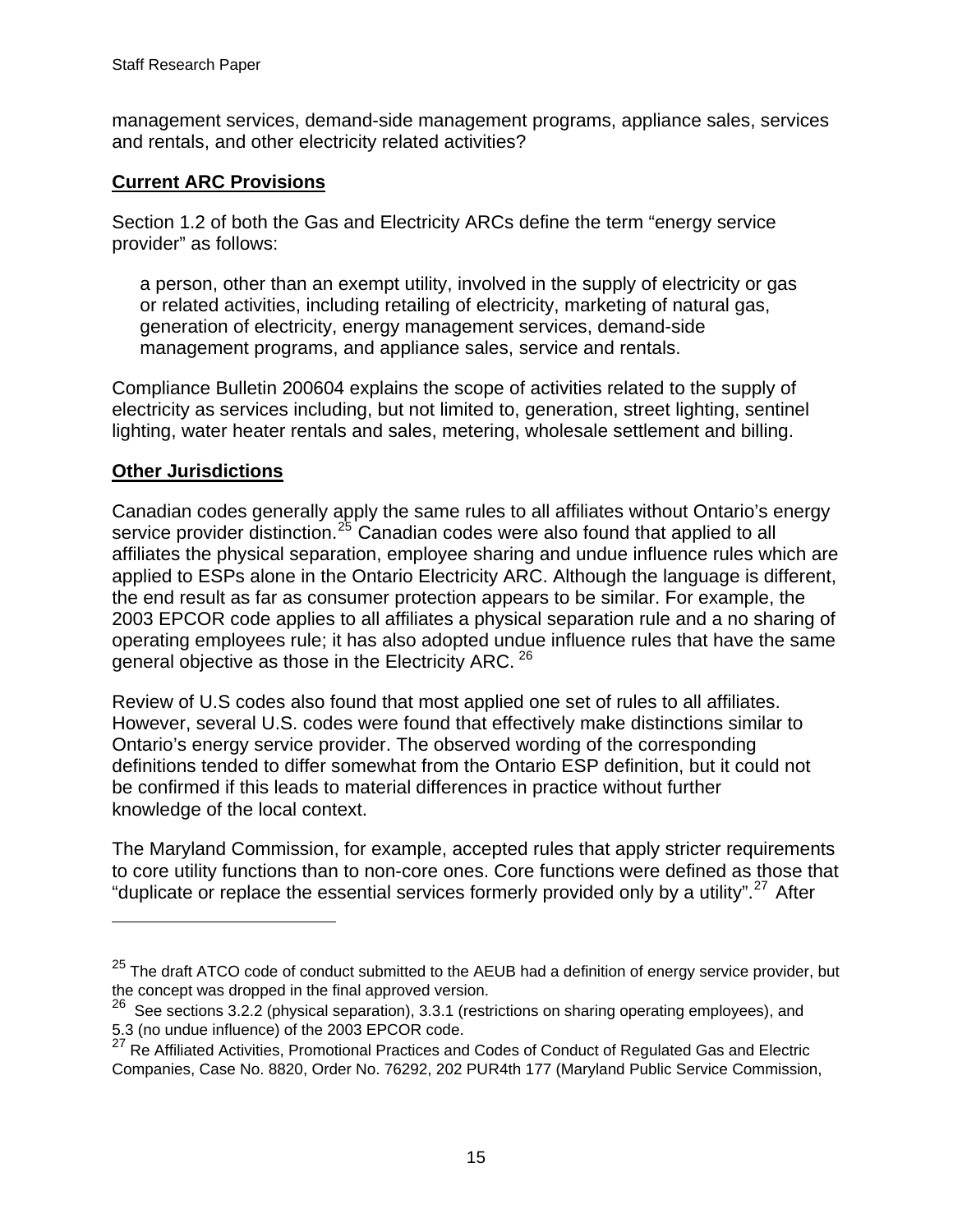management services, demand-side management programs, appliance sales, services and rentals, and other electricity related activities?

**Current ARC Provisions**

Section 1.2 of both the Gas and Electricity ARCs define the term "energy service provider" as follows:

> a person, other than an exempt utility, involved in the supply of electricity or gas or related activities, including retailing of electricity, marketing of natural gas, generation of electricity, energy management services, demand-side management programs, and appliance sales, service and rentals.

Compliance Bulletin 200604 explains the scope of activities related to the supply of electricity as services including, but not limited to, generation, street lighting, sentinel lighting, water heater rentals and sales, metering, wholesale settlement and billing.

**Other Jurisdictions**

Canadian codes generally apply the same rules to all affiliates without Ontario's energy service provider distinction.[25] Canadian codes were also found that applied to all affiliates the physical separation, employee sharing and undue influence rules which are applied to ESPs alone in the Ontario Electricity ARC. Although the language is different, the end result as far as consumer protection appears to be similar. For example, the 2003 EPCOR code applies to all affiliates a physical separation rule and a no sharing of operating employees rule; it has also adopted undue influence rules that have the same general objective as those in the Electricity ARC.[26]

Review of U.S codes also found that most applied one set of rules to all affiliates. However, several U.S. codes were found that effectively make distinctions similar to Ontario's energy service provider. The observed wording of the corresponding definitions tended to differ somewhat from the Ontario ESP definition, but it could not be confirmed if this leads to material differences in practice without further knowledge of the local context.

The Maryland Commission, for example, accepted rules that apply stricter requirements to core utility functions than to non-core ones. Core functions were defined as those that "duplicate or replace the essential services formerly provided only by a utility".[27] After

---

[25] The draft ATCO code of conduct submitted to the AEUB had a definition of energy service provider, but the concept was dropped in the final approved version.

[26] See sections 3.2.2 (physical separation), 3.3.1 (restrictions on sharing operating employees), and 5.3 (no undue influence) of the 2003 EPCOR code.

[27] Re Affiliated Activities, Promotional Practices and Codes of Conduct of Regulated Gas and Electric Companies, Case No. 8820, Order No. 76292, 202 PUR4th 177 (Maryland Public Service Commission,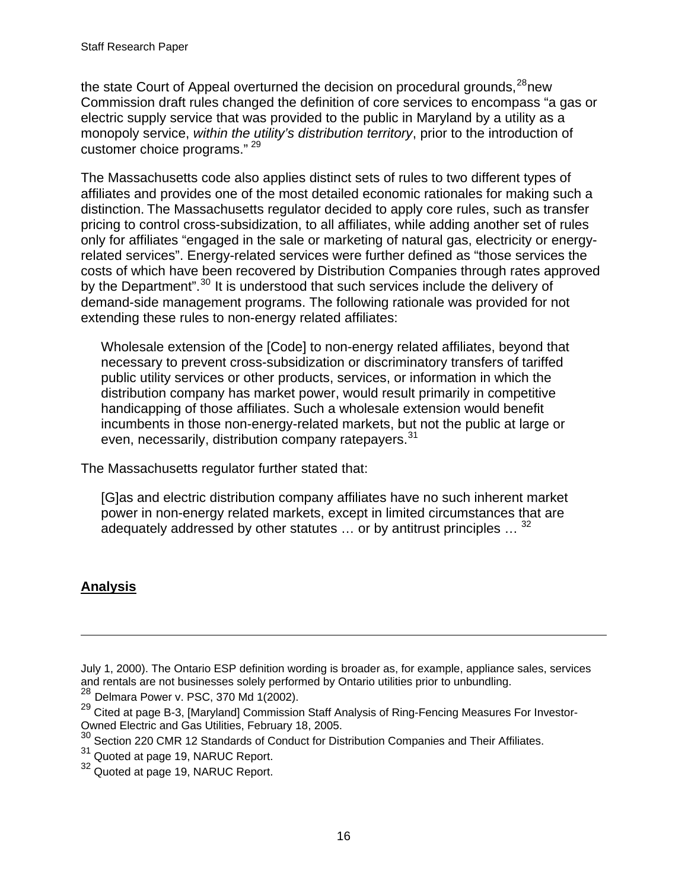the state Court of Appeal overturned the decision on procedural grounds,[28] new Commission draft rules changed the definition of core services to encompass "a gas or electric supply service that was provided to the public in Maryland by a utility as a monopoly service, *within the utility's distribution territory*, prior to the introduction of customer choice programs." [29]

The Massachusetts code also applies distinct sets of rules to two different types of affiliates and provides one of the most detailed economic rationales for making such a distinction. The Massachusetts regulator decided to apply core rules, such as transfer pricing to control cross-subsidization, to all affiliates, while adding another set of rules only for affiliates "engaged in the sale or marketing of natural gas, electricity or energy-related services". Energy-related services were further defined as "those services the costs of which have been recovered by Distribution Companies through rates approved by the Department".[30] It is understood that such services include the delivery of demand-side management programs. The following rationale was provided for not extending these rules to non-energy related affiliates:

> Wholesale extension of the [Code] to non-energy related affiliates, beyond that necessary to prevent cross-subsidization or discriminatory transfers of tariffed public utility services or other products, services, or information in which the distribution company has market power, would result primarily in competitive handicapping of those affiliates. Such a wholesale extension would benefit incumbents in those non-energy-related markets, but not the public at large or even, necessarily, distribution company ratepayers.[31]

The Massachusetts regulator further stated that:

> [G]as and electric distribution company affiliates have no such inherent market power in non-energy related markets, except in limited circumstances that are adequately addressed by other statutes … or by antitrust principles … [32]

## Analysis

---

July 1, 2000). The Ontario ESP definition wording is broader as, for example, appliance sales, services and rentals are not businesses solely performed by Ontario utilities prior to unbundling.

[28] Delmara Power v. PSC, 370 Md 1(2002).

[29] Cited at page B-3, [Maryland] Commission Staff Analysis of Ring-Fencing Measures For Investor-Owned Electric and Gas Utilities, February 18, 2005.

[30] Section 220 CMR 12 Standards of Conduct for Distribution Companies and Their Affiliates.

[31] Quoted at page 19, NARUC Report.

[32] Quoted at page 19, NARUC Report.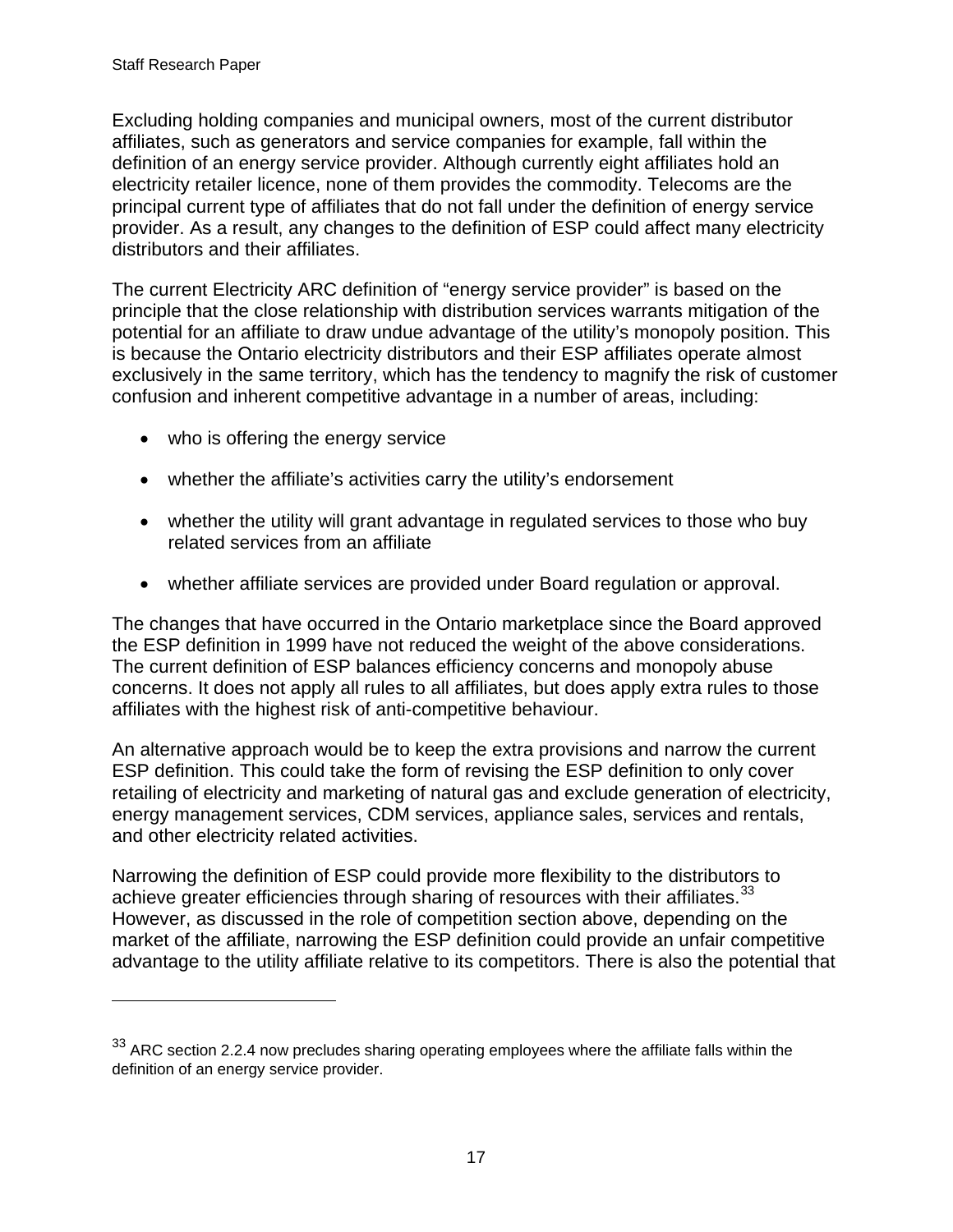Excluding holding companies and municipal owners, most of the current distributor affiliates, such as generators and service companies for example, fall within the definition of an energy service provider. Although currently eight affiliates hold an electricity retailer licence, none of them provides the commodity. Telecoms are the principal current type of affiliates that do not fall under the definition of energy service provider. As a result, any changes to the definition of ESP could affect many electricity distributors and their affiliates.

The current Electricity ARC definition of "energy service provider" is based on the principle that the close relationship with distribution services warrants mitigation of the potential for an affiliate to draw undue advantage of the utility's monopoly position. This is because the Ontario electricity distributors and their ESP affiliates operate almost exclusively in the same territory, which has the tendency to magnify the risk of customer confusion and inherent competitive advantage in a number of areas, including:

- who is offering the energy service
- whether the affiliate's activities carry the utility's endorsement
- whether the utility will grant advantage in regulated services to those who buy related services from an affiliate
- whether affiliate services are provided under Board regulation or approval.

The changes that have occurred in the Ontario marketplace since the Board approved the ESP definition in 1999 have not reduced the weight of the above considerations. The current definition of ESP balances efficiency concerns and monopoly abuse concerns. It does not apply all rules to all affiliates, but does apply extra rules to those affiliates with the highest risk of anti-competitive behaviour.

An alternative approach would be to keep the extra provisions and narrow the current ESP definition. This could take the form of revising the ESP definition to only cover retailing of electricity and marketing of natural gas and exclude generation of electricity, energy management services, CDM services, appliance sales, services and rentals, and other electricity related activities.

Narrowing the definition of ESP could provide more flexibility to the distributors to achieve greater efficiencies through sharing of resources with their affiliates.[33] However, as discussed in the role of competition section above, depending on the market of the affiliate, narrowing the ESP definition could provide an unfair competitive advantage to the utility affiliate relative to its competitors. There is also the potential that

[33] ARC section 2.2.4 now precludes sharing operating employees where the affiliate falls within the definition of an energy service provider.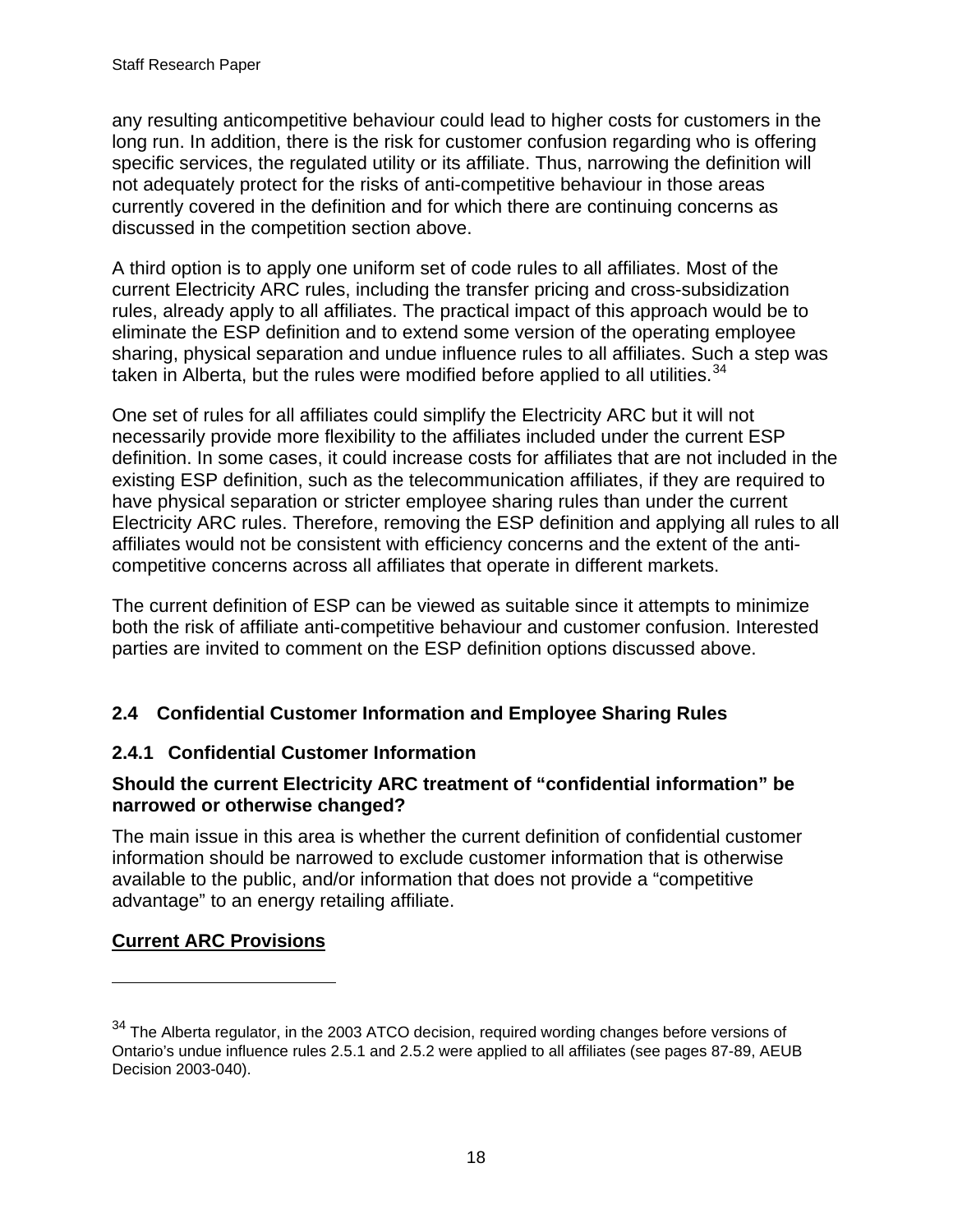any resulting anticompetitive behaviour could lead to higher costs for customers in the long run. In addition, there is the risk for customer confusion regarding who is offering specific services, the regulated utility or its affiliate. Thus, narrowing the definition will not adequately protect for the risks of anti-competitive behaviour in those areas currently covered in the definition and for which there are continuing concerns as discussed in the competition section above.

A third option is to apply one uniform set of code rules to all affiliates. Most of the current Electricity ARC rules, including the transfer pricing and cross-subsidization rules, already apply to all affiliates. The practical impact of this approach would be to eliminate the ESP definition and to extend some version of the operating employee sharing, physical separation and undue influence rules to all affiliates. Such a step was taken in Alberta, but the rules were modified before applied to all utilities.[34]

One set of rules for all affiliates could simplify the Electricity ARC but it will not necessarily provide more flexibility to the affiliates included under the current ESP definition. In some cases, it could increase costs for affiliates that are not included in the existing ESP definition, such as the telecommunication affiliates, if they are required to have physical separation or stricter employee sharing rules than under the current Electricity ARC rules. Therefore, removing the ESP definition and applying all rules to all affiliates would not be consistent with efficiency concerns and the extent of the anti-competitive concerns across all affiliates that operate in different markets.

The current definition of ESP can be viewed as suitable since it attempts to minimize both the risk of affiliate anti-competitive behaviour and customer confusion. Interested parties are invited to comment on the ESP definition options discussed above.

## 2.4 Confidential Customer Information and Employee Sharing Rules

### 2.4.1 Confidential Customer Information

**Should the current Electricity ARC treatment of "confidential information" be narrowed or otherwise changed?**

The main issue in this area is whether the current definition of confidential customer information should be narrowed to exclude customer information that is otherwise available to the public, and/or information that does not provide a "competitive advantage" to an energy retailing affiliate.

**Current ARC Provisions**

---

[34] The Alberta regulator, in the 2003 ATCO decision, required wording changes before versions of Ontario's undue influence rules 2.5.1 and 2.5.2 were applied to all affiliates (see pages 87-89, AEUB Decision 2003-040).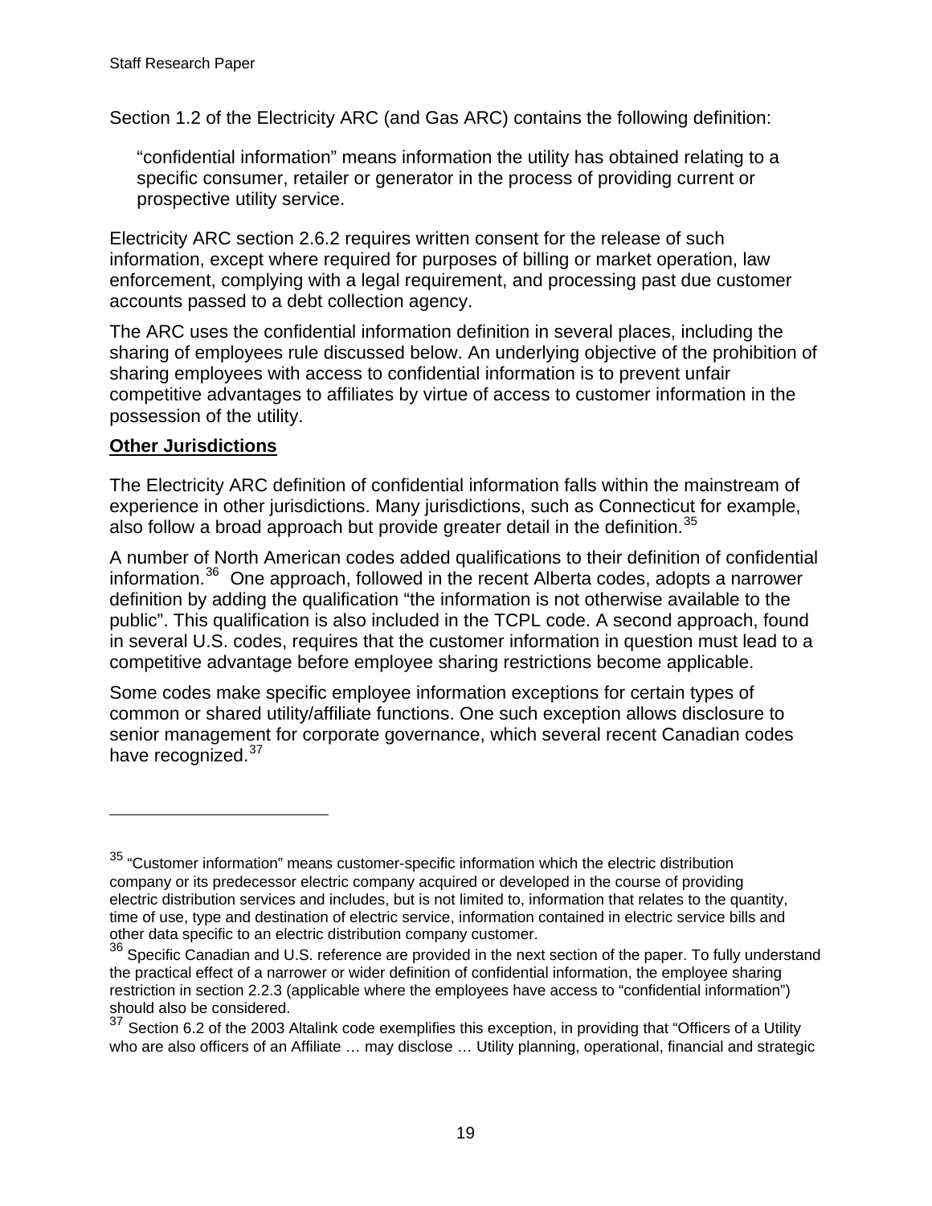Section 1.2 of the Electricity ARC (and Gas ARC) contains the following definition:

> "confidential information" means information the utility has obtained relating to a specific consumer, retailer or generator in the process of providing current or prospective utility service.

Electricity ARC section 2.6.2 requires written consent for the release of such information, except where required for purposes of billing or market operation, law enforcement, complying with a legal requirement, and processing past due customer accounts passed to a debt collection agency.

The ARC uses the confidential information definition in several places, including the sharing of employees rule discussed below. An underlying objective of the prohibition of sharing employees with access to confidential information is to prevent unfair competitive advantages to affiliates by virtue of access to customer information in the possession of the utility.

**Other Jurisdictions**

The Electricity ARC definition of confidential information falls within the mainstream of experience in other jurisdictions. Many jurisdictions, such as Connecticut for example, also follow a broad approach but provide greater detail in the definition.[35]

A number of North American codes added qualifications to their definition of confidential information.[36] One approach, followed in the recent Alberta codes, adopts a narrower definition by adding the qualification "the information is not otherwise available to the public". This qualification is also included in the TCPL code. A second approach, found in several U.S. codes, requires that the customer information in question must lead to a competitive advantage before employee sharing restrictions become applicable.

Some codes make specific employee information exceptions for certain types of common or shared utility/affiliate functions. One such exception allows disclosure to senior management for corporate governance, which several recent Canadian codes have recognized.[37]

---

[35] "Customer information" means customer-specific information which the electric distribution company or its predecessor electric company acquired or developed in the course of providing electric distribution services and includes, but is not limited to, information that relates to the quantity, time of use, type and destination of electric service, information contained in electric service bills and other data specific to an electric distribution company customer.

[36] Specific Canadian and U.S. reference are provided in the next section of the paper. To fully understand the practical effect of a narrower or wider definition of confidential information, the employee sharing restriction in section 2.2.3 (applicable where the employees have access to "confidential information") should also be considered.

[37] Section 6.2 of the 2003 Altalink code exemplifies this exception, in providing that "Officers of a Utility who are also officers of an Affiliate … may disclose … Utility planning, operational, financial and strategic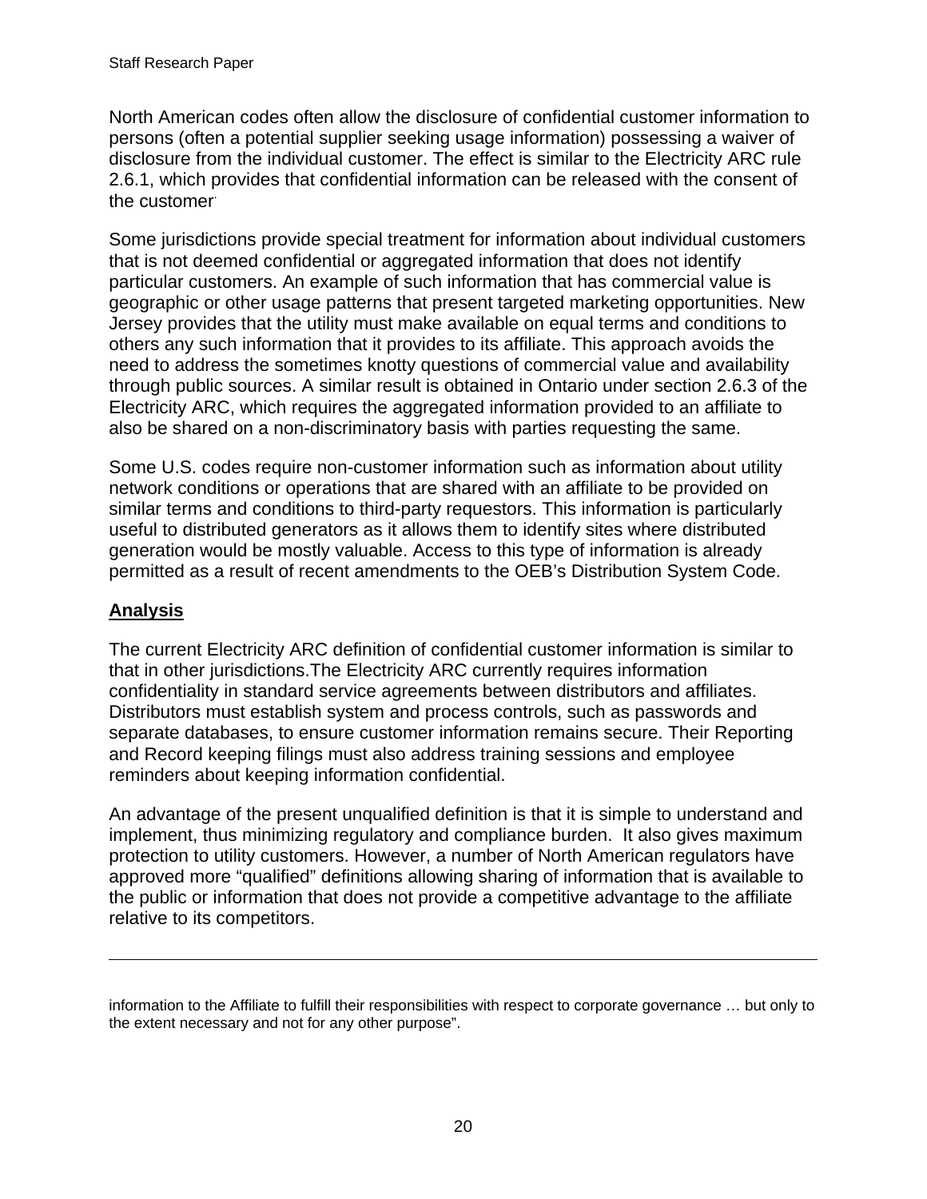North American codes often allow the disclosure of confidential customer information to persons (often a potential supplier seeking usage information) possessing a waiver of disclosure from the individual customer. The effect is similar to the Electricity ARC rule 2.6.1, which provides that confidential information can be released with the consent of the customer.

Some jurisdictions provide special treatment for information about individual customers that is not deemed confidential or aggregated information that does not identify particular customers. An example of such information that has commercial value is geographic or other usage patterns that present targeted marketing opportunities. New Jersey provides that the utility must make available on equal terms and conditions to others any such information that it provides to its affiliate. This approach avoids the need to address the sometimes knotty questions of commercial value and availability through public sources. A similar result is obtained in Ontario under section 2.6.3 of the Electricity ARC, which requires the aggregated information provided to an affiliate to also be shared on a non-discriminatory basis with parties requesting the same.

Some U.S. codes require non-customer information such as information about utility network conditions or operations that are shared with an affiliate to be provided on similar terms and conditions to third-party requestors. This information is particularly useful to distributed generators as it allows them to identify sites where distributed generation would be mostly valuable. Access to this type of information is already permitted as a result of recent amendments to the OEB's Distribution System Code.

## Analysis

The current Electricity ARC definition of confidential customer information is similar to that in other jurisdictions.The Electricity ARC currently requires information confidentiality in standard service agreements between distributors and affiliates. Distributors must establish system and process controls, such as passwords and separate databases, to ensure customer information remains secure. Their Reporting and Record keeping filings must also address training sessions and employee reminders about keeping information confidential.

An advantage of the present unqualified definition is that it is simple to understand and implement, thus minimizing regulatory and compliance burden. It also gives maximum protection to utility customers. However, a number of North American regulators have approved more "qualified" definitions allowing sharing of information that is available to the public or information that does not provide a competitive advantage to the affiliate relative to its competitors.

---

information to the Affiliate to fulfill their responsibilities with respect to corporate governance … but only to the extent necessary and not for any other purpose".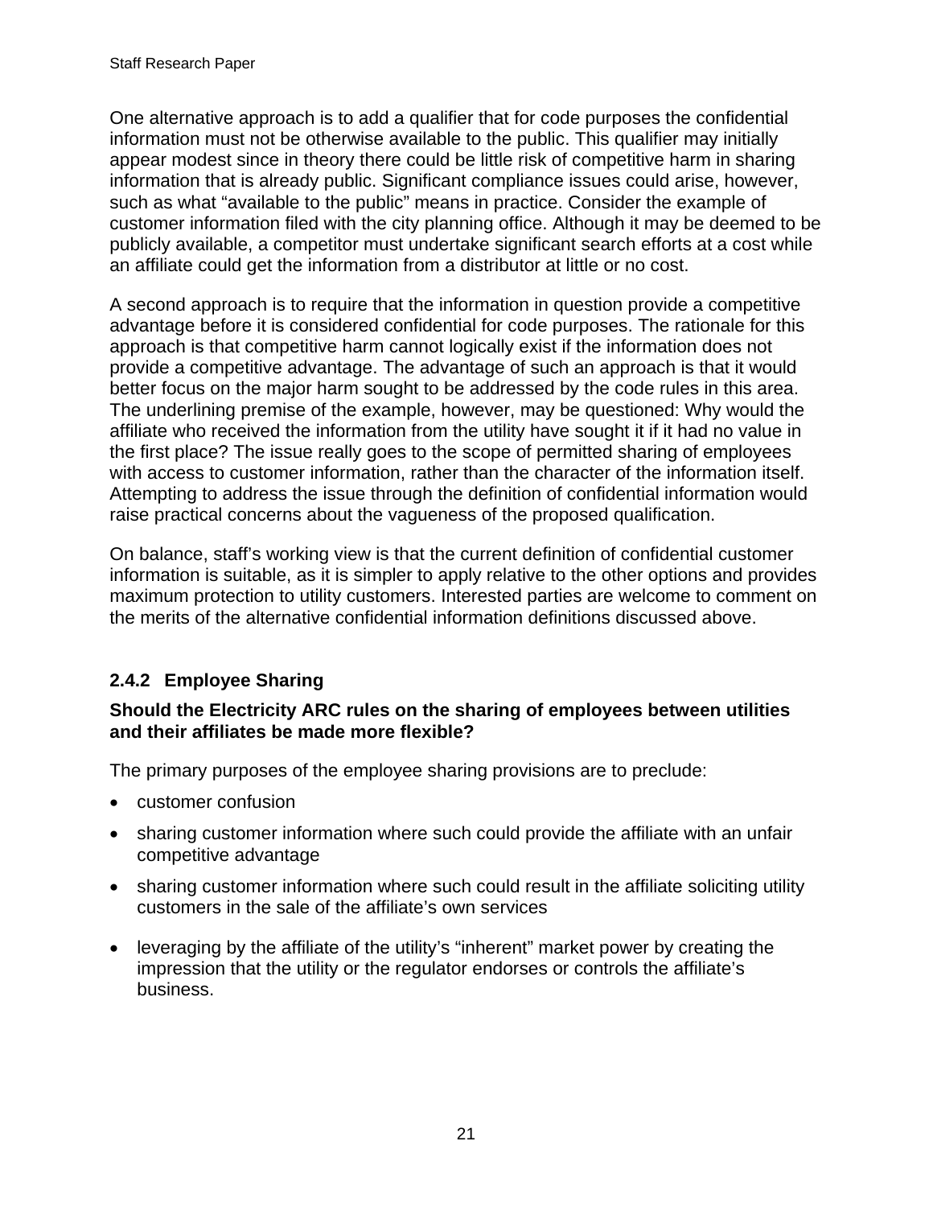One alternative approach is to add a qualifier that for code purposes the confidential information must not be otherwise available to the public. This qualifier may initially appear modest since in theory there could be little risk of competitive harm in sharing information that is already public. Significant compliance issues could arise, however, such as what "available to the public" means in practice. Consider the example of customer information filed with the city planning office. Although it may be deemed to be publicly available, a competitor must undertake significant search efforts at a cost while an affiliate could get the information from a distributor at little or no cost.

A second approach is to require that the information in question provide a competitive advantage before it is considered confidential for code purposes. The rationale for this approach is that competitive harm cannot logically exist if the information does not provide a competitive advantage. The advantage of such an approach is that it would better focus on the major harm sought to be addressed by the code rules in this area. The underlining premise of the example, however, may be questioned: Why would the affiliate who received the information from the utility have sought it if it had no value in the first place? The issue really goes to the scope of permitted sharing of employees with access to customer information, rather than the character of the information itself. Attempting to address the issue through the definition of confidential information would raise practical concerns about the vagueness of the proposed qualification.

On balance, staff's working view is that the current definition of confidential customer information is suitable, as it is simpler to apply relative to the other options and provides maximum protection to utility customers. Interested parties are welcome to comment on the merits of the alternative confidential information definitions discussed above.

### 2.4.2 Employee Sharing

**Should the Electricity ARC rules on the sharing of employees between utilities and their affiliates be made more flexible?**

The primary purposes of the employee sharing provisions are to preclude:

- customer confusion
- sharing customer information where such could provide the affiliate with an unfair competitive advantage
- sharing customer information where such could result in the affiliate soliciting utility customers in the sale of the affiliate's own services
- leveraging by the affiliate of the utility's "inherent" market power by creating the impression that the utility or the regulator endorses or controls the affiliate's business.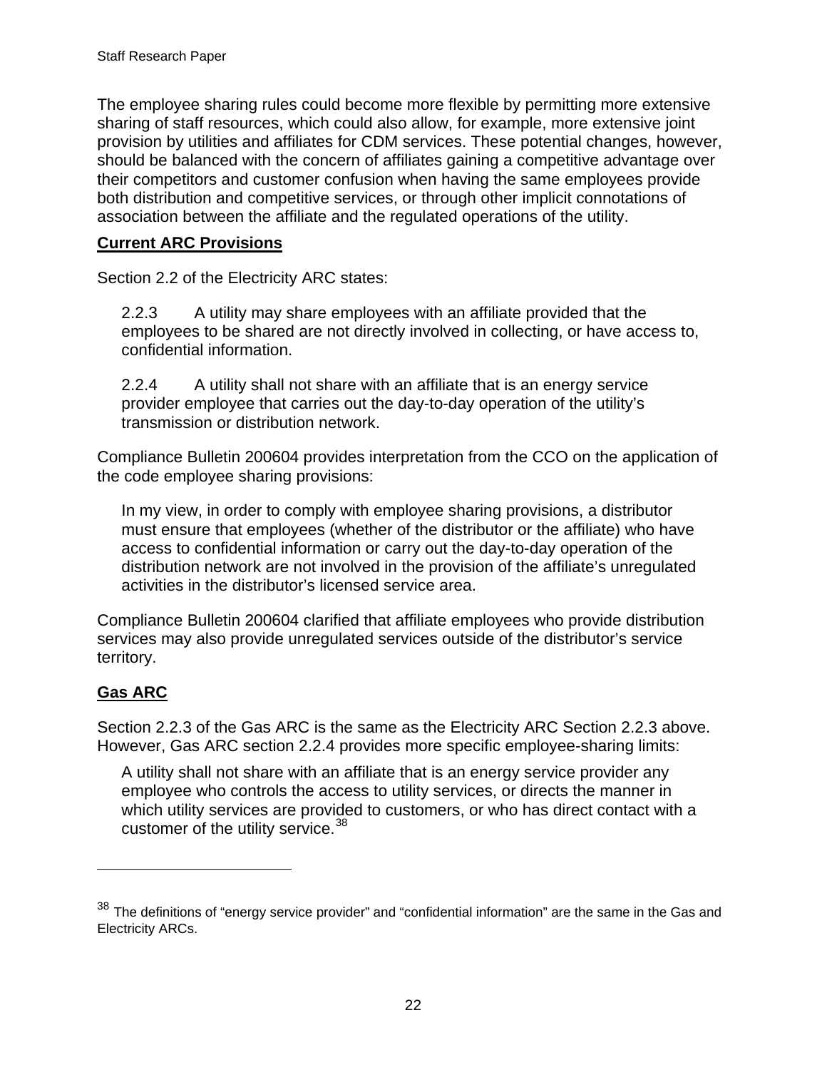The employee sharing rules could become more flexible by permitting more extensive sharing of staff resources, which could also allow, for example, more extensive joint provision by utilities and affiliates for CDM services. These potential changes, however, should be balanced with the concern of affiliates gaining a competitive advantage over their competitors and customer confusion when having the same employees provide both distribution and competitive services, or through other implicit connotations of association between the affiliate and the regulated operations of the utility.

**Current ARC Provisions**

Section 2.2 of the Electricity ARC states:

> 2.2.3 A utility may share employees with an affiliate provided that the employees to be shared are not directly involved in collecting, or have access to, confidential information.
>
> 2.2.4 A utility shall not share with an affiliate that is an energy service provider employee that carries out the day-to-day operation of the utility's transmission or distribution network.

Compliance Bulletin 200604 provides interpretation from the CCO on the application of the code employee sharing provisions:

> In my view, in order to comply with employee sharing provisions, a distributor must ensure that employees (whether of the distributor or the affiliate) who have access to confidential information or carry out the day-to-day operation of the distribution network are not involved in the provision of the affiliate's unregulated activities in the distributor's licensed service area.

Compliance Bulletin 200604 clarified that affiliate employees who provide distribution services may also provide unregulated services outside of the distributor's service territory.

**Gas ARC**

Section 2.2.3 of the Gas ARC is the same as the Electricity ARC Section 2.2.3 above. However, Gas ARC section 2.2.4 provides more specific employee-sharing limits:

> A utility shall not share with an affiliate that is an energy service provider any employee who controls the access to utility services, or directs the manner in which utility services are provided to customers, or who has direct contact with a customer of the utility service.[38]

---

[38] The definitions of "energy service provider" and "confidential information" are the same in the Gas and Electricity ARCs.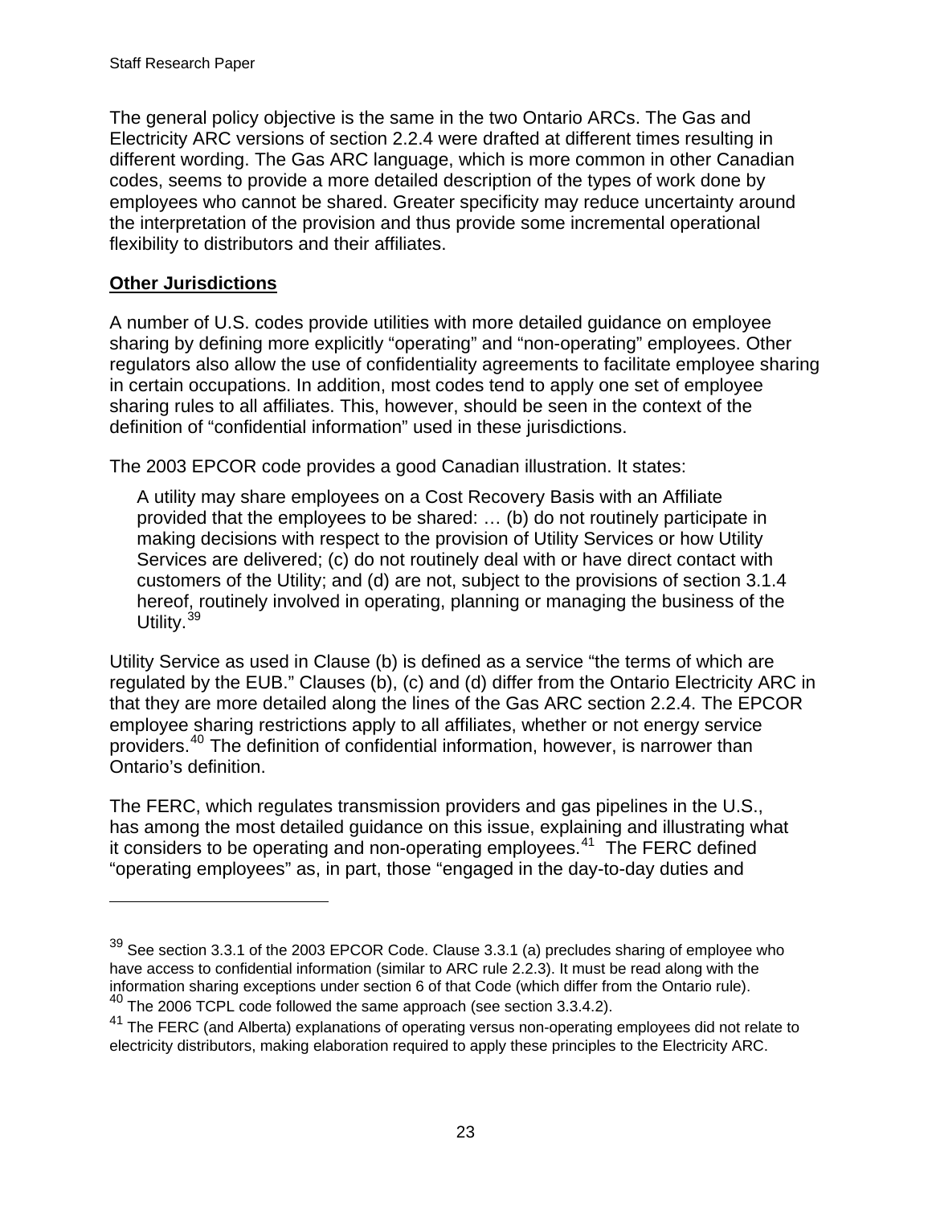The general policy objective is the same in the two Ontario ARCs. The Gas and Electricity ARC versions of section 2.2.4 were drafted at different times resulting in different wording. The Gas ARC language, which is more common in other Canadian codes, seems to provide a more detailed description of the types of work done by employees who cannot be shared. Greater specificity may reduce uncertainty around the interpretation of the provision and thus provide some incremental operational flexibility to distributors and their affiliates.

**Other Jurisdictions**

A number of U.S. codes provide utilities with more detailed guidance on employee sharing by defining more explicitly "operating" and "non-operating" employees. Other regulators also allow the use of confidentiality agreements to facilitate employee sharing in certain occupations. In addition, most codes tend to apply one set of employee sharing rules to all affiliates. This, however, should be seen in the context of the definition of "confidential information" used in these jurisdictions.

The 2003 EPCOR code provides a good Canadian illustration. It states:

> A utility may share employees on a Cost Recovery Basis with an Affiliate provided that the employees to be shared: … (b) do not routinely participate in making decisions with respect to the provision of Utility Services or how Utility Services are delivered; (c) do not routinely deal with or have direct contact with customers of the Utility; and (d) are not, subject to the provisions of section 3.1.4 hereof, routinely involved in operating, planning or managing the business of the Utility.[39]

Utility Service as used in Clause (b) is defined as a service "the terms of which are regulated by the EUB." Clauses (b), (c) and (d) differ from the Ontario Electricity ARC in that they are more detailed along the lines of the Gas ARC section 2.2.4. The EPCOR employee sharing restrictions apply to all affiliates, whether or not energy service providers.[40] The definition of confidential information, however, is narrower than Ontario's definition.

The FERC, which regulates transmission providers and gas pipelines in the U.S., has among the most detailed guidance on this issue, explaining and illustrating what it considers to be operating and non-operating employees.[41] The FERC defined "operating employees" as, in part, those "engaged in the day-to-day duties and

---

[39] See section 3.3.1 of the 2003 EPCOR Code. Clause 3.3.1 (a) precludes sharing of employee who have access to confidential information (similar to ARC rule 2.2.3). It must be read along with the information sharing exceptions under section 6 of that Code (which differ from the Ontario rule).

[40] The 2006 TCPL code followed the same approach (see section 3.3.4.2).

[41] The FERC (and Alberta) explanations of operating versus non-operating employees did not relate to electricity distributors, making elaboration required to apply these principles to the Electricity ARC.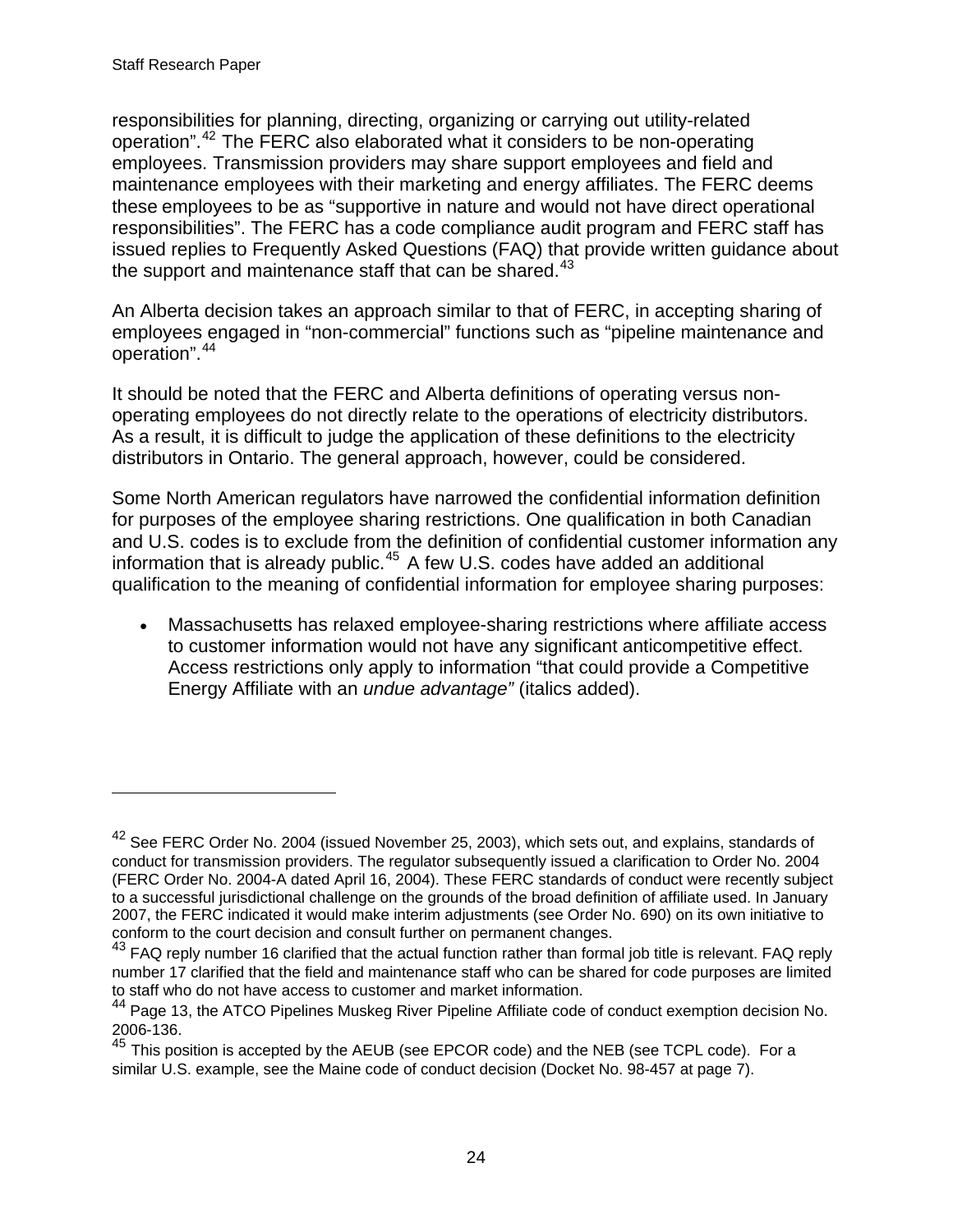responsibilities for planning, directing, organizing or carrying out utility-related operation".[42] The FERC also elaborated what it considers to be non-operating employees. Transmission providers may share support employees and field and maintenance employees with their marketing and energy affiliates. The FERC deems these employees to be as "supportive in nature and would not have direct operational responsibilities". The FERC has a code compliance audit program and FERC staff has issued replies to Frequently Asked Questions (FAQ) that provide written guidance about the support and maintenance staff that can be shared.[43]

An Alberta decision takes an approach similar to that of FERC, in accepting sharing of employees engaged in "non-commercial" functions such as "pipeline maintenance and operation".[44]

It should be noted that the FERC and Alberta definitions of operating versus non-operating employees do not directly relate to the operations of electricity distributors. As a result, it is difficult to judge the application of these definitions to the electricity distributors in Ontario. The general approach, however, could be considered.

Some North American regulators have narrowed the confidential information definition for purposes of the employee sharing restrictions. One qualification in both Canadian and U.S. codes is to exclude from the definition of confidential customer information any information that is already public.[45] A few U.S. codes have added an additional qualification to the meaning of confidential information for employee sharing purposes:

- Massachusetts has relaxed employee-sharing restrictions where affiliate access to customer information would not have any significant anticompetitive effect. Access restrictions only apply to information "that could provide a Competitive Energy Affiliate with an *undue advantage"* (italics added).

---

[42] See FERC Order No. 2004 (issued November 25, 2003), which sets out, and explains, standards of conduct for transmission providers. The regulator subsequently issued a clarification to Order No. 2004 (FERC Order No. 2004-A dated April 16, 2004). These FERC standards of conduct were recently subject to a successful jurisdictional challenge on the grounds of the broad definition of affiliate used. In January 2007, the FERC indicated it would make interim adjustments (see Order No. 690) on its own initiative to conform to the court decision and consult further on permanent changes.

[43] FAQ reply number 16 clarified that the actual function rather than formal job title is relevant. FAQ reply number 17 clarified that the field and maintenance staff who can be shared for code purposes are limited to staff who do not have access to customer and market information.

[44] Page 13, the ATCO Pipelines Muskeg River Pipeline Affiliate code of conduct exemption decision No. 2006-136.

[45] This position is accepted by the AEUB (see EPCOR code) and the NEB (see TCPL code). For a similar U.S. example, see the Maine code of conduct decision (Docket No. 98-457 at page 7).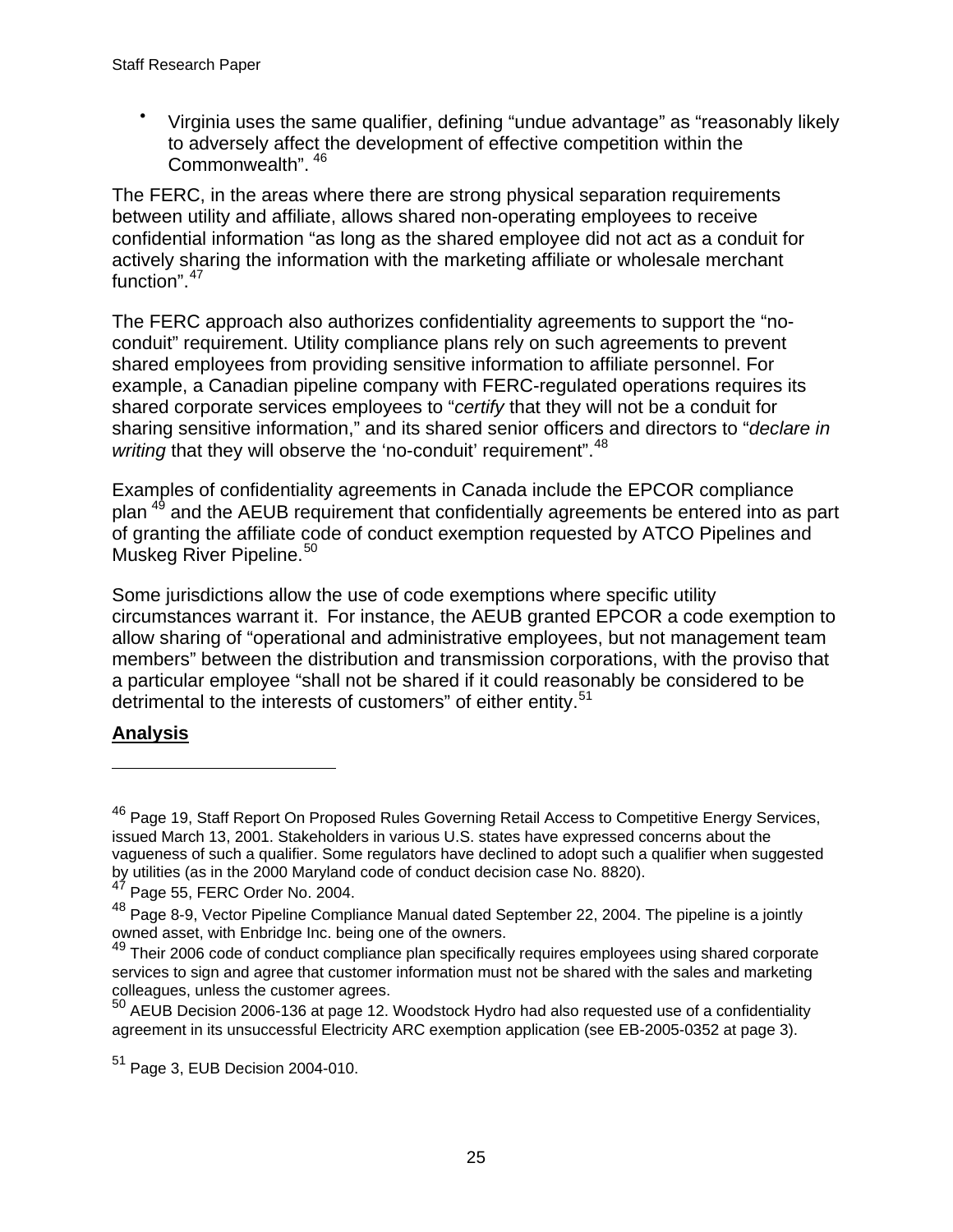- Virginia uses the same qualifier, defining "undue advantage" as "reasonably likely to adversely affect the development of effective competition within the Commonwealth". [46]

The FERC, in the areas where there are strong physical separation requirements between utility and affiliate, allows shared non-operating employees to receive confidential information "as long as the shared employee did not act as a conduit for actively sharing the information with the marketing affiliate or wholesale merchant function".[47]

The FERC approach also authorizes confidentiality agreements to support the "no-conduit" requirement. Utility compliance plans rely on such agreements to prevent shared employees from providing sensitive information to affiliate personnel. For example, a Canadian pipeline company with FERC-regulated operations requires its shared corporate services employees to "*certify* that they will not be a conduit for sharing sensitive information," and its shared senior officers and directors to "*declare in writing* that they will observe the 'no-conduit' requirement".[48]

Examples of confidentiality agreements in Canada include the EPCOR compliance plan [49] and the AEUB requirement that confidentially agreements be entered into as part of granting the affiliate code of conduct exemption requested by ATCO Pipelines and Muskeg River Pipeline.[50]

Some jurisdictions allow the use of code exemptions where specific utility circumstances warrant it. For instance, the AEUB granted EPCOR a code exemption to allow sharing of "operational and administrative employees, but not management team members" between the distribution and transmission corporations, with the proviso that a particular employee "shall not be shared if it could reasonably be considered to be detrimental to the interests of customers" of either entity.[51]

## Analysis

---

[46] Page 19, Staff Report On Proposed Rules Governing Retail Access to Competitive Energy Services, issued March 13, 2001. Stakeholders in various U.S. states have expressed concerns about the vagueness of such a qualifier. Some regulators have declined to adopt such a qualifier when suggested by utilities (as in the 2000 Maryland code of conduct decision case No. 8820).

[47] Page 55, FERC Order No. 2004.

[48] Page 8-9, Vector Pipeline Compliance Manual dated September 22, 2004. The pipeline is a jointly owned asset, with Enbridge Inc. being one of the owners.

[49] Their 2006 code of conduct compliance plan specifically requires employees using shared corporate services to sign and agree that customer information must not be shared with the sales and marketing colleagues, unless the customer agrees.

[50] AEUB Decision 2006-136 at page 12. Woodstock Hydro had also requested use of a confidentiality agreement in its unsuccessful Electricity ARC exemption application (see EB-2005-0352 at page 3).

[51] Page 3, EUB Decision 2004-010.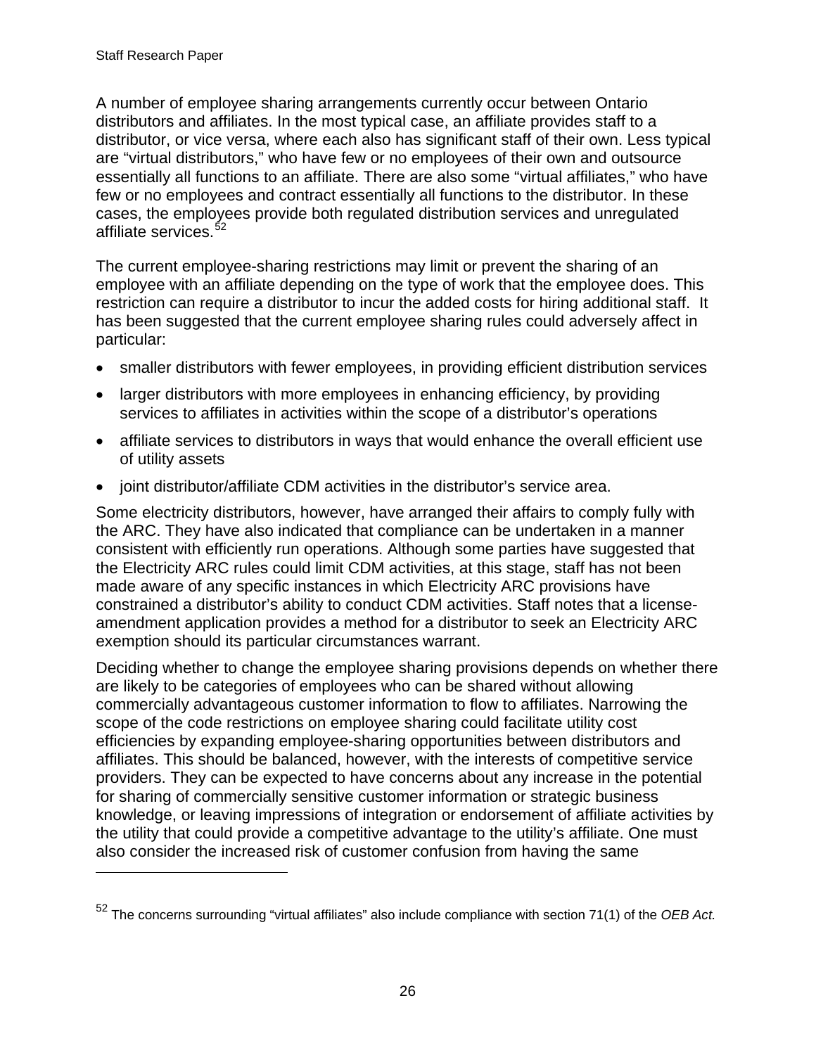A number of employee sharing arrangements currently occur between Ontario distributors and affiliates. In the most typical case, an affiliate provides staff to a distributor, or vice versa, where each also has significant staff of their own. Less typical are "virtual distributors," who have few or no employees of their own and outsource essentially all functions to an affiliate. There are also some "virtual affiliates," who have few or no employees and contract essentially all functions to the distributor. In these cases, the employees provide both regulated distribution services and unregulated affiliate services.[52]

The current employee-sharing restrictions may limit or prevent the sharing of an employee with an affiliate depending on the type of work that the employee does. This restriction can require a distributor to incur the added costs for hiring additional staff. It has been suggested that the current employee sharing rules could adversely affect in particular:

- smaller distributors with fewer employees, in providing efficient distribution services
- larger distributors with more employees in enhancing efficiency, by providing services to affiliates in activities within the scope of a distributor's operations
- affiliate services to distributors in ways that would enhance the overall efficient use of utility assets
- joint distributor/affiliate CDM activities in the distributor's service area.

Some electricity distributors, however, have arranged their affairs to comply fully with the ARC. They have also indicated that compliance can be undertaken in a manner consistent with efficiently run operations. Although some parties have suggested that the Electricity ARC rules could limit CDM activities, at this stage, staff has not been made aware of any specific instances in which Electricity ARC provisions have constrained a distributor's ability to conduct CDM activities. Staff notes that a license-amendment application provides a method for a distributor to seek an Electricity ARC exemption should its particular circumstances warrant.

Deciding whether to change the employee sharing provisions depends on whether there are likely to be categories of employees who can be shared without allowing commercially advantageous customer information to flow to affiliates. Narrowing the scope of the code restrictions on employee sharing could facilitate utility cost efficiencies by expanding employee-sharing opportunities between distributors and affiliates. This should be balanced, however, with the interests of competitive service providers. They can be expected to have concerns about any increase in the potential for sharing of commercially sensitive customer information or strategic business knowledge, or leaving impressions of integration or endorsement of affiliate activities by the utility that could provide a competitive advantage to the utility's affiliate. One must also consider the increased risk of customer confusion from having the same

---

[52] The concerns surrounding "virtual affiliates" also include compliance with section 71(1) of the *OEB Act.*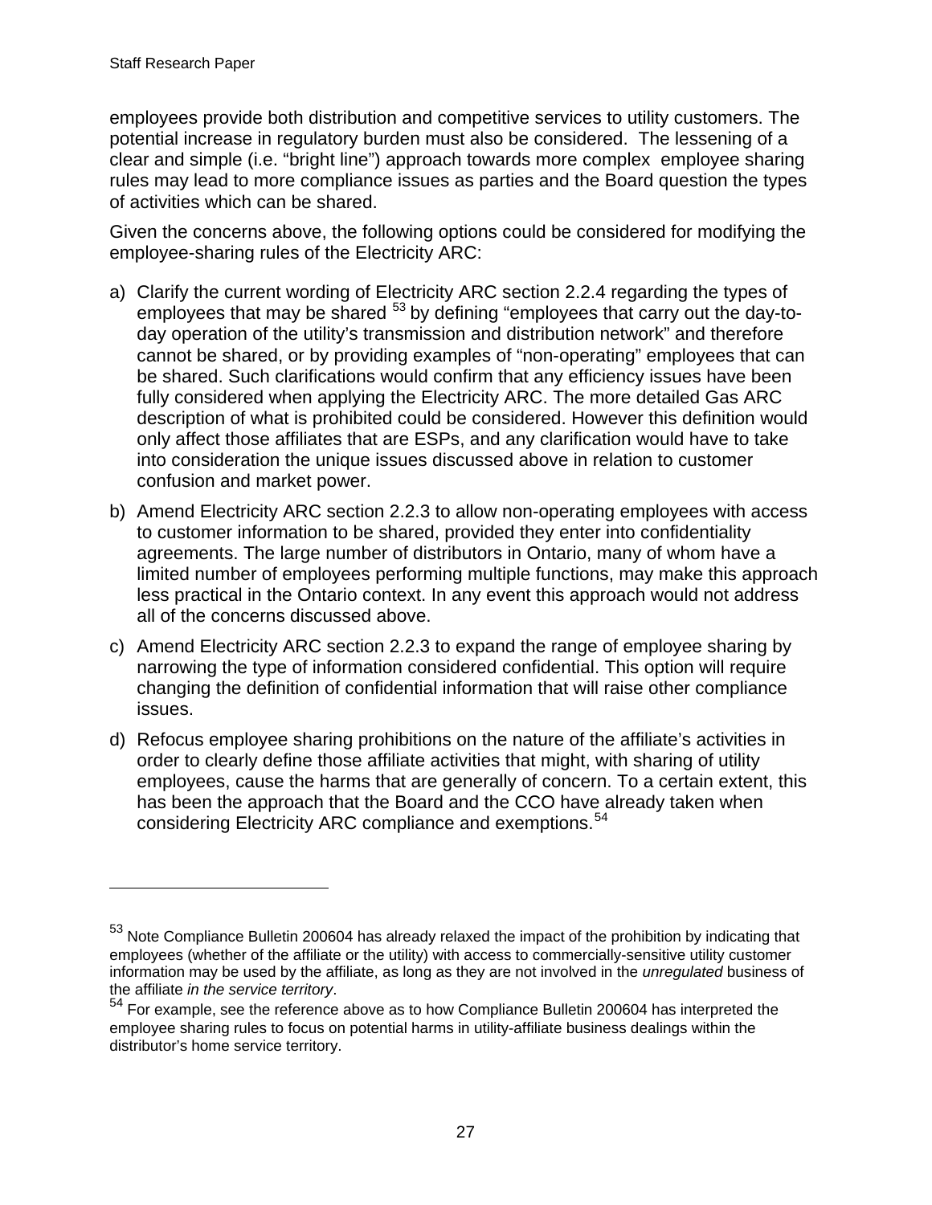employees provide both distribution and competitive services to utility customers. The potential increase in regulatory burden must also be considered. The lessening of a clear and simple (i.e. "bright line") approach towards more complex employee sharing rules may lead to more compliance issues as parties and the Board question the types of activities which can be shared.

Given the concerns above, the following options could be considered for modifying the employee-sharing rules of the Electricity ARC:

a) Clarify the current wording of Electricity ARC section 2.2.4 regarding the types of employees that may be shared [53] by defining "employees that carry out the day-to-day operation of the utility's transmission and distribution network" and therefore cannot be shared, or by providing examples of "non-operating" employees that can be shared. Such clarifications would confirm that any efficiency issues have been fully considered when applying the Electricity ARC. The more detailed Gas ARC description of what is prohibited could be considered. However this definition would only affect those affiliates that are ESPs, and any clarification would have to take into consideration the unique issues discussed above in relation to customer confusion and market power.

b) Amend Electricity ARC section 2.2.3 to allow non-operating employees with access to customer information to be shared, provided they enter into confidentiality agreements. The large number of distributors in Ontario, many of whom have a limited number of employees performing multiple functions, may make this approach less practical in the Ontario context. In any event this approach would not address all of the concerns discussed above.

c) Amend Electricity ARC section 2.2.3 to expand the range of employee sharing by narrowing the type of information considered confidential. This option will require changing the definition of confidential information that will raise other compliance issues.

d) Refocus employee sharing prohibitions on the nature of the affiliate's activities in order to clearly define those affiliate activities that might, with sharing of utility employees, cause the harms that are generally of concern. To a certain extent, this has been the approach that the Board and the CCO have already taken when considering Electricity ARC compliance and exemptions.[54]

---

[53] Note Compliance Bulletin 200604 has already relaxed the impact of the prohibition by indicating that employees (whether of the affiliate or the utility) with access to commercially-sensitive utility customer information may be used by the affiliate, as long as they are not involved in the *unregulated* business of the affiliate *in the service territory*.

[54] For example, see the reference above as to how Compliance Bulletin 200604 has interpreted the employee sharing rules to focus on potential harms in utility-affiliate business dealings within the distributor's home service territory.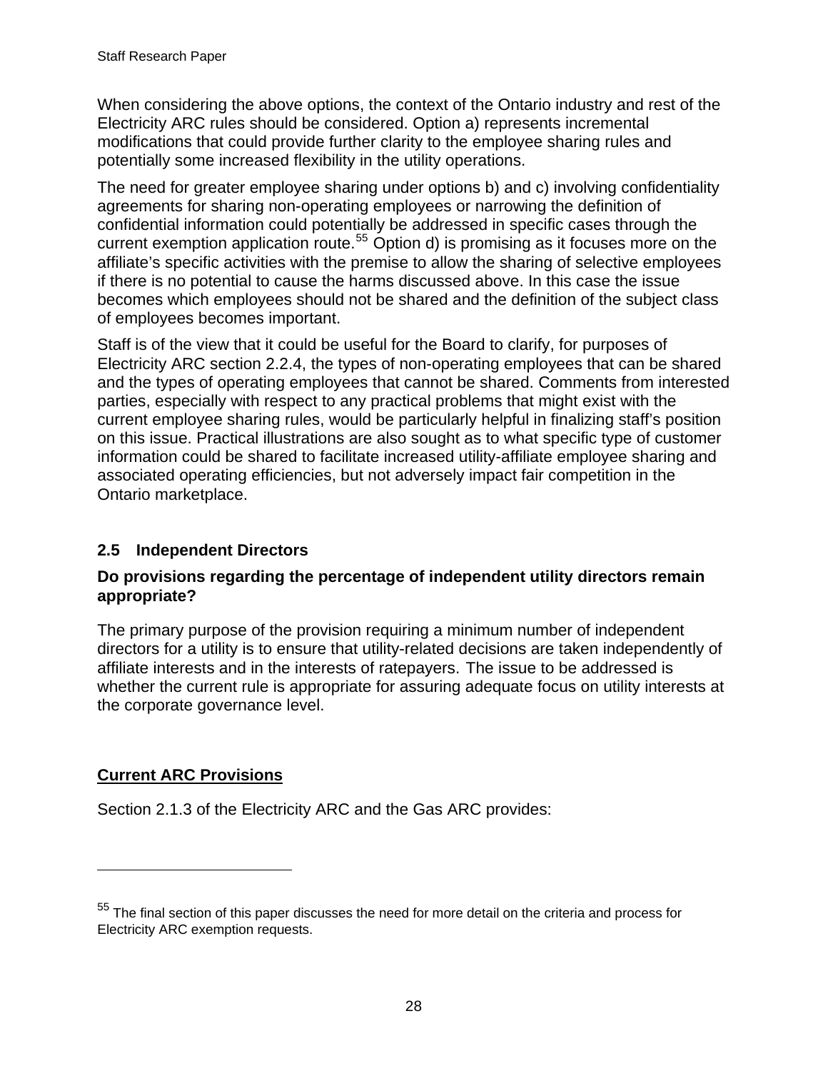When considering the above options, the context of the Ontario industry and rest of the Electricity ARC rules should be considered. Option a) represents incremental modifications that could provide further clarity to the employee sharing rules and potentially some increased flexibility in the utility operations.

The need for greater employee sharing under options b) and c) involving confidentiality agreements for sharing non-operating employees or narrowing the definition of confidential information could potentially be addressed in specific cases through the current exemption application route.[55] Option d) is promising as it focuses more on the affiliate's specific activities with the premise to allow the sharing of selective employees if there is no potential to cause the harms discussed above. In this case the issue becomes which employees should not be shared and the definition of the subject class of employees becomes important.

Staff is of the view that it could be useful for the Board to clarify, for purposes of Electricity ARC section 2.2.4, the types of non-operating employees that can be shared and the types of operating employees that cannot be shared. Comments from interested parties, especially with respect to any practical problems that might exist with the current employee sharing rules, would be particularly helpful in finalizing staff's position on this issue. Practical illustrations are also sought as to what specific type of customer information could be shared to facilitate increased utility-affiliate employee sharing and associated operating efficiencies, but not adversely impact fair competition in the Ontario marketplace.

## 2.5 Independent Directors

**Do provisions regarding the percentage of independent utility directors remain appropriate?**

The primary purpose of the provision requiring a minimum number of independent directors for a utility is to ensure that utility-related decisions are taken independently of affiliate interests and in the interests of ratepayers. The issue to be addressed is whether the current rule is appropriate for assuring adequate focus on utility interests at the corporate governance level.

**<u>Current ARC Provisions</u>**

Section 2.1.3 of the Electricity ARC and the Gas ARC provides:

---

[55] The final section of this paper discusses the need for more detail on the criteria and process for Electricity ARC exemption requests.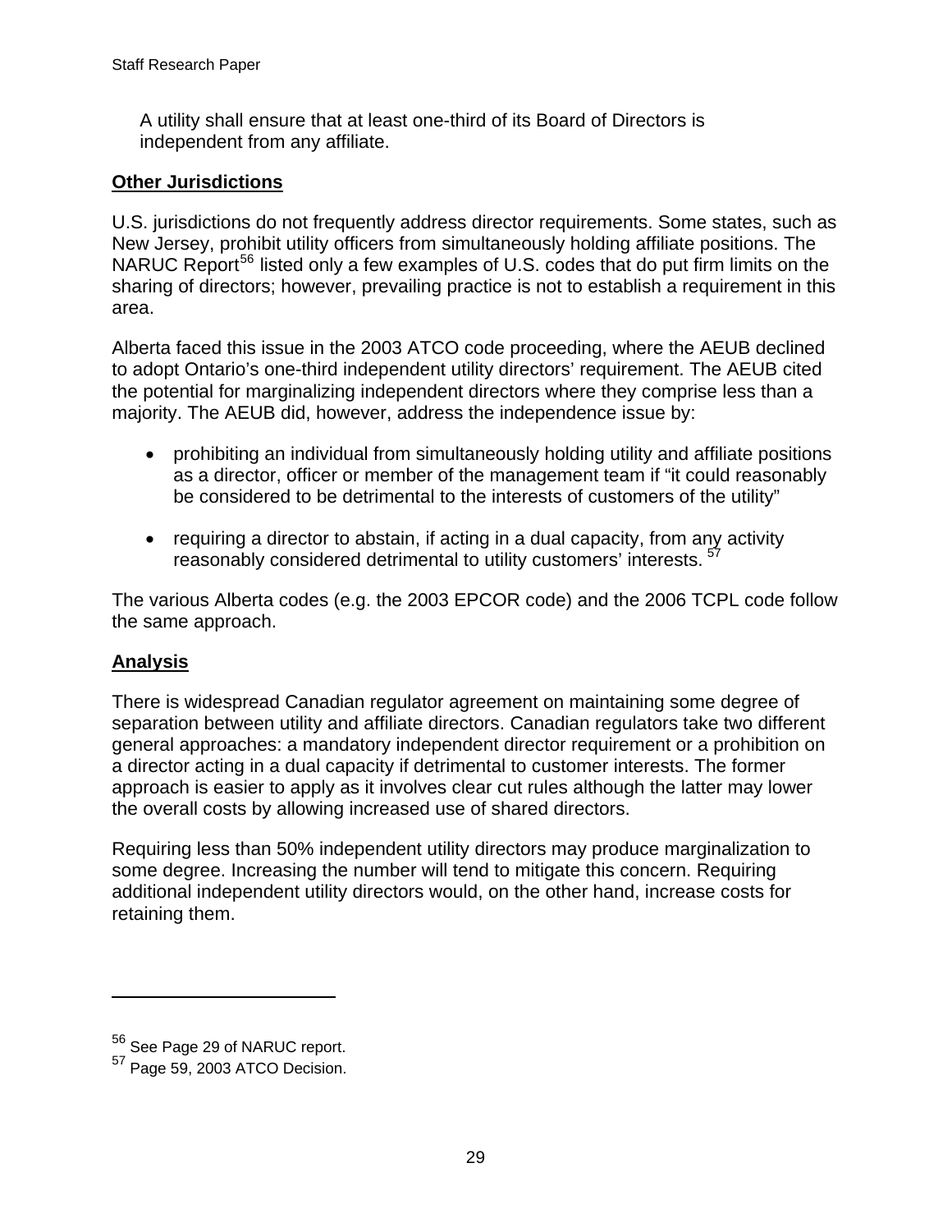A utility shall ensure that at least one-third of its Board of Directors is independent from any affiliate.

**Other Jurisdictions**

U.S. jurisdictions do not frequently address director requirements. Some states, such as New Jersey, prohibit utility officers from simultaneously holding affiliate positions. The NARUC Report[56] listed only a few examples of U.S. codes that do put firm limits on the sharing of directors; however, prevailing practice is not to establish a requirement in this area.

Alberta faced this issue in the 2003 ATCO code proceeding, where the AEUB declined to adopt Ontario's one-third independent utility directors' requirement. The AEUB cited the potential for marginalizing independent directors where they comprise less than a majority. The AEUB did, however, address the independence issue by:

- prohibiting an individual from simultaneously holding utility and affiliate positions as a director, officer or member of the management team if "it could reasonably be considered to be detrimental to the interests of customers of the utility"

- requiring a director to abstain, if acting in a dual capacity, from any activity reasonably considered detrimental to utility customers' interests. [57]

The various Alberta codes (e.g. the 2003 EPCOR code) and the 2006 TCPL code follow the same approach.

**Analysis**

There is widespread Canadian regulator agreement on maintaining some degree of separation between utility and affiliate directors. Canadian regulators take two different general approaches: a mandatory independent director requirement or a prohibition on a director acting in a dual capacity if detrimental to customer interests. The former approach is easier to apply as it involves clear cut rules although the latter may lower the overall costs by allowing increased use of shared directors.

Requiring less than 50% independent utility directors may produce marginalization to some degree. Increasing the number will tend to mitigate this concern. Requiring additional independent utility directors would, on the other hand, increase costs for retaining them.

---

[56] See Page 29 of NARUC report.
[57] Page 59, 2003 ATCO Decision.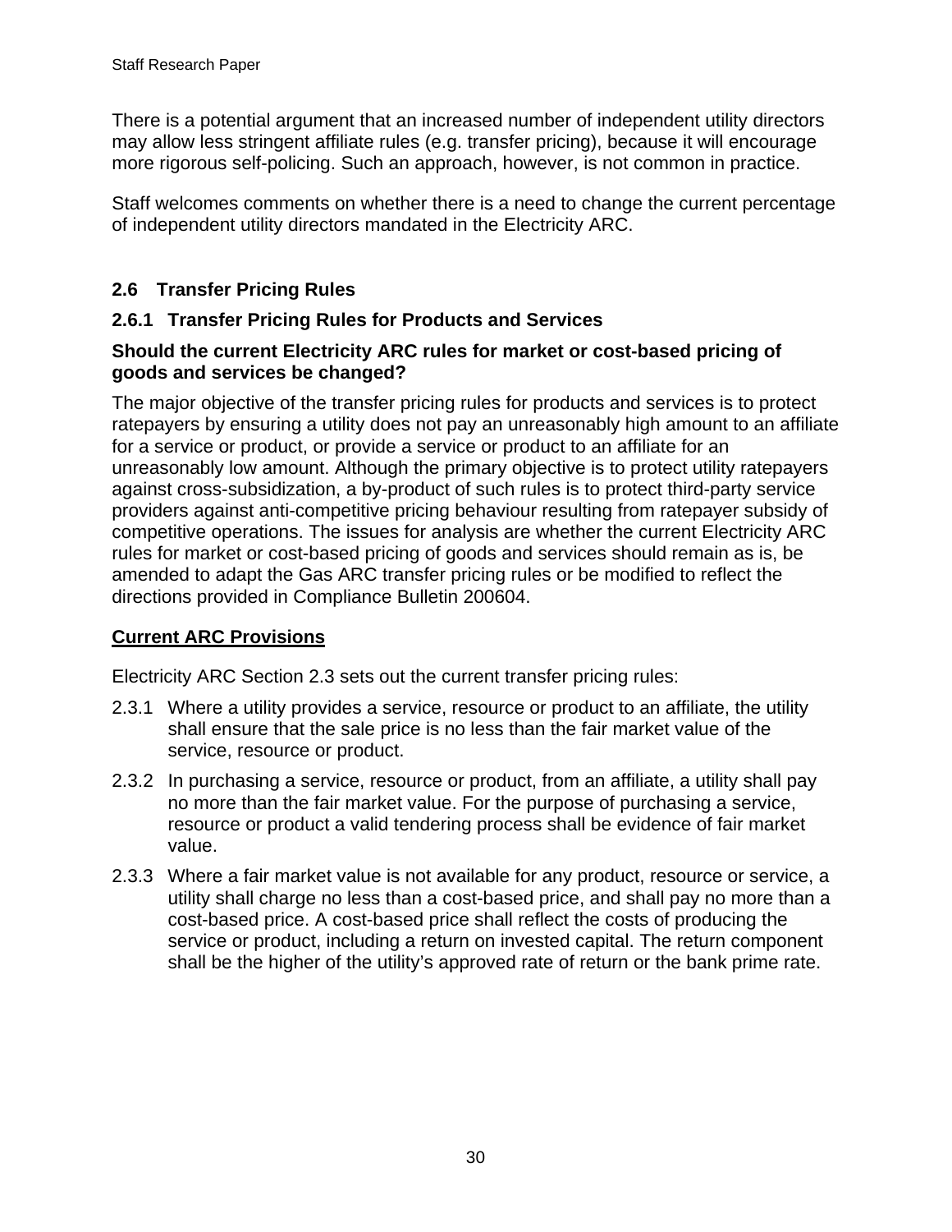There is a potential argument that an increased number of independent utility directors may allow less stringent affiliate rules (e.g. transfer pricing), because it will encourage more rigorous self-policing. Such an approach, however, is not common in practice.

Staff welcomes comments on whether there is a need to change the current percentage of independent utility directors mandated in the Electricity ARC.

## 2.6 Transfer Pricing Rules

### 2.6.1 Transfer Pricing Rules for Products and Services

**Should the current Electricity ARC rules for market or cost-based pricing of goods and services be changed?**

The major objective of the transfer pricing rules for products and services is to protect ratepayers by ensuring a utility does not pay an unreasonably high amount to an affiliate for a service or product, or provide a service or product to an affiliate for an unreasonably low amount. Although the primary objective is to protect utility ratepayers against cross-subsidization, a by-product of such rules is to protect third-party service providers against anti-competitive pricing behaviour resulting from ratepayer subsidy of competitive operations. The issues for analysis are whether the current Electricity ARC rules for market or cost-based pricing of goods and services should remain as is, be amended to adapt the Gas ARC transfer pricing rules or be modified to reflect the directions provided in Compliance Bulletin 200604.

**Current ARC Provisions**

Electricity ARC Section 2.3 sets out the current transfer pricing rules:

2.3.1 Where a utility provides a service, resource or product to an affiliate, the utility shall ensure that the sale price is no less than the fair market value of the service, resource or product.

2.3.2 In purchasing a service, resource or product, from an affiliate, a utility shall pay no more than the fair market value. For the purpose of purchasing a service, resource or product a valid tendering process shall be evidence of fair market value.

2.3.3 Where a fair market value is not available for any product, resource or service, a utility shall charge no less than a cost-based price, and shall pay no more than a cost-based price. A cost-based price shall reflect the costs of producing the service or product, including a return on invested capital. The return component shall be the higher of the utility's approved rate of return or the bank prime rate.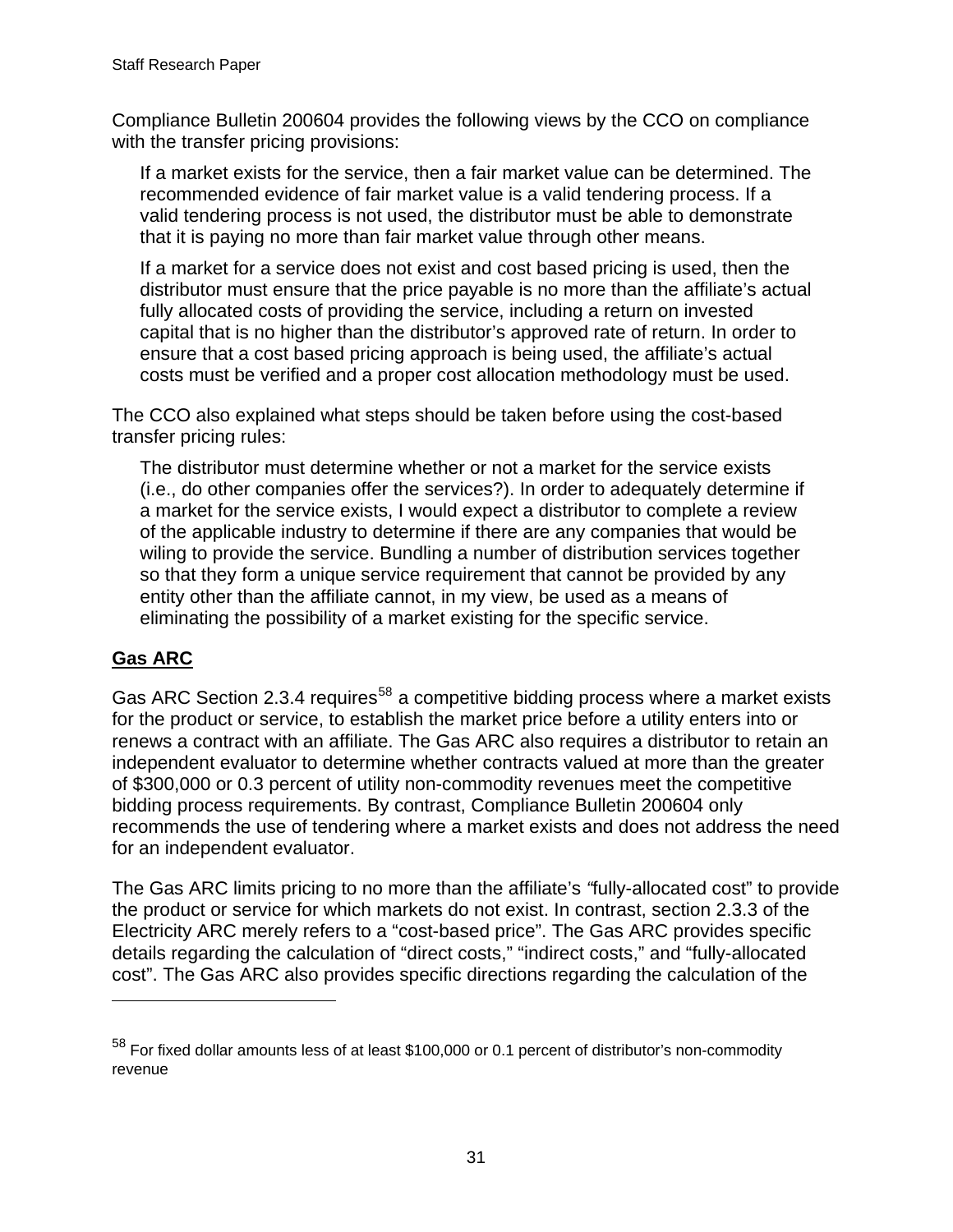Compliance Bulletin 200604 provides the following views by the CCO on compliance with the transfer pricing provisions:

> If a market exists for the service, then a fair market value can be determined. The recommended evidence of fair market value is a valid tendering process. If a valid tendering process is not used, the distributor must be able to demonstrate that it is paying no more than fair market value through other means.
>
> If a market for a service does not exist and cost based pricing is used, then the distributor must ensure that the price payable is no more than the affiliate's actual fully allocated costs of providing the service, including a return on invested capital that is no higher than the distributor's approved rate of return. In order to ensure that a cost based pricing approach is being used, the affiliate's actual costs must be verified and a proper cost allocation methodology must be used.

The CCO also explained what steps should be taken before using the cost-based transfer pricing rules:

> The distributor must determine whether or not a market for the service exists (i.e., do other companies offer the services?). In order to adequately determine if a market for the service exists, I would expect a distributor to complete a review of the applicable industry to determine if there are any companies that would be wiling to provide the service. Bundling a number of distribution services together so that they form a unique service requirement that cannot be provided by any entity other than the affiliate cannot, in my view, be used as a means of eliminating the possibility of a market existing for the specific service.

**Gas ARC**

Gas ARC Section 2.3.4 requires[58] a competitive bidding process where a market exists for the product or service, to establish the market price before a utility enters into or renews a contract with an affiliate. The Gas ARC also requires a distributor to retain an independent evaluator to determine whether contracts valued at more than the greater of $300,000 or 0.3 percent of utility non-commodity revenues meet the competitive bidding process requirements. By contrast, Compliance Bulletin 200604 only recommends the use of tendering where a market exists and does not address the need for an independent evaluator.

The Gas ARC limits pricing to no more than the affiliate's "fully-allocated cost" to provide the product or service for which markets do not exist. In contrast, section 2.3.3 of the Electricity ARC merely refers to a "cost-based price". The Gas ARC provides specific details regarding the calculation of "direct costs," "indirect costs," and "fully-allocated cost". The Gas ARC also provides specific directions regarding the calculation of the

[58] For fixed dollar amounts less of at least $100,000 or 0.1 percent of distributor's non-commodity revenue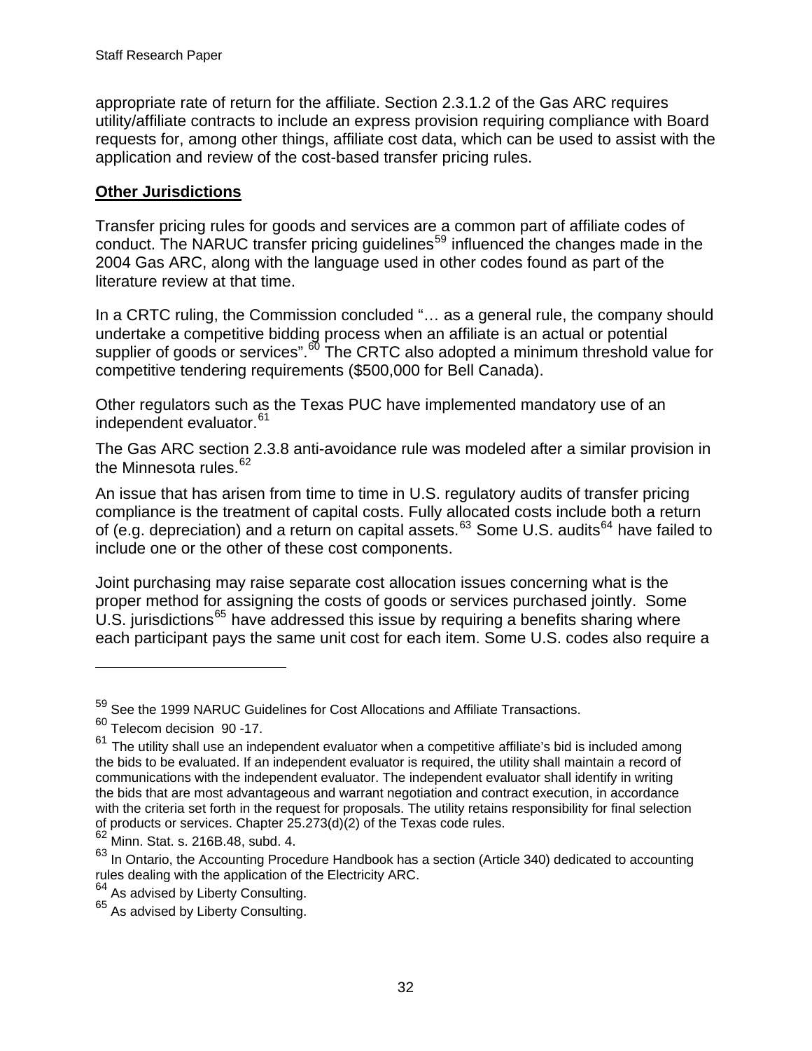appropriate rate of return for the affiliate. Section 2.3.1.2 of the Gas ARC requires utility/affiliate contracts to include an express provision requiring compliance with Board requests for, among other things, affiliate cost data, which can be used to assist with the application and review of the cost-based transfer pricing rules.

**Other Jurisdictions**

Transfer pricing rules for goods and services are a common part of affiliate codes of conduct. The NARUC transfer pricing guidelines[59] influenced the changes made in the 2004 Gas ARC, along with the language used in other codes found as part of the literature review at that time.

In a CRTC ruling, the Commission concluded "… as a general rule, the company should undertake a competitive bidding process when an affiliate is an actual or potential supplier of goods or services".[60] The CRTC also adopted a minimum threshold value for competitive tendering requirements ($500,000 for Bell Canada).

Other regulators such as the Texas PUC have implemented mandatory use of an independent evaluator.[61]

The Gas ARC section 2.3.8 anti-avoidance rule was modeled after a similar provision in the Minnesota rules.[62]

An issue that has arisen from time to time in U.S. regulatory audits of transfer pricing compliance is the treatment of capital costs. Fully allocated costs include both a return of (e.g. depreciation) and a return on capital assets.[63] Some U.S. audits[64] have failed to include one or the other of these cost components.

Joint purchasing may raise separate cost allocation issues concerning what is the proper method for assigning the costs of goods or services purchased jointly. Some U.S. jurisdictions[65] have addressed this issue by requiring a benefits sharing where each participant pays the same unit cost for each item. Some U.S. codes also require a

---

[59] See the 1999 NARUC Guidelines for Cost Allocations and Affiliate Transactions.

[60] Telecom decision 90 -17.

[61] The utility shall use an independent evaluator when a competitive affiliate's bid is included among the bids to be evaluated. If an independent evaluator is required, the utility shall maintain a record of communications with the independent evaluator. The independent evaluator shall identify in writing the bids that are most advantageous and warrant negotiation and contract execution, in accordance with the criteria set forth in the request for proposals. The utility retains responsibility for final selection of products or services. Chapter 25.273(d)(2) of the Texas code rules.

[62] Minn. Stat. s. 216B.48, subd. 4.

[63] In Ontario, the Accounting Procedure Handbook has a section (Article 340) dedicated to accounting rules dealing with the application of the Electricity ARC.

[64] As advised by Liberty Consulting.

[65] As advised by Liberty Consulting.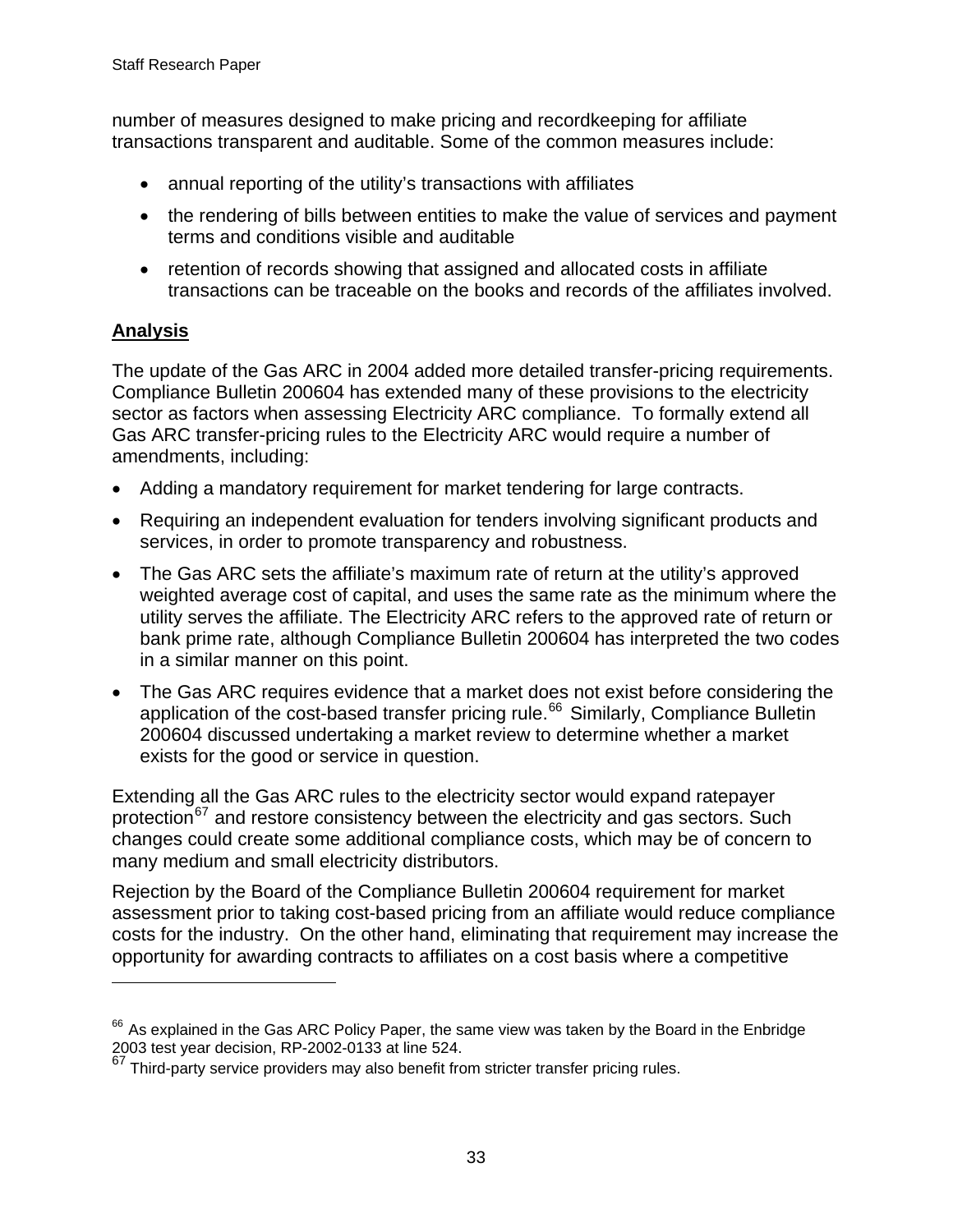number of measures designed to make pricing and recordkeeping for affiliate transactions transparent and auditable. Some of the common measures include:

- annual reporting of the utility's transactions with affiliates
- the rendering of bills between entities to make the value of services and payment terms and conditions visible and auditable
- retention of records showing that assigned and allocated costs in affiliate transactions can be traceable on the books and records of the affiliates involved.

**Analysis**

The update of the Gas ARC in 2004 added more detailed transfer-pricing requirements. Compliance Bulletin 200604 has extended many of these provisions to the electricity sector as factors when assessing Electricity ARC compliance. To formally extend all Gas ARC transfer-pricing rules to the Electricity ARC would require a number of amendments, including:

- Adding a mandatory requirement for market tendering for large contracts.
- Requiring an independent evaluation for tenders involving significant products and services, in order to promote transparency and robustness.
- The Gas ARC sets the affiliate's maximum rate of return at the utility's approved weighted average cost of capital, and uses the same rate as the minimum where the utility serves the affiliate. The Electricity ARC refers to the approved rate of return or bank prime rate, although Compliance Bulletin 200604 has interpreted the two codes in a similar manner on this point.
- The Gas ARC requires evidence that a market does not exist before considering the application of the cost-based transfer pricing rule.[66] Similarly, Compliance Bulletin 200604 discussed undertaking a market review to determine whether a market exists for the good or service in question.

Extending all the Gas ARC rules to the electricity sector would expand ratepayer protection[67] and restore consistency between the electricity and gas sectors. Such changes could create some additional compliance costs, which may be of concern to many medium and small electricity distributors.

Rejection by the Board of the Compliance Bulletin 200604 requirement for market assessment prior to taking cost-based pricing from an affiliate would reduce compliance costs for the industry. On the other hand, eliminating that requirement may increase the opportunity for awarding contracts to affiliates on a cost basis where a competitive

---

[66] As explained in the Gas ARC Policy Paper, the same view was taken by the Board in the Enbridge 2003 test year decision, RP-2002-0133 at line 524.

[67] Third-party service providers may also benefit from stricter transfer pricing rules.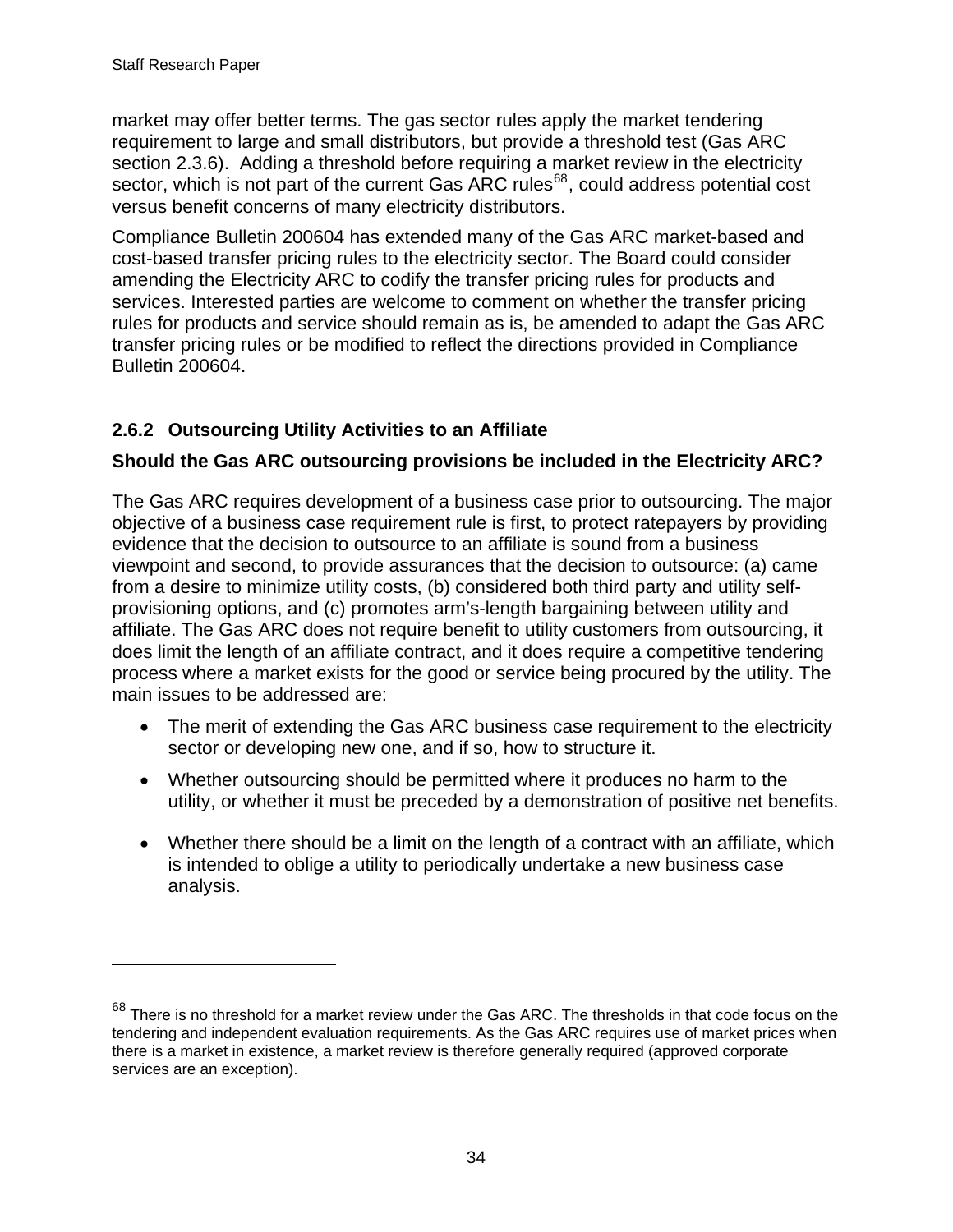market may offer better terms. The gas sector rules apply the market tendering requirement to large and small distributors, but provide a threshold test (Gas ARC section 2.3.6). Adding a threshold before requiring a market review in the electricity sector, which is not part of the current Gas ARC rules[68], could address potential cost versus benefit concerns of many electricity distributors.

Compliance Bulletin 200604 has extended many of the Gas ARC market-based and cost-based transfer pricing rules to the electricity sector. The Board could consider amending the Electricity ARC to codify the transfer pricing rules for products and services. Interested parties are welcome to comment on whether the transfer pricing rules for products and service should remain as is, be amended to adapt the Gas ARC transfer pricing rules or be modified to reflect the directions provided in Compliance Bulletin 200604.

### 2.6.2 Outsourcing Utility Activities to an Affiliate

**Should the Gas ARC outsourcing provisions be included in the Electricity ARC?**

The Gas ARC requires development of a business case prior to outsourcing. The major objective of a business case requirement rule is first, to protect ratepayers by providing evidence that the decision to outsource to an affiliate is sound from a business viewpoint and second, to provide assurances that the decision to outsource: (a) came from a desire to minimize utility costs, (b) considered both third party and utility self-provisioning options, and (c) promotes arm's-length bargaining between utility and affiliate. The Gas ARC does not require benefit to utility customers from outsourcing, it does limit the length of an affiliate contract, and it does require a competitive tendering process where a market exists for the good or service being procured by the utility. The main issues to be addressed are:

- The merit of extending the Gas ARC business case requirement to the electricity sector or developing new one, and if so, how to structure it.
- Whether outsourcing should be permitted where it produces no harm to the utility, or whether it must be preceded by a demonstration of positive net benefits.
- Whether there should be a limit on the length of a contract with an affiliate, which is intended to oblige a utility to periodically undertake a new business case analysis.

---

[68] There is no threshold for a market review under the Gas ARC. The thresholds in that code focus on the tendering and independent evaluation requirements. As the Gas ARC requires use of market prices when there is a market in existence, a market review is therefore generally required (approved corporate services are an exception).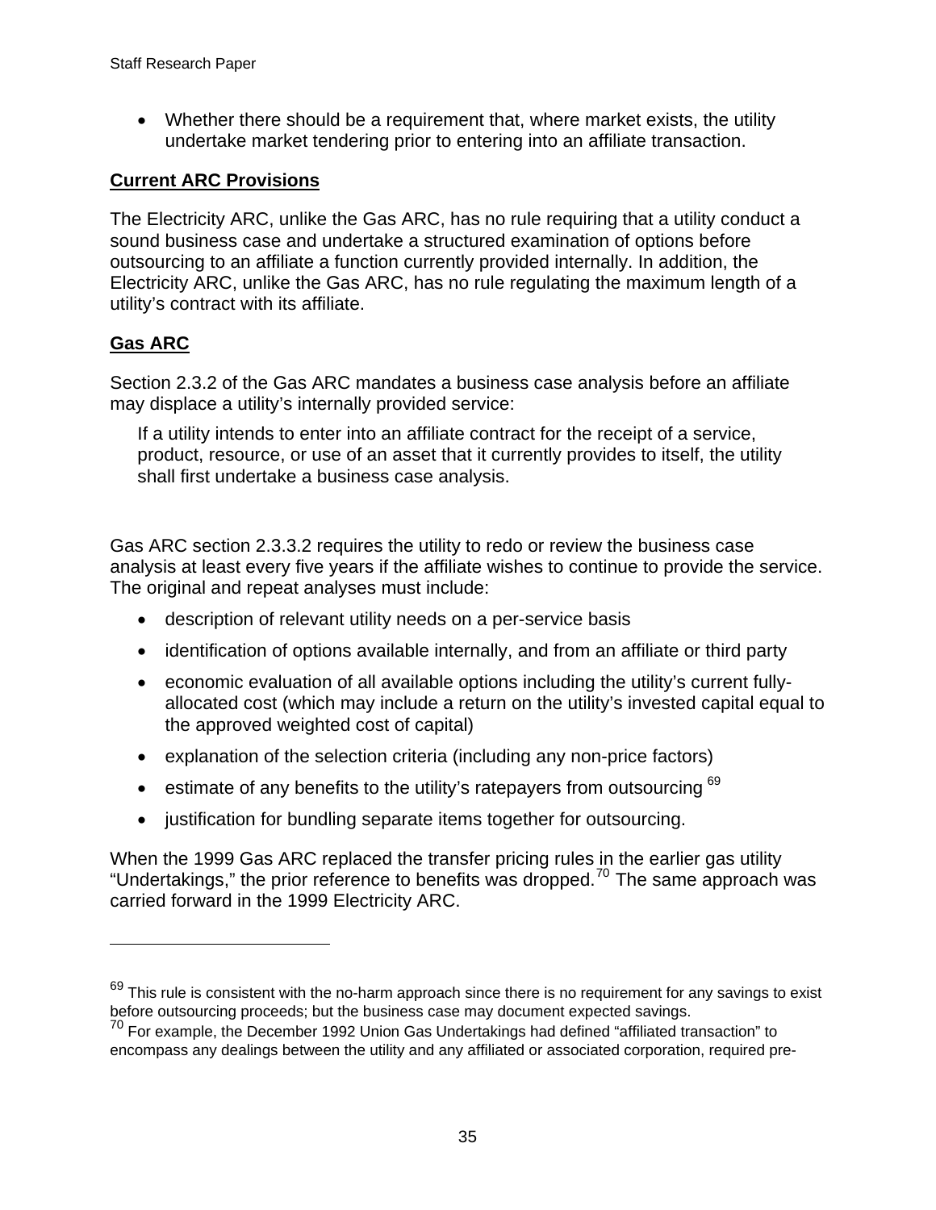- Whether there should be a requirement that, where market exists, the utility undertake market tendering prior to entering into an affiliate transaction.

**Current ARC Provisions**

The Electricity ARC, unlike the Gas ARC, has no rule requiring that a utility conduct a sound business case and undertake a structured examination of options before outsourcing to an affiliate a function currently provided internally. In addition, the Electricity ARC, unlike the Gas ARC, has no rule regulating the maximum length of a utility's contract with its affiliate.

**Gas ARC**

Section 2.3.2 of the Gas ARC mandates a business case analysis before an affiliate may displace a utility's internally provided service:

> If a utility intends to enter into an affiliate contract for the receipt of a service, product, resource, or use of an asset that it currently provides to itself, the utility shall first undertake a business case analysis.

Gas ARC section 2.3.3.2 requires the utility to redo or review the business case analysis at least every five years if the affiliate wishes to continue to provide the service. The original and repeat analyses must include:

- description of relevant utility needs on a per-service basis
- identification of options available internally, and from an affiliate or third party
- economic evaluation of all available options including the utility's current fully-allocated cost (which may include a return on the utility's invested capital equal to the approved weighted cost of capital)
- explanation of the selection criteria (including any non-price factors)
- estimate of any benefits to the utility's ratepayers from outsourcing [69]
- justification for bundling separate items together for outsourcing.

When the 1999 Gas ARC replaced the transfer pricing rules in the earlier gas utility "Undertakings," the prior reference to benefits was dropped.[70] The same approach was carried forward in the 1999 Electricity ARC.

---

[69] This rule is consistent with the no-harm approach since there is no requirement for any savings to exist before outsourcing proceeds; but the business case may document expected savings.

[70] For example, the December 1992 Union Gas Undertakings had defined "affiliated transaction" to encompass any dealings between the utility and any affiliated or associated corporation, required pre-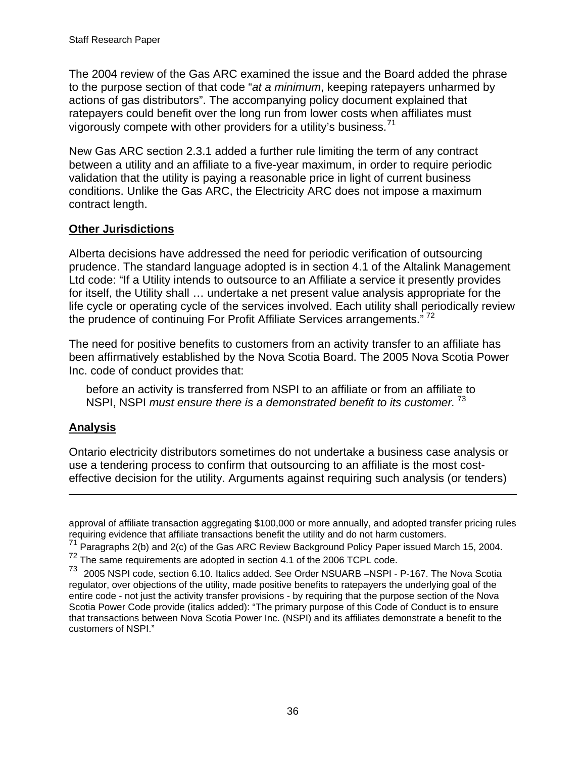The 2004 review of the Gas ARC examined the issue and the Board added the phrase to the purpose section of that code "*at a minimum*, keeping ratepayers unharmed by actions of gas distributors". The accompanying policy document explained that ratepayers could benefit over the long run from lower costs when affiliates must vigorously compete with other providers for a utility's business.[71]

New Gas ARC section 2.3.1 added a further rule limiting the term of any contract between a utility and an affiliate to a five-year maximum, in order to require periodic validation that the utility is paying a reasonable price in light of current business conditions. Unlike the Gas ARC, the Electricity ARC does not impose a maximum contract length.

**Other Jurisdictions**

Alberta decisions have addressed the need for periodic verification of outsourcing prudence. The standard language adopted is in section 4.1 of the Altalink Management Ltd code: "If a Utility intends to outsource to an Affiliate a service it presently provides for itself, the Utility shall … undertake a net present value analysis appropriate for the life cycle or operating cycle of the services involved. Each utility shall periodically review the prudence of continuing For Profit Affiliate Services arrangements."[72]

The need for positive benefits to customers from an activity transfer to an affiliate has been affirmatively established by the Nova Scotia Board. The 2005 Nova Scotia Power Inc. code of conduct provides that:

> before an activity is transferred from NSPI to an affiliate or from an affiliate to NSPI, NSPI *must ensure there is a demonstrated benefit to its customer.*[73]

**Analysis**

Ontario electricity distributors sometimes do not undertake a business case analysis or use a tendering process to confirm that outsourcing to an affiliate is the most cost-effective decision for the utility. Arguments against requiring such analysis (or tenders)

---

approval of affiliate transaction aggregating $100,000 or more annually, and adopted transfer pricing rules requiring evidence that affiliate transactions benefit the utility and do not harm customers.

[71] Paragraphs 2(b) and 2(c) of the Gas ARC Review Background Policy Paper issued March 15, 2004.

[72] The same requirements are adopted in section 4.1 of the 2006 TCPL code.

[73] 2005 NSPI code, section 6.10. Italics added. See Order NSUARB –NSPI - P-167. The Nova Scotia regulator, over objections of the utility, made positive benefits to ratepayers the underlying goal of the entire code - not just the activity transfer provisions - by requiring that the purpose section of the Nova Scotia Power Code provide (italics added): "The primary purpose of this Code of Conduct is to ensure that transactions between Nova Scotia Power Inc. (NSPI) and its affiliates demonstrate a benefit to the customers of NSPI."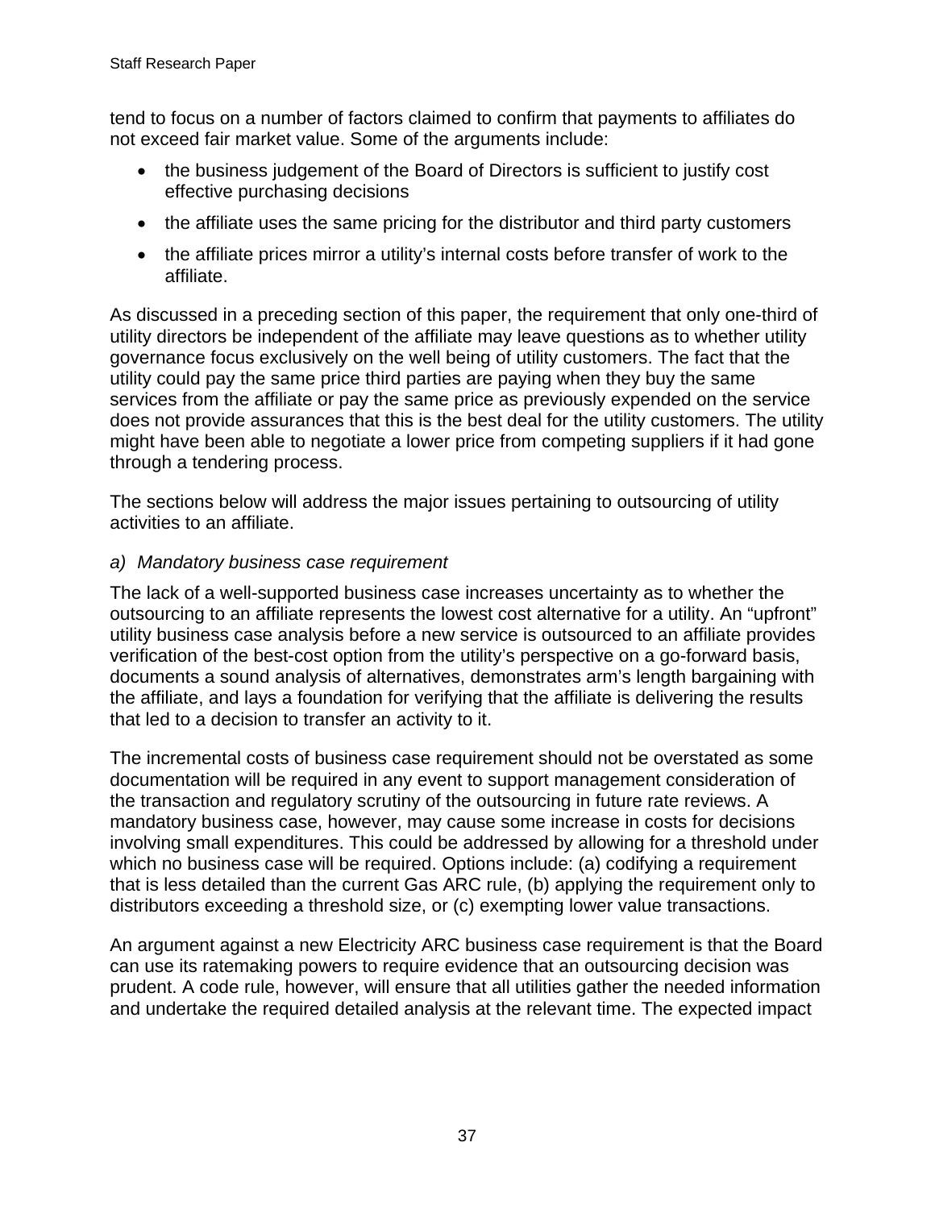tend to focus on a number of factors claimed to confirm that payments to affiliates do not exceed fair market value. Some of the arguments include:

- the business judgement of the Board of Directors is sufficient to justify cost effective purchasing decisions
- the affiliate uses the same pricing for the distributor and third party customers
- the affiliate prices mirror a utility's internal costs before transfer of work to the affiliate.

As discussed in a preceding section of this paper, the requirement that only one-third of utility directors be independent of the affiliate may leave questions as to whether utility governance focus exclusively on the well being of utility customers. The fact that the utility could pay the same price third parties are paying when they buy the same services from the affiliate or pay the same price as previously expended on the service does not provide assurances that this is the best deal for the utility customers. The utility might have been able to negotiate a lower price from competing suppliers if it had gone through a tendering process.

The sections below will address the major issues pertaining to outsourcing of utility activities to an affiliate.

*a) Mandatory business case requirement*

The lack of a well-supported business case increases uncertainty as to whether the outsourcing to an affiliate represents the lowest cost alternative for a utility. An "upfront" utility business case analysis before a new service is outsourced to an affiliate provides verification of the best-cost option from the utility's perspective on a go-forward basis, documents a sound analysis of alternatives, demonstrates arm's length bargaining with the affiliate, and lays a foundation for verifying that the affiliate is delivering the results that led to a decision to transfer an activity to it.

The incremental costs of business case requirement should not be overstated as some documentation will be required in any event to support management consideration of the transaction and regulatory scrutiny of the outsourcing in future rate reviews. A mandatory business case, however, may cause some increase in costs for decisions involving small expenditures. This could be addressed by allowing for a threshold under which no business case will be required. Options include: (a) codifying a requirement that is less detailed than the current Gas ARC rule, (b) applying the requirement only to distributors exceeding a threshold size, or (c) exempting lower value transactions.

An argument against a new Electricity ARC business case requirement is that the Board can use its ratemaking powers to require evidence that an outsourcing decision was prudent. A code rule, however, will ensure that all utilities gather the needed information and undertake the required detailed analysis at the relevant time. The expected impact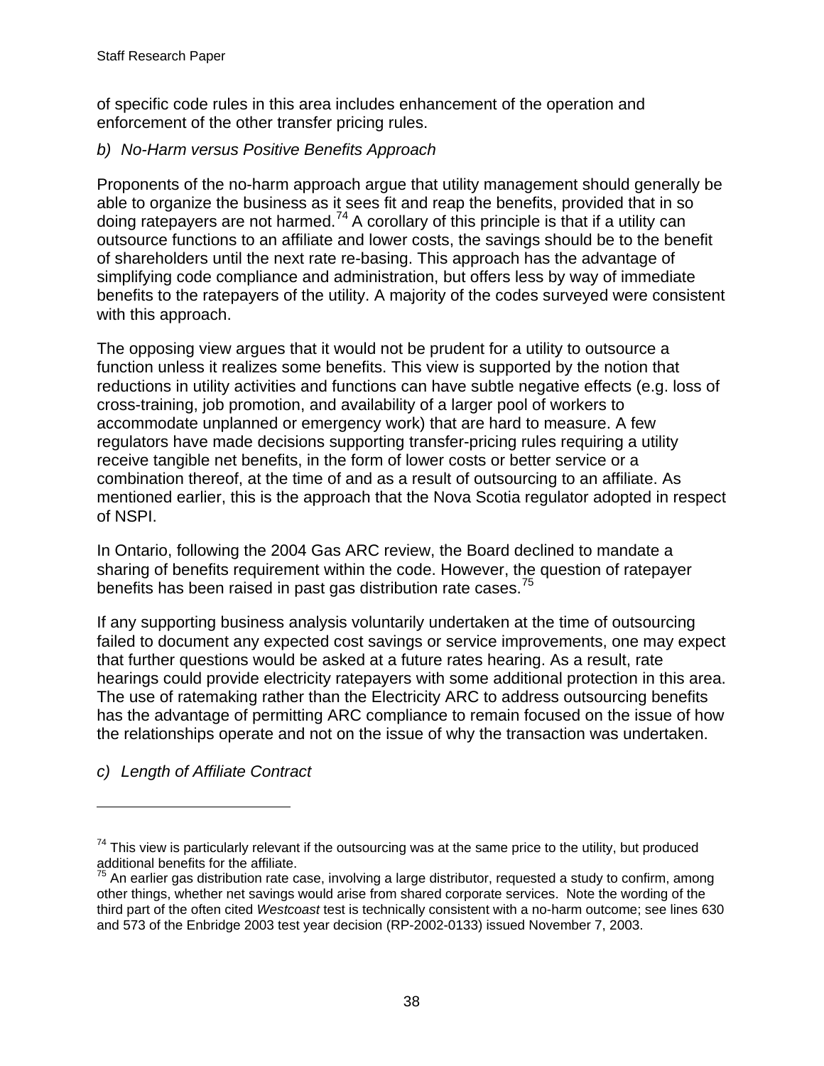of specific code rules in this area includes enhancement of the operation and enforcement of the other transfer pricing rules.

*b) No-Harm versus Positive Benefits Approach*

Proponents of the no-harm approach argue that utility management should generally be able to organize the business as it sees fit and reap the benefits, provided that in so doing ratepayers are not harmed.[74] A corollary of this principle is that if a utility can outsource functions to an affiliate and lower costs, the savings should be to the benefit of shareholders until the next rate re-basing. This approach has the advantage of simplifying code compliance and administration, but offers less by way of immediate benefits to the ratepayers of the utility. A majority of the codes surveyed were consistent with this approach.

The opposing view argues that it would not be prudent for a utility to outsource a function unless it realizes some benefits. This view is supported by the notion that reductions in utility activities and functions can have subtle negative effects (e.g. loss of cross-training, job promotion, and availability of a larger pool of workers to accommodate unplanned or emergency work) that are hard to measure. A few regulators have made decisions supporting transfer-pricing rules requiring a utility receive tangible net benefits, in the form of lower costs or better service or a combination thereof, at the time of and as a result of outsourcing to an affiliate. As mentioned earlier, this is the approach that the Nova Scotia regulator adopted in respect of NSPI.

In Ontario, following the 2004 Gas ARC review, the Board declined to mandate a sharing of benefits requirement within the code. However, the question of ratepayer benefits has been raised in past gas distribution rate cases.[75]

If any supporting business analysis voluntarily undertaken at the time of outsourcing failed to document any expected cost savings or service improvements, one may expect that further questions would be asked at a future rates hearing. As a result, rate hearings could provide electricity ratepayers with some additional protection in this area. The use of ratemaking rather than the Electricity ARC to address outsourcing benefits has the advantage of permitting ARC compliance to remain focused on the issue of how the relationships operate and not on the issue of why the transaction was undertaken.

*c) Length of Affiliate Contract*

---

[74] This view is particularly relevant if the outsourcing was at the same price to the utility, but produced additional benefits for the affiliate.

[75] An earlier gas distribution rate case, involving a large distributor, requested a study to confirm, among other things, whether net savings would arise from shared corporate services. Note the wording of the third part of the often cited *Westcoast* test is technically consistent with a no-harm outcome; see lines 630 and 573 of the Enbridge 2003 test year decision (RP-2002-0133) issued November 7, 2003.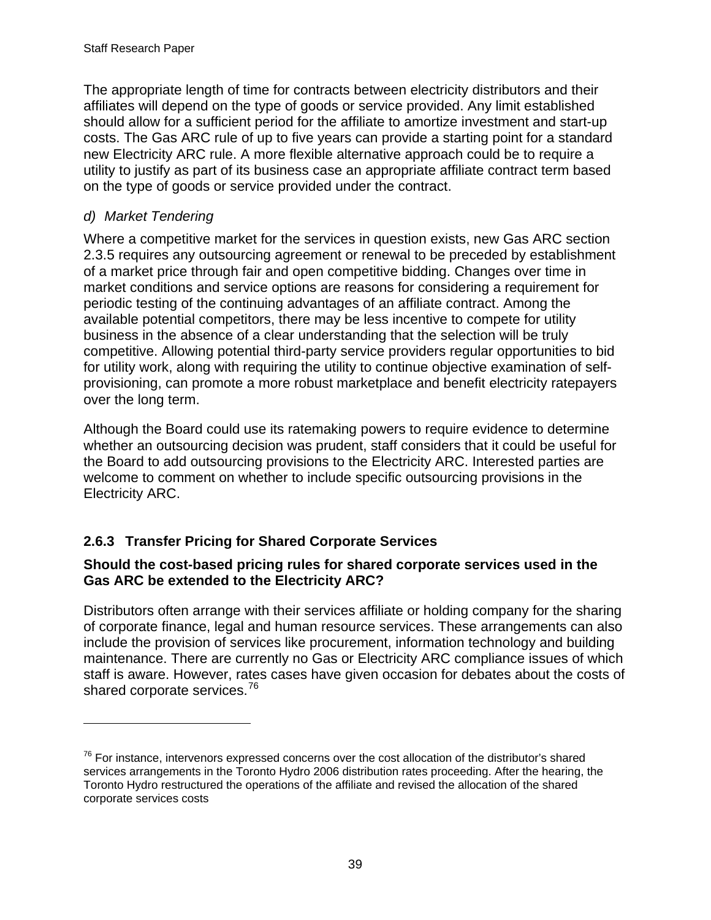The appropriate length of time for contracts between electricity distributors and their affiliates will depend on the type of goods or service provided. Any limit established should allow for a sufficient period for the affiliate to amortize investment and start-up costs. The Gas ARC rule of up to five years can provide a starting point for a standard new Electricity ARC rule. A more flexible alternative approach could be to require a utility to justify as part of its business case an appropriate affiliate contract term based on the type of goods or service provided under the contract.

*d) Market Tendering*

Where a competitive market for the services in question exists, new Gas ARC section 2.3.5 requires any outsourcing agreement or renewal to be preceded by establishment of a market price through fair and open competitive bidding. Changes over time in market conditions and service options are reasons for considering a requirement for periodic testing of the continuing advantages of an affiliate contract. Among the available potential competitors, there may be less incentive to compete for utility business in the absence of a clear understanding that the selection will be truly competitive. Allowing potential third-party service providers regular opportunities to bid for utility work, along with requiring the utility to continue objective examination of self-provisioning, can promote a more robust marketplace and benefit electricity ratepayers over the long term.

Although the Board could use its ratemaking powers to require evidence to determine whether an outsourcing decision was prudent, staff considers that it could be useful for the Board to add outsourcing provisions to the Electricity ARC. Interested parties are welcome to comment on whether to include specific outsourcing provisions in the Electricity ARC.

### 2.6.3 Transfer Pricing for Shared Corporate Services

**Should the cost-based pricing rules for shared corporate services used in the Gas ARC be extended to the Electricity ARC?**

Distributors often arrange with their services affiliate or holding company for the sharing of corporate finance, legal and human resource services. These arrangements can also include the provision of services like procurement, information technology and building maintenance. There are currently no Gas or Electricity ARC compliance issues of which staff is aware. However, rates cases have given occasion for debates about the costs of shared corporate services.[76]

---

[76] For instance, intervenors expressed concerns over the cost allocation of the distributor's shared services arrangements in the Toronto Hydro 2006 distribution rates proceeding. After the hearing, the Toronto Hydro restructured the operations of the affiliate and revised the allocation of the shared corporate services costs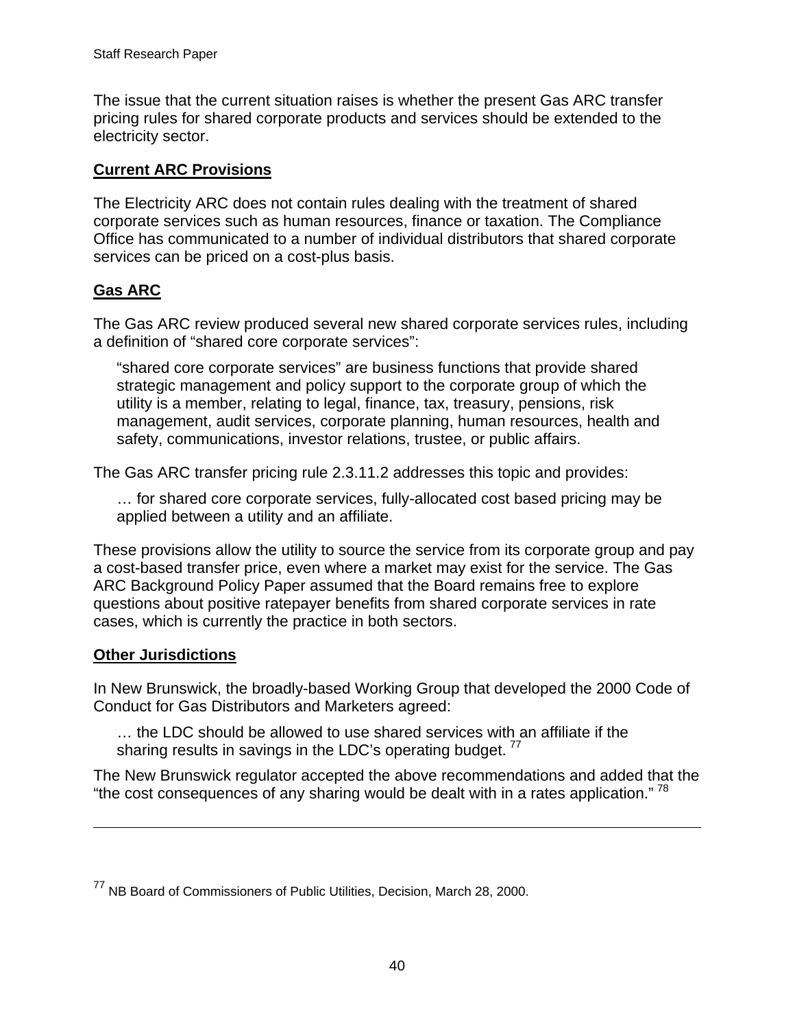The issue that the current situation raises is whether the present Gas ARC transfer pricing rules for shared corporate products and services should be extended to the electricity sector.

**Current ARC Provisions**

The Electricity ARC does not contain rules dealing with the treatment of shared corporate services such as human resources, finance or taxation. The Compliance Office has communicated to a number of individual distributors that shared corporate services can be priced on a cost-plus basis.

**Gas ARC**

The Gas ARC review produced several new shared corporate services rules, including a definition of "shared core corporate services":

> "shared core corporate services" are business functions that provide shared strategic management and policy support to the corporate group of which the utility is a member, relating to legal, finance, tax, treasury, pensions, risk management, audit services, corporate planning, human resources, health and safety, communications, investor relations, trustee, or public affairs.

The Gas ARC transfer pricing rule 2.3.11.2 addresses this topic and provides:

> … for shared core corporate services, fully-allocated cost based pricing may be applied between a utility and an affiliate.

These provisions allow the utility to source the service from its corporate group and pay a cost-based transfer price, even where a market may exist for the service. The Gas ARC Background Policy Paper assumed that the Board remains free to explore questions about positive ratepayer benefits from shared corporate services in rate cases, which is currently the practice in both sectors.

**Other Jurisdictions**

In New Brunswick, the broadly-based Working Group that developed the 2000 Code of Conduct for Gas Distributors and Marketers agreed:

> … the LDC should be allowed to use shared services with an affiliate if the sharing results in savings in the LDC's operating budget. [77]

The New Brunswick regulator accepted the above recommendations and added that the "the cost consequences of any sharing would be dealt with in a rates application." [78]

---

[77] NB Board of Commissioners of Public Utilities, Decision, March 28, 2000.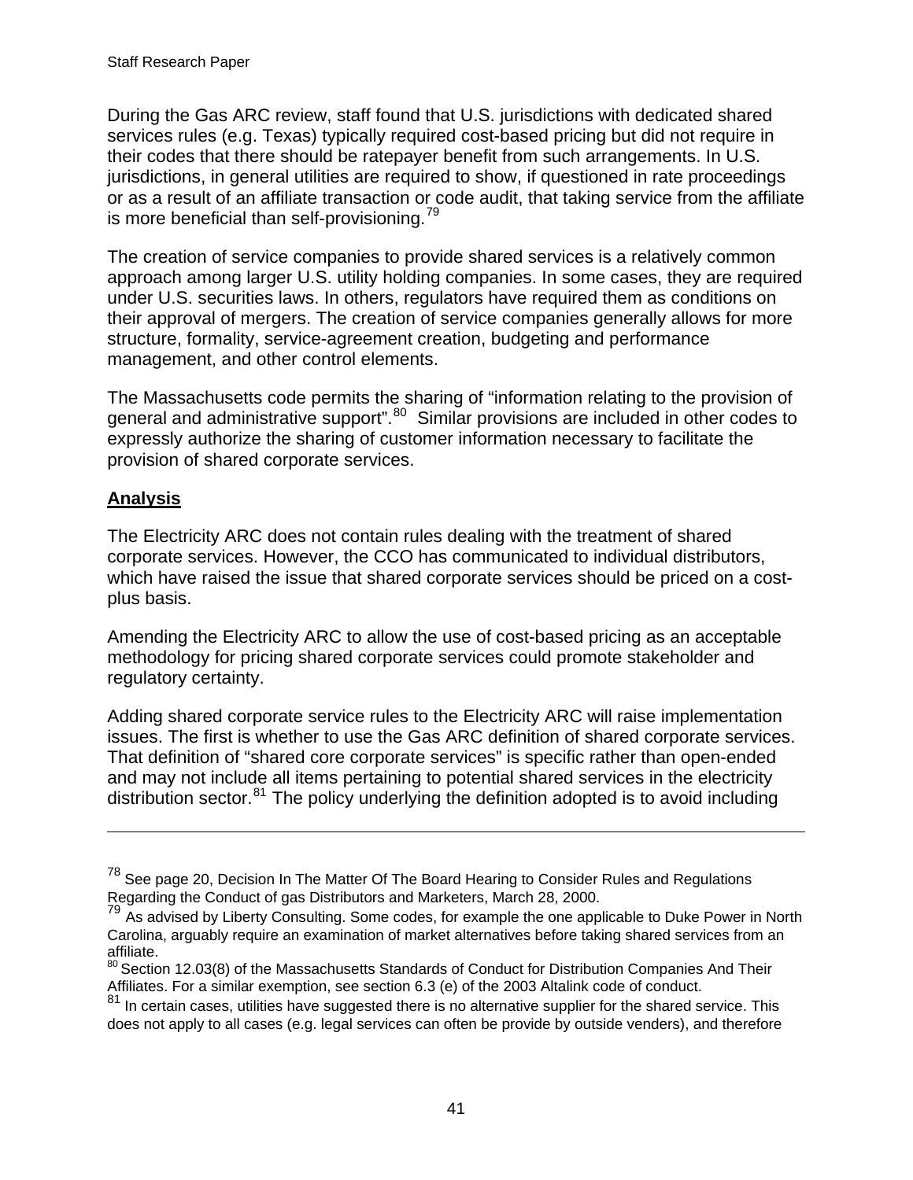During the Gas ARC review, staff found that U.S. jurisdictions with dedicated shared services rules (e.g. Texas) typically required cost-based pricing but did not require in their codes that there should be ratepayer benefit from such arrangements. In U.S. jurisdictions, in general utilities are required to show, if questioned in rate proceedings or as a result of an affiliate transaction or code audit, that taking service from the affiliate is more beneficial than self-provisioning.[79]

The creation of service companies to provide shared services is a relatively common approach among larger U.S. utility holding companies. In some cases, they are required under U.S. securities laws. In others, regulators have required them as conditions on their approval of mergers. The creation of service companies generally allows for more structure, formality, service-agreement creation, budgeting and performance management, and other control elements.

The Massachusetts code permits the sharing of "information relating to the provision of general and administrative support".[80] Similar provisions are included in other codes to expressly authorize the sharing of customer information necessary to facilitate the provision of shared corporate services.

**Analysis**

The Electricity ARC does not contain rules dealing with the treatment of shared corporate services. However, the CCO has communicated to individual distributors, which have raised the issue that shared corporate services should be priced on a cost-plus basis.

Amending the Electricity ARC to allow the use of cost-based pricing as an acceptable methodology for pricing shared corporate services could promote stakeholder and regulatory certainty.

Adding shared corporate service rules to the Electricity ARC will raise implementation issues. The first is whether to use the Gas ARC definition of shared corporate services. That definition of "shared core corporate services" is specific rather than open-ended and may not include all items pertaining to potential shared services in the electricity distribution sector.[81] The policy underlying the definition adopted is to avoid including

---

[78] See page 20, Decision In The Matter Of The Board Hearing to Consider Rules and Regulations Regarding the Conduct of gas Distributors and Marketers, March 28, 2000.

[79] As advised by Liberty Consulting. Some codes, for example the one applicable to Duke Power in North Carolina, arguably require an examination of market alternatives before taking shared services from an affiliate.

[80] Section 12.03(8) of the Massachusetts Standards of Conduct for Distribution Companies And Their Affiliates. For a similar exemption, see section 6.3 (e) of the 2003 Altalink code of conduct.

[81] In certain cases, utilities have suggested there is no alternative supplier for the shared service. This does not apply to all cases (e.g. legal services can often be provide by outside venders), and therefore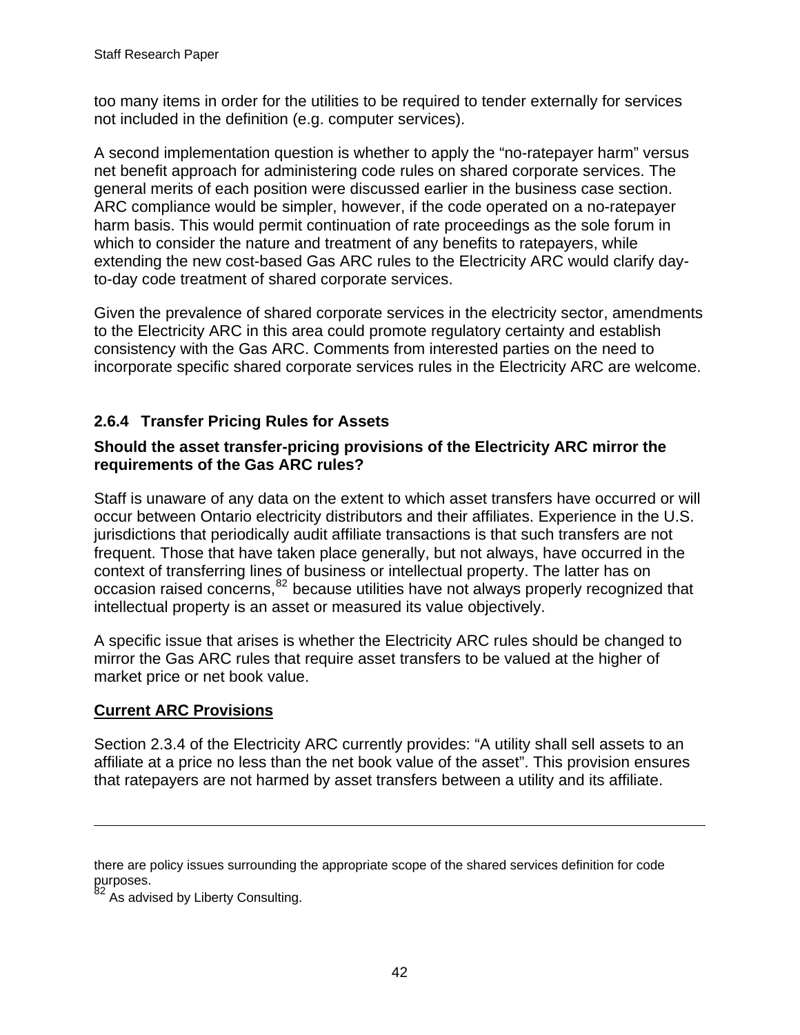too many items in order for the utilities to be required to tender externally for services not included in the definition (e.g. computer services).

A second implementation question is whether to apply the "no-ratepayer harm" versus net benefit approach for administering code rules on shared corporate services. The general merits of each position were discussed earlier in the business case section. ARC compliance would be simpler, however, if the code operated on a no-ratepayer harm basis. This would permit continuation of rate proceedings as the sole forum in which to consider the nature and treatment of any benefits to ratepayers, while extending the new cost-based Gas ARC rules to the Electricity ARC would clarify day-to-day code treatment of shared corporate services.

Given the prevalence of shared corporate services in the electricity sector, amendments to the Electricity ARC in this area could promote regulatory certainty and establish consistency with the Gas ARC. Comments from interested parties on the need to incorporate specific shared corporate services rules in the Electricity ARC are welcome.

### 2.6.4 Transfer Pricing Rules for Assets

**Should the asset transfer-pricing provisions of the Electricity ARC mirror the requirements of the Gas ARC rules?**

Staff is unaware of any data on the extent to which asset transfers have occurred or will occur between Ontario electricity distributors and their affiliates. Experience in the U.S. jurisdictions that periodically audit affiliate transactions is that such transfers are not frequent. Those that have taken place generally, but not always, have occurred in the context of transferring lines of business or intellectual property. The latter has on occasion raised concerns,[82] because utilities have not always properly recognized that intellectual property is an asset or measured its value objectively.

A specific issue that arises is whether the Electricity ARC rules should be changed to mirror the Gas ARC rules that require asset transfers to be valued at the higher of market price or net book value.

**Current ARC Provisions**

Section 2.3.4 of the Electricity ARC currently provides: "A utility shall sell assets to an affiliate at a price no less than the net book value of the asset". This provision ensures that ratepayers are not harmed by asset transfers between a utility and its affiliate.

---

there are policy issues surrounding the appropriate scope of the shared services definition for code purposes.

[82] As advised by Liberty Consulting.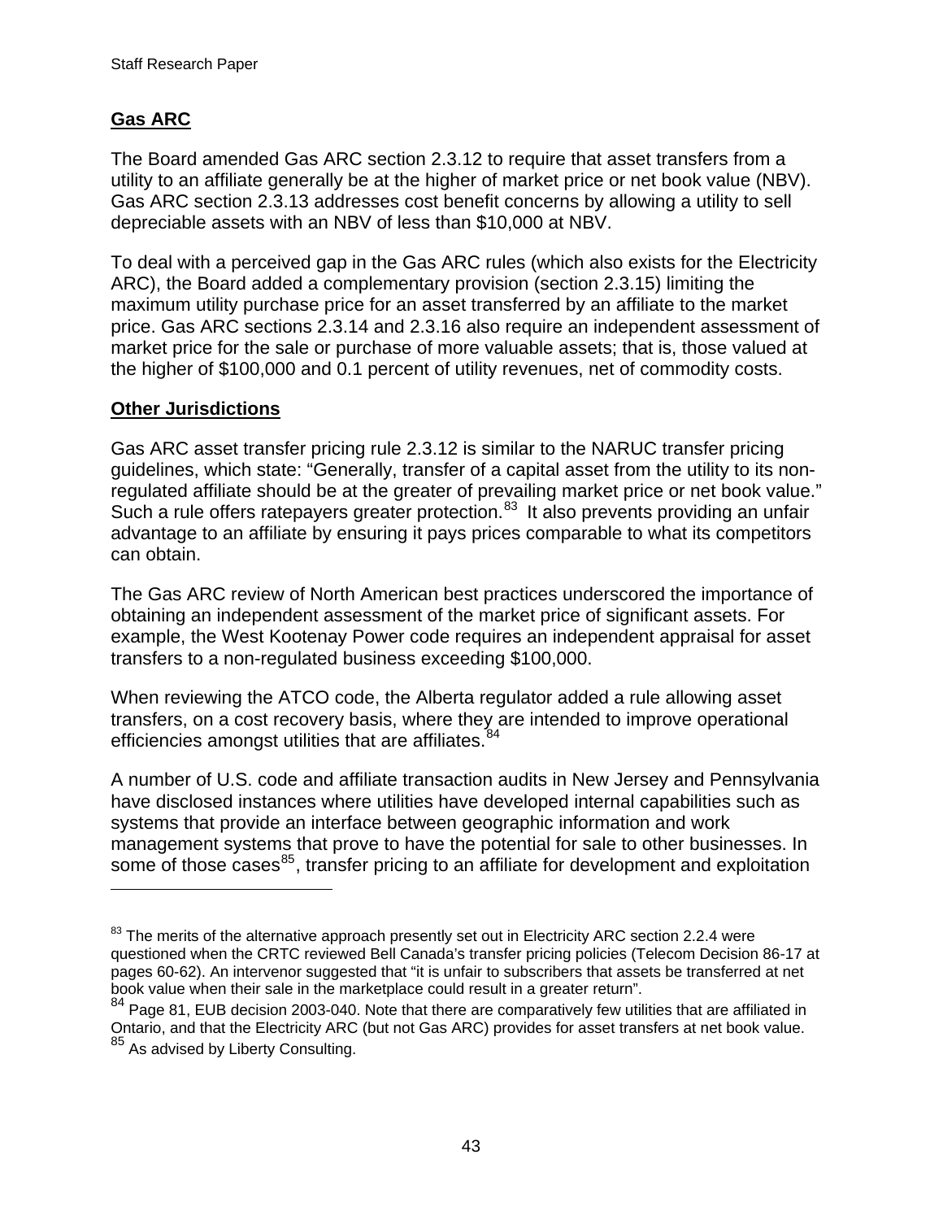**Gas ARC**

The Board amended Gas ARC section 2.3.12 to require that asset transfers from a utility to an affiliate generally be at the higher of market price or net book value (NBV). Gas ARC section 2.3.13 addresses cost benefit concerns by allowing a utility to sell depreciable assets with an NBV of less than $10,000 at NBV.

To deal with a perceived gap in the Gas ARC rules (which also exists for the Electricity ARC), the Board added a complementary provision (section 2.3.15) limiting the maximum utility purchase price for an asset transferred by an affiliate to the market price. Gas ARC sections 2.3.14 and 2.3.16 also require an independent assessment of market price for the sale or purchase of more valuable assets; that is, those valued at the higher of $100,000 and 0.1 percent of utility revenues, net of commodity costs.

**Other Jurisdictions**

Gas ARC asset transfer pricing rule 2.3.12 is similar to the NARUC transfer pricing guidelines, which state: "Generally, transfer of a capital asset from the utility to its non-regulated affiliate should be at the greater of prevailing market price or net book value." Such a rule offers ratepayers greater protection.[83] It also prevents providing an unfair advantage to an affiliate by ensuring it pays prices comparable to what its competitors can obtain.

The Gas ARC review of North American best practices underscored the importance of obtaining an independent assessment of the market price of significant assets. For example, the West Kootenay Power code requires an independent appraisal for asset transfers to a non-regulated business exceeding $100,000.

When reviewing the ATCO code, the Alberta regulator added a rule allowing asset transfers, on a cost recovery basis, where they are intended to improve operational efficiencies amongst utilities that are affiliates.[84]

A number of U.S. code and affiliate transaction audits in New Jersey and Pennsylvania have disclosed instances where utilities have developed internal capabilities such as systems that provide an interface between geographic information and work management systems that prove to have the potential for sale to other businesses. In some of those cases[85], transfer pricing to an affiliate for development and exploitation

---

[83] The merits of the alternative approach presently set out in Electricity ARC section 2.2.4 were questioned when the CRTC reviewed Bell Canada's transfer pricing policies (Telecom Decision 86-17 at pages 60-62). An intervenor suggested that "it is unfair to subscribers that assets be transferred at net book value when their sale in the marketplace could result in a greater return".

[84] Page 81, EUB decision 2003-040. Note that there are comparatively few utilities that are affiliated in Ontario, and that the Electricity ARC (but not Gas ARC) provides for asset transfers at net book value.

[85] As advised by Liberty Consulting.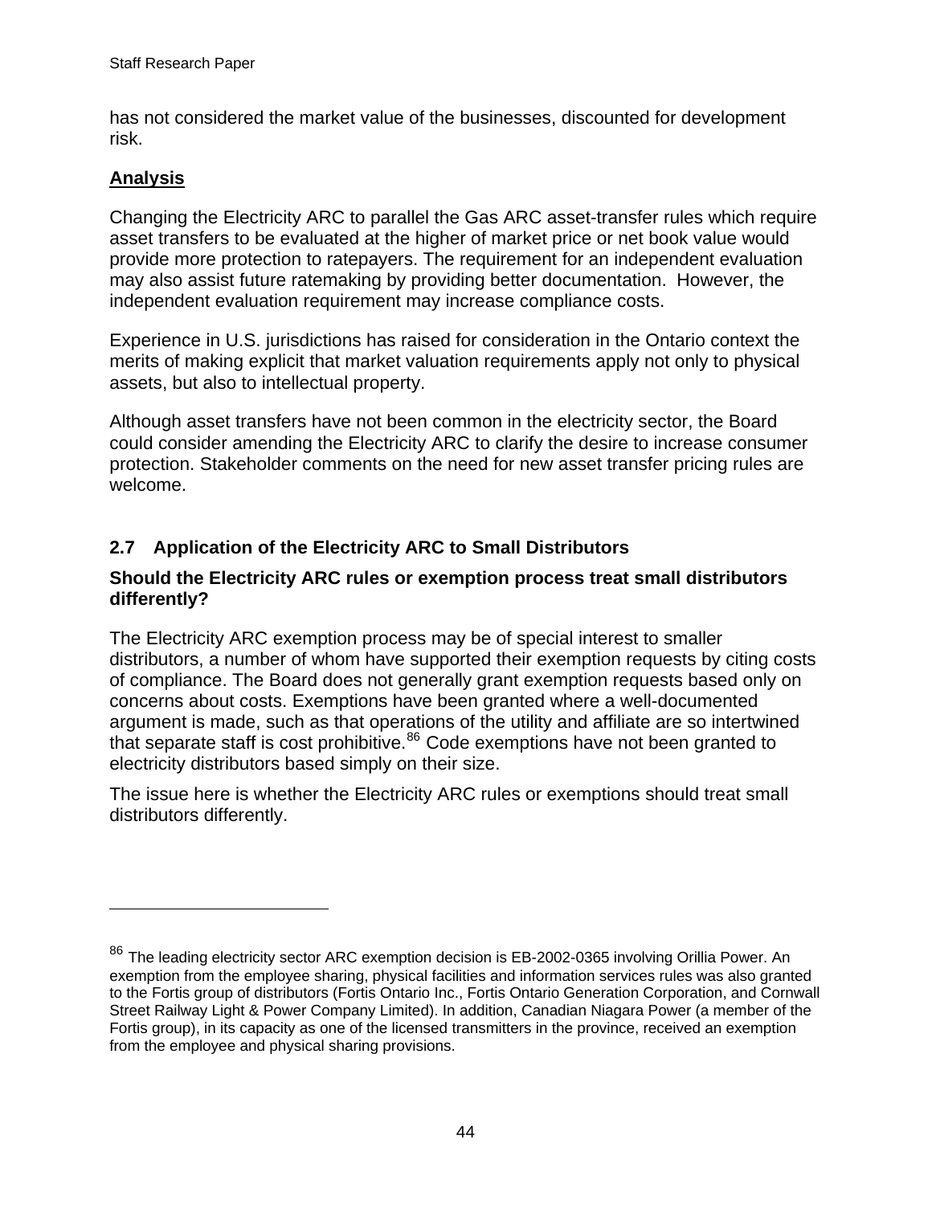has not considered the market value of the businesses, discounted for development risk.

**Analysis**

Changing the Electricity ARC to parallel the Gas ARC asset-transfer rules which require asset transfers to be evaluated at the higher of market price or net book value would provide more protection to ratepayers. The requirement for an independent evaluation may also assist future ratemaking by providing better documentation. However, the independent evaluation requirement may increase compliance costs.

Experience in U.S. jurisdictions has raised for consideration in the Ontario context the merits of making explicit that market valuation requirements apply not only to physical assets, but also to intellectual property.

Although asset transfers have not been common in the electricity sector, the Board could consider amending the Electricity ARC to clarify the desire to increase consumer protection. Stakeholder comments on the need for new asset transfer pricing rules are welcome.

## 2.7 Application of the Electricity ARC to Small Distributors

**Should the Electricity ARC rules or exemption process treat small distributors differently?**

The Electricity ARC exemption process may be of special interest to smaller distributors, a number of whom have supported their exemption requests by citing costs of compliance. The Board does not generally grant exemption requests based only on concerns about costs. Exemptions have been granted where a well-documented argument is made, such as that operations of the utility and affiliate are so intertwined that separate staff is cost prohibitive.[86] Code exemptions have not been granted to electricity distributors based simply on their size.

The issue here is whether the Electricity ARC rules or exemptions should treat small distributors differently.

---

[86] The leading electricity sector ARC exemption decision is EB-2002-0365 involving Orillia Power. An exemption from the employee sharing, physical facilities and information services rules was also granted to the Fortis group of distributors (Fortis Ontario Inc., Fortis Ontario Generation Corporation, and Cornwall Street Railway Light & Power Company Limited). In addition, Canadian Niagara Power (a member of the Fortis group), in its capacity as one of the licensed transmitters in the province, received an exemption from the employee and physical sharing provisions.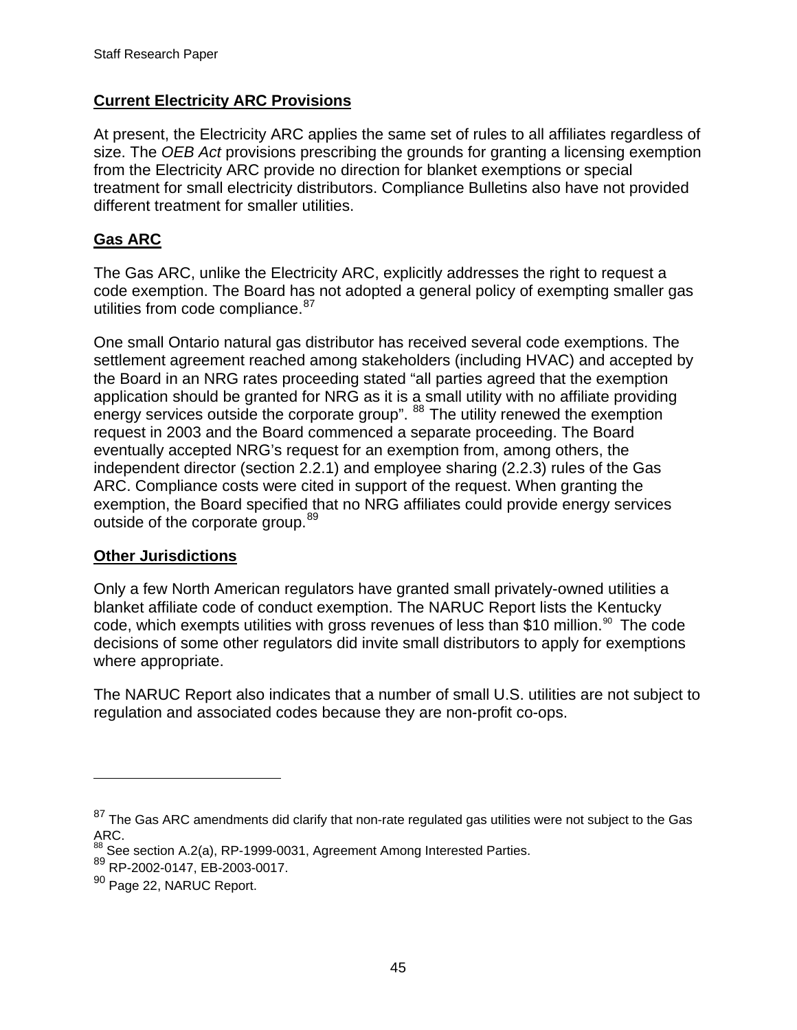**Current Electricity ARC Provisions**

At present, the Electricity ARC applies the same set of rules to all affiliates regardless of size. The *OEB Act* provisions prescribing the grounds for granting a licensing exemption from the Electricity ARC provide no direction for blanket exemptions or special treatment for small electricity distributors. Compliance Bulletins also have not provided different treatment for smaller utilities.

**Gas ARC**

The Gas ARC, unlike the Electricity ARC, explicitly addresses the right to request a code exemption. The Board has not adopted a general policy of exempting smaller gas utilities from code compliance.[87]

One small Ontario natural gas distributor has received several code exemptions. The settlement agreement reached among stakeholders (including HVAC) and accepted by the Board in an NRG rates proceeding stated "all parties agreed that the exemption application should be granted for NRG as it is a small utility with no affiliate providing energy services outside the corporate group". [88] The utility renewed the exemption request in 2003 and the Board commenced a separate proceeding. The Board eventually accepted NRG's request for an exemption from, among others, the independent director (section 2.2.1) and employee sharing (2.2.3) rules of the Gas ARC. Compliance costs were cited in support of the request. When granting the exemption, the Board specified that no NRG affiliates could provide energy services outside of the corporate group.[89]

**Other Jurisdictions**

Only a few North American regulators have granted small privately-owned utilities a blanket affiliate code of conduct exemption. The NARUC Report lists the Kentucky code, which exempts utilities with gross revenues of less than $10 million.[90] The code decisions of some other regulators did invite small distributors to apply for exemptions where appropriate.

The NARUC Report also indicates that a number of small U.S. utilities are not subject to regulation and associated codes because they are non-profit co-ops.

---

[87] The Gas ARC amendments did clarify that non-rate regulated gas utilities were not subject to the Gas ARC.

[88] See section A.2(a), RP-1999-0031, Agreement Among Interested Parties.

[89] RP-2002-0147, EB-2003-0017.

[90] Page 22, NARUC Report.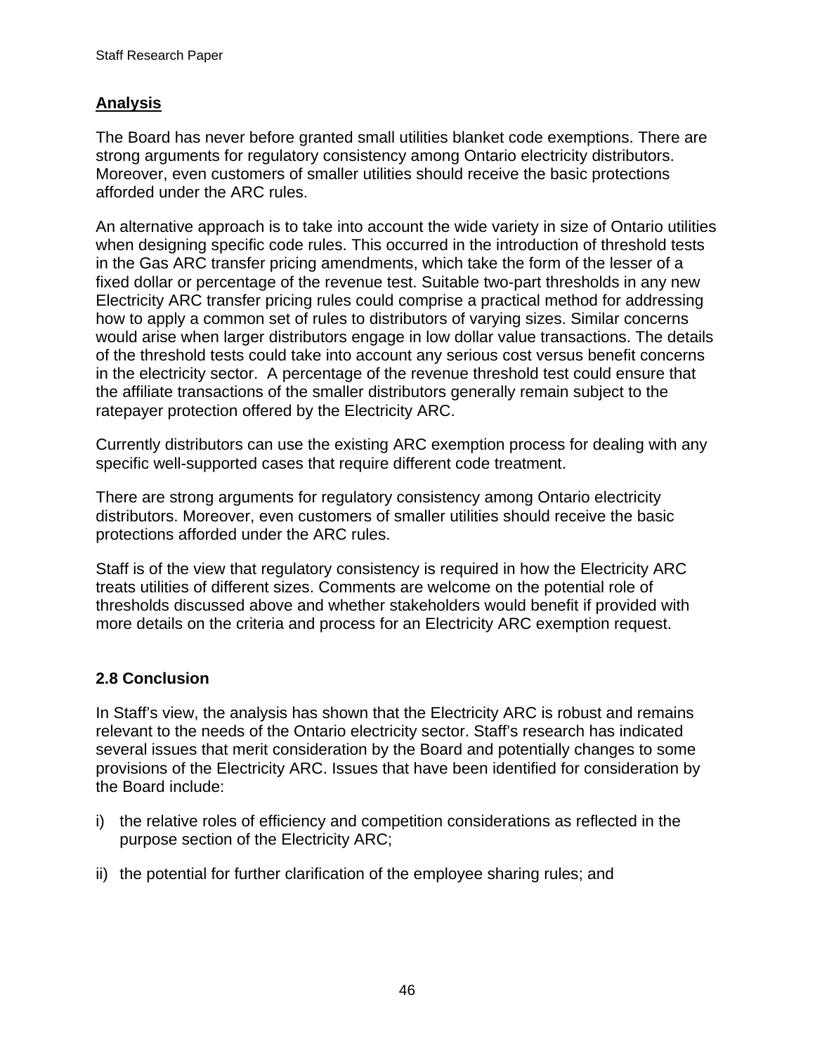**Analysis**

The Board has never before granted small utilities blanket code exemptions. There are strong arguments for regulatory consistency among Ontario electricity distributors. Moreover, even customers of smaller utilities should receive the basic protections afforded under the ARC rules.

An alternative approach is to take into account the wide variety in size of Ontario utilities when designing specific code rules. This occurred in the introduction of threshold tests in the Gas ARC transfer pricing amendments, which take the form of the lesser of a fixed dollar or percentage of the revenue test. Suitable two-part thresholds in any new Electricity ARC transfer pricing rules could comprise a practical method for addressing how to apply a common set of rules to distributors of varying sizes. Similar concerns would arise when larger distributors engage in low dollar value transactions. The details of the threshold tests could take into account any serious cost versus benefit concerns in the electricity sector. A percentage of the revenue threshold test could ensure that the affiliate transactions of the smaller distributors generally remain subject to the ratepayer protection offered by the Electricity ARC.

Currently distributors can use the existing ARC exemption process for dealing with any specific well-supported cases that require different code treatment.

There are strong arguments for regulatory consistency among Ontario electricity distributors. Moreover, even customers of smaller utilities should receive the basic protections afforded under the ARC rules.

Staff is of the view that regulatory consistency is required in how the Electricity ARC treats utilities of different sizes. Comments are welcome on the potential role of thresholds discussed above and whether stakeholders would benefit if provided with more details on the criteria and process for an Electricity ARC exemption request.

### 2.8 Conclusion

In Staff's view, the analysis has shown that the Electricity ARC is robust and remains relevant to the needs of the Ontario electricity sector. Staff's research has indicated several issues that merit consideration by the Board and potentially changes to some provisions of the Electricity ARC. Issues that have been identified for consideration by the Board include:

i) the relative roles of efficiency and competition considerations as reflected in the purpose section of the Electricity ARC;

ii) the potential for further clarification of the employee sharing rules; and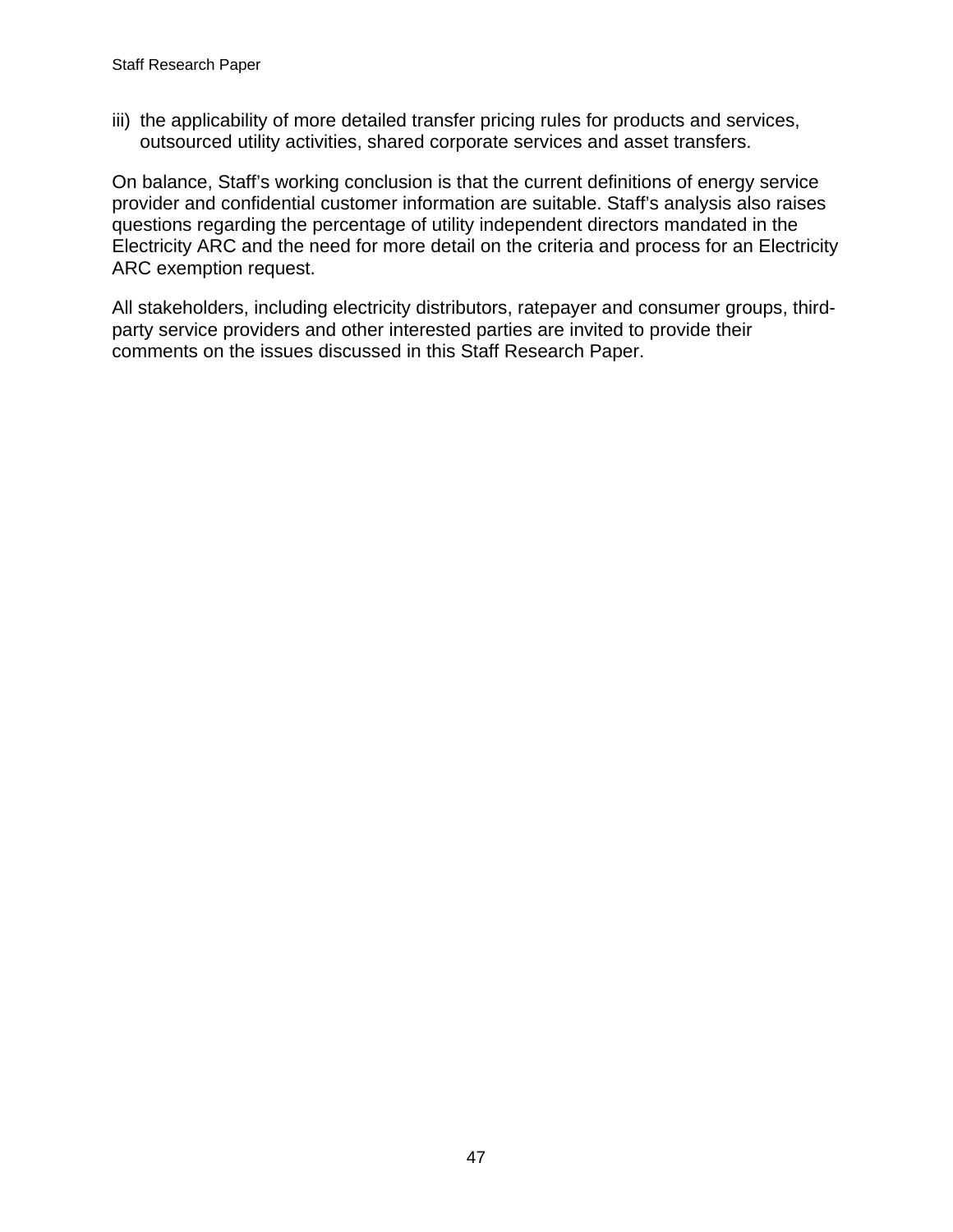iii) the applicability of more detailed transfer pricing rules for products and services, outsourced utility activities, shared corporate services and asset transfers.

On balance, Staff's working conclusion is that the current definitions of energy service provider and confidential customer information are suitable. Staff's analysis also raises questions regarding the percentage of utility independent directors mandated in the Electricity ARC and the need for more detail on the criteria and process for an Electricity ARC exemption request.

All stakeholders, including electricity distributors, ratepayer and consumer groups, third-party service providers and other interested parties are invited to provide their comments on the issues discussed in this Staff Research Paper.